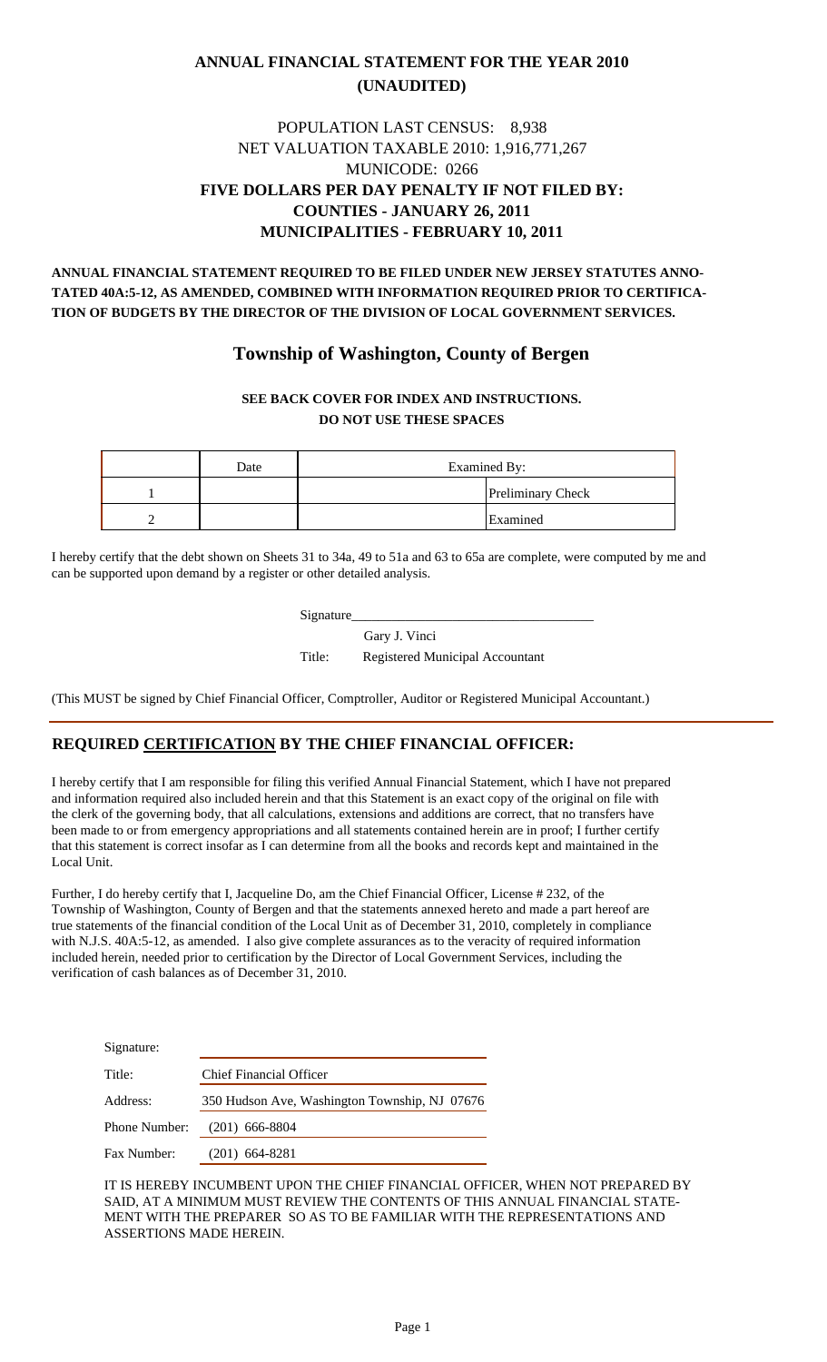# ANNUAL FINANCIAL STATEMENT FOR THE YEAR 2010
# (UNAUDITED)

POPULATION LAST CENSUS: 8,938
NET VALUATION TAXABLE 2010: 1,916,771,267
MUNICODE: 0266

**FIVE DOLLARS PER DAY PENALTY IF NOT FILED BY:**
**COUNTIES - JANUARY 26, 2011**
**MUNICIPALITIES - FEBRUARY 10, 2011**

**ANNUAL FINANCIAL STATEMENT REQUIRED TO BE FILED UNDER NEW JERSEY STATUTES ANNOTATED 40A:5-12, AS AMENDED, COMBINED WITH INFORMATION REQUIRED PRIOR TO CERTIFICATION OF BUDGETS BY THE DIRECTOR OF THE DIVISION OF LOCAL GOVERNMENT SERVICES.**

## Township of Washington, County of Bergen

**SEE BACK COVER FOR INDEX AND INSTRUCTIONS.**
**DO NOT USE THESE SPACES**

| | Date | Examined By: | |
|---|---|---|---|
| 1 | | | Preliminary Check |
| 2 | | | Examined |

I hereby certify that the debt shown on Sheets 31 to 34a, 49 to 51a and 63 to 65a are complete, were computed by me and can be supported upon demand by a register or other detailed analysis.

Signature___________________________________

Gary J. Vinci

Title: Registered Municipal Accountant

(This MUST be signed by Chief Financial Officer, Comptroller, Auditor or Registered Municipal Accountant.)

## REQUIRED CERTIFICATION BY THE CHIEF FINANCIAL OFFICER:

I hereby certify that I am responsible for filing this verified Annual Financial Statement, which I have not prepared and information required also included herein and that this Statement is an exact copy of the original on file with the clerk of the governing body, that all calculations, extensions and additions are correct, that no transfers have been made to or from emergency appropriations and all statements contained herein are in proof; I further certify that this statement is correct insofar as I can determine from all the books and records kept and maintained in the Local Unit.

Further, I do hereby certify that I, Jacqueline Do, am the Chief Financial Officer, License # 232, of the Township of Washington, County of Bergen and that the statements annexed hereto and made a part hereof are true statements of the financial condition of the Local Unit as of December 31, 2010, completely in compliance with N.J.S. 40A:5-12, as amended. I also give complete assurances as to the veracity of required information included herein, needed prior to certification by the Director of Local Government Services, including the verification of cash balances as of December 31, 2010.

| | |
|---|---|
| Signature: | |
| Title: | Chief Financial Officer |
| Address: | 350 Hudson Ave, Washington Township, NJ 07676 |
| Phone Number: | (201) 666-8804 |
| Fax Number: | (201) 664-8281 |

IT IS HEREBY INCUMBENT UPON THE CHIEF FINANCIAL OFFICER, WHEN NOT PREPARED BY SAID, AT A MINIMUM MUST REVIEW THE CONTENTS OF THIS ANNUAL FINANCIAL STATEMENT WITH THE PREPARER SO AS TO BE FAMILIAR WITH THE REPRESENTATIONS AND ASSERTIONS MADE HEREIN.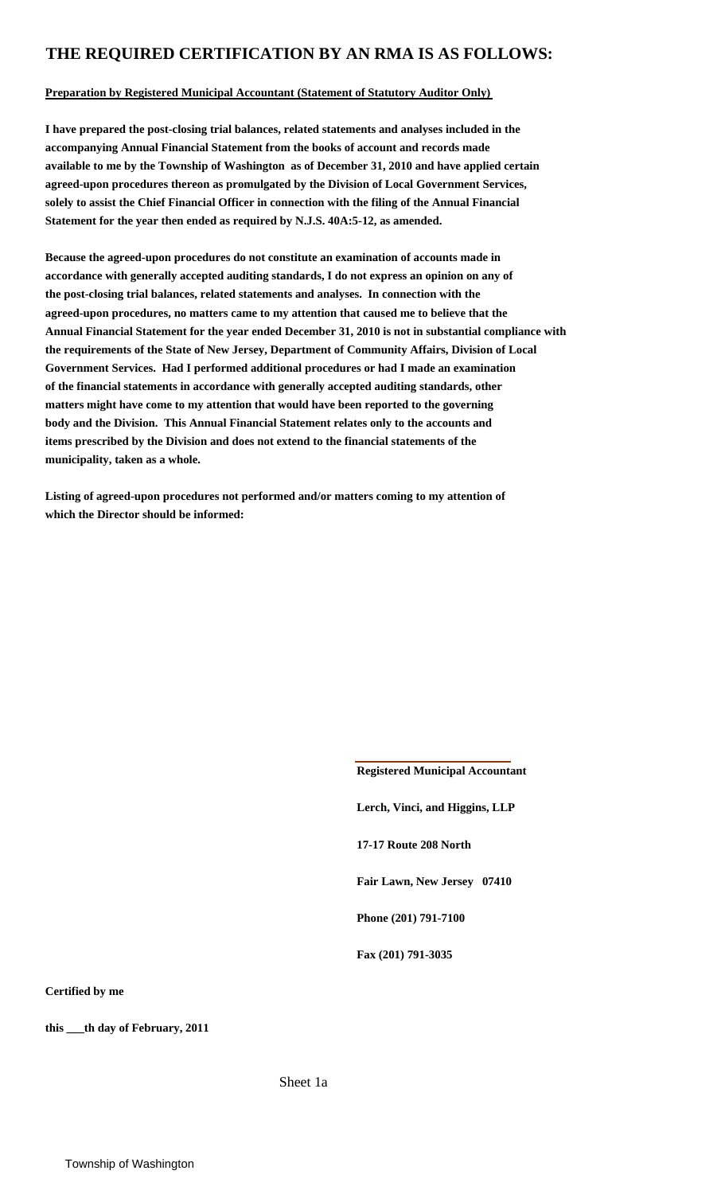# THE REQUIRED CERTIFICATION BY AN RMA IS AS FOLLOWS:

**Preparation by Registered Municipal Accountant (Statement of Statutory Auditor Only)**

**I have prepared the post-closing trial balances, related statements and analyses included in the accompanying Annual Financial Statement from the books of account and records made available to me by the Township of Washington as of December 31, 2010 and have applied certain agreed-upon procedures thereon as promulgated by the Division of Local Government Services, solely to assist the Chief Financial Officer in connection with the filing of the Annual Financial Statement for the year then ended as required by N.J.S. 40A:5-12, as amended.**

**Because the agreed-upon procedures do not constitute an examination of accounts made in accordance with generally accepted auditing standards, I do not express an opinion on any of the post-closing trial balances, related statements and analyses. In connection with the agreed-upon procedures, no matters came to my attention that caused me to believe that the Annual Financial Statement for the year ended December 31, 2010 is not in substantial compliance with the requirements of the State of New Jersey, Department of Community Affairs, Division of Local Government Services. Had I performed additional procedures or had I made an examination of the financial statements in accordance with generally accepted auditing standards, other matters might have come to my attention that would have been reported to the governing body and the Division. This Annual Financial Statement relates only to the accounts and items prescribed by the Division and does not extend to the financial statements of the municipality, taken as a whole.**

**Listing of agreed-upon procedures not performed and/or matters coming to my attention of which the Director should be informed:**

**Registered Municipal Accountant**

**Lerch, Vinci, and Higgins, LLP**

**17-17 Route 208 North**

**Fair Lawn, New Jersey 07410**

**Phone (201) 791-7100**

**Fax (201) 791-3035**

**Certified by me**

**this \_\_\_th day of February, 2011**

Sheet 1a

Township of Washington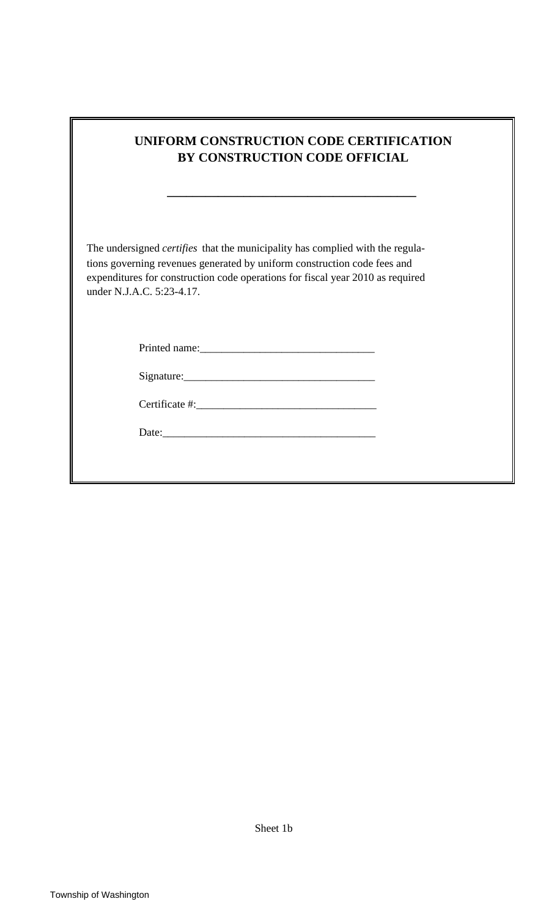# UNIFORM CONSTRUCTION CODE CERTIFICATION BY CONSTRUCTION CODE OFFICIAL

\_\_\_\_\_\_\_\_\_\_\_\_\_\_\_\_\_\_\_\_\_\_\_\_\_\_\_\_\_\_\_\_\_\_\_\_\_\_

The undersigned *certifies* that the municipality has complied with the regulations governing revenues generated by uniform construction code fees and expenditures for construction code operations for fiscal year 2010 as required under N.J.A.C. 5:23-4.17.

Printed name:\_\_\_\_\_\_\_\_\_\_\_\_\_\_\_\_\_\_\_\_\_\_\_\_\_\_\_\_\_\_\_\_

Signature:\_\_\_\_\_\_\_\_\_\_\_\_\_\_\_\_\_\_\_\_\_\_\_\_\_\_\_\_\_\_\_\_\_\_\_

Certificate #:\_\_\_\_\_\_\_\_\_\_\_\_\_\_\_\_\_\_\_\_\_\_\_\_\_\_\_\_\_\_\_\_

Date:\_\_\_\_\_\_\_\_\_\_\_\_\_\_\_\_\_\_\_\_\_\_\_\_\_\_\_\_\_\_\_\_\_\_\_\_\_\_\_

Sheet 1b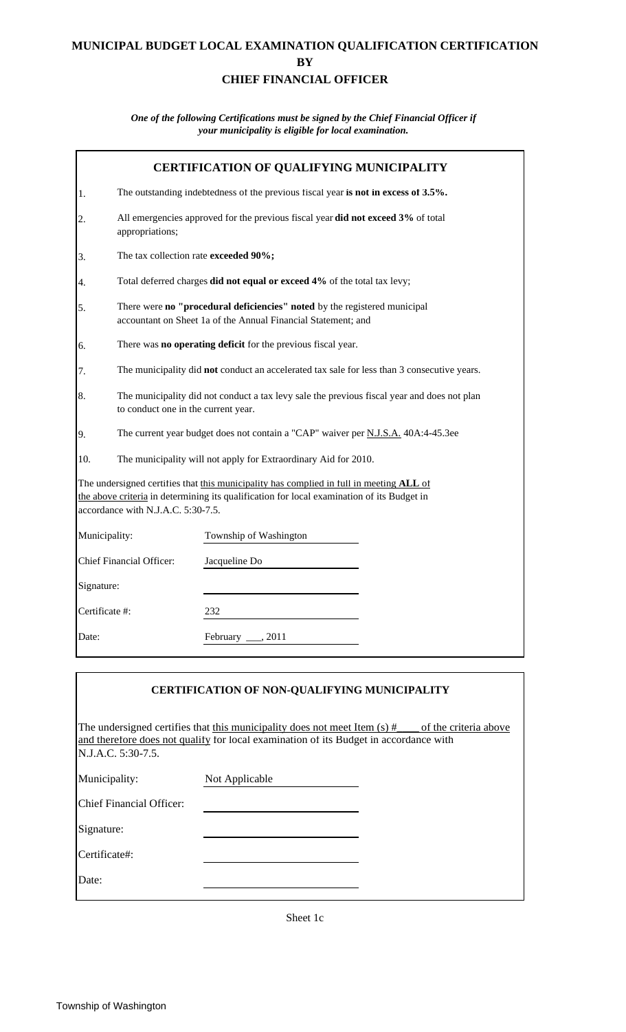# MUNICIPAL BUDGET LOCAL EXAMINATION QUALIFICATION CERTIFICATION
# BY
# CHIEF FINANCIAL OFFICER

***One of the following Certifications must be signed by the Chief Financial Officer if your municipality is eligible for local examination.***

## CERTIFICATION OF QUALIFYING MUNICIPALITY

1. The outstanding indebtedness of the previous fiscal year **is not in excess of 3.5%.**
2. All emergencies approved for the previous fiscal year **did not exceed 3%** of total appropriations;
3. The tax collection rate **exceeded 90%;**
4. Total deferred charges **did not equal or exceed 4%** of the total tax levy;
5. There were **no "procedural deficiencies" noted** by the registered municipal accountant on Sheet 1a of the Annual Financial Statement; and
6. There was **no operating deficit** for the previous fiscal year.
7. The municipality did **not** conduct an accelerated tax sale for less than 3 consecutive years.
8. The municipality did not conduct a tax levy sale the previous fiscal year and does not plan to conduct one in the current year.
9. The current year budget does not contain a "CAP" waiver per N.J.S.A. 40A:4-45.3ee
10. The municipality will not apply for Extraordinary Aid for 2010.

The undersigned certifies that this municipality has complied in full in meeting **ALL** of the above criteria in determining its qualification for local examination of its Budget in accordance with N.J.A.C. 5:30-7.5.

| | |
|---|---|
| Municipality: | Township of Washington |
| Chief Financial Officer: | Jacqueline Do |
| Signature: | |
| Certificate #: | 232 |
| Date: | February ___, 2011 |

## CERTIFICATION OF NON-QUALIFYING MUNICIPALITY

The undersigned certifies that this municipality does not meet Item (s) # ____ of the criteria above and therefore does not qualify for local examination of its Budget in accordance with N.J.A.C. 5:30-7.5.

| | |
|---|---|
| Municipality: | Not Applicable |
| Chief Financial Officer: | |
| Signature: | |
| Certificate#: | |
| Date: | |

Sheet 1c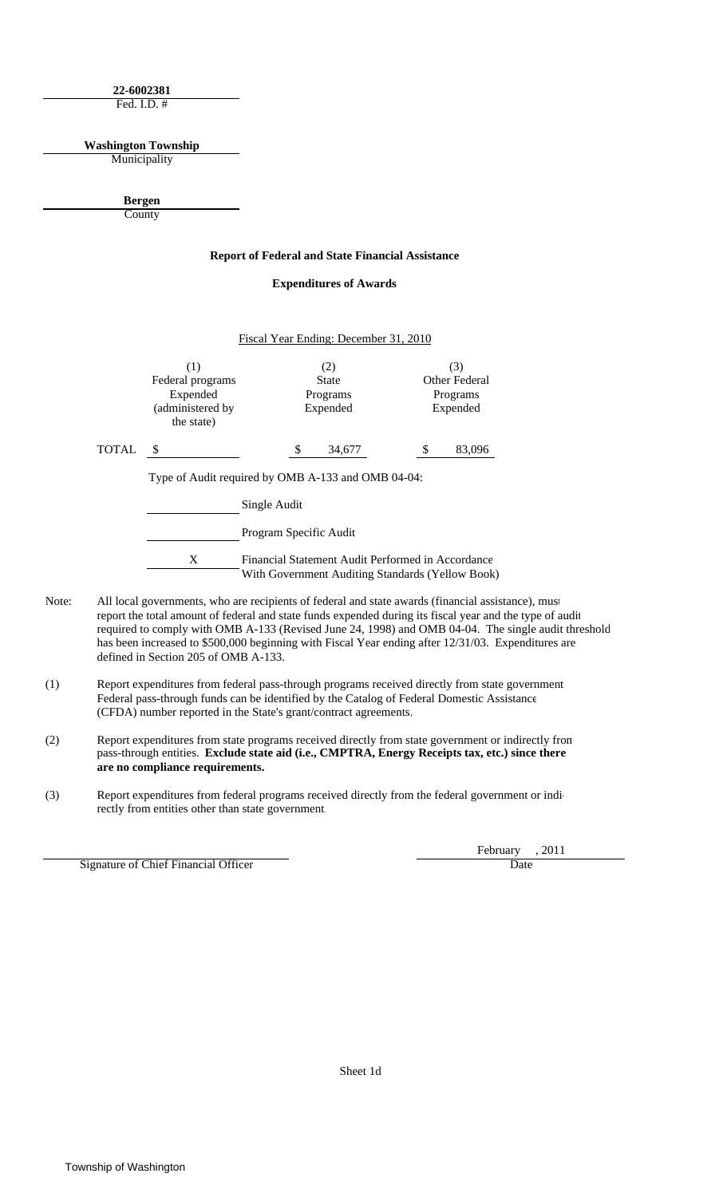**22-6002381**
Fed. I.D. #

**Washington Township**
Municipality

**Bergen**
County

**Report of Federal and State Financial Assistance**

**Expenditures of Awards**

Fiscal Year Ending: December 31, 2010

| | (1) Federal programs Expended (administered by the state) | (2) State Programs Expended | (3) Other Federal Programs Expended |
|---|---|---|---|
| TOTAL | $ | $ 34,677 | $ 83,096 |

Type of Audit required by OMB A-133 and OMB 04-04:

_____ Single Audit

_____ Program Specific Audit

__X__ Financial Statement Audit Performed in Accordance With Government Auditing Standards (Yellow Book)

Note: All local governments, who are recipients of federal and state awards (financial assistance), must report the total amount of federal and state funds expended during its fiscal year and the type of audit required to comply with OMB A-133 (Revised June 24, 1998) and OMB 04-04. The single audit threshold has been increased to $500,000 beginning with Fiscal Year ending after 12/31/03. Expenditures are defined in Section 205 of OMB A-133.

(1) Report expenditures from federal pass-through programs received directly from state government. Federal pass-through funds can be identified by the Catalog of Federal Domestic Assistance (CFDA) number reported in the State's grant/contract agreements.

(2) Report expenditures from state programs received directly from state government or indirectly from pass-through entities. **Exclude state aid (i.e., CMPTRA, Energy Receipts tax, etc.) since there are no compliance requirements.**

(3) Report expenditures from federal programs received directly from the federal government or indirectly from entities other than state government.

_______________________________
Signature of Chief Financial Officer

February , 2011
Date

Sheet 1d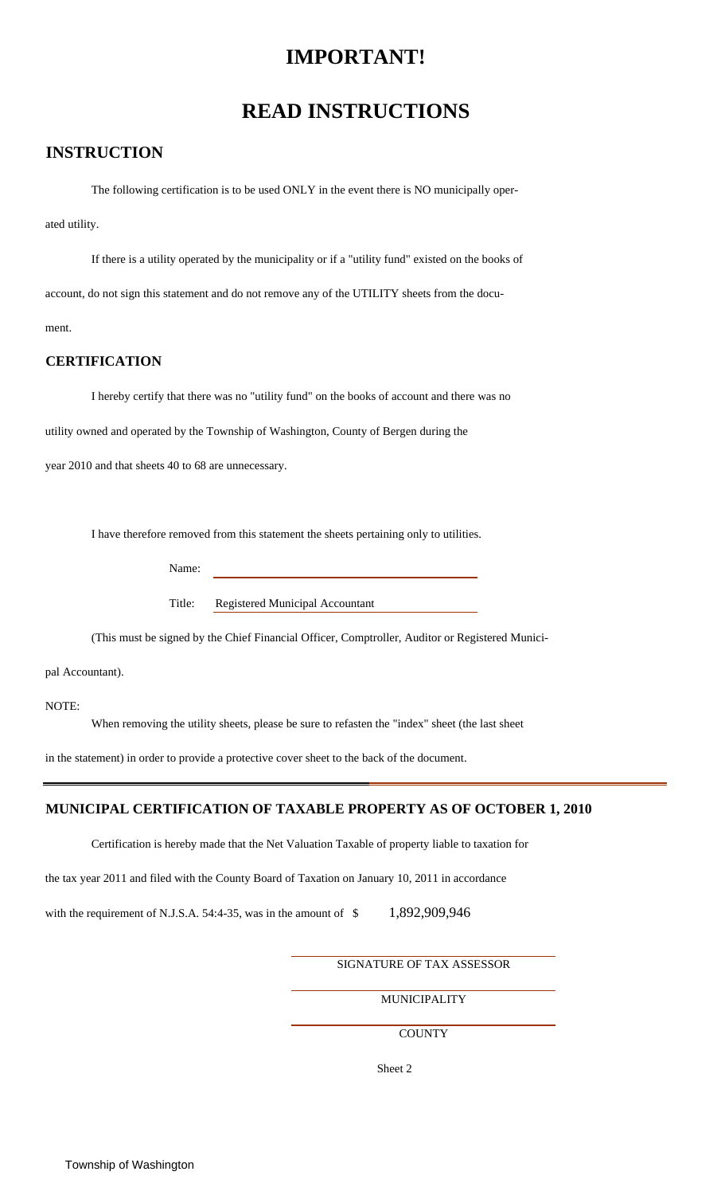# IMPORTANT!

# READ INSTRUCTIONS

## INSTRUCTION

The following certification is to be used ONLY in the event there is NO municipally operated utility.

If there is a utility operated by the municipality or if a "utility fund" existed on the books of account, do not sign this statement and do not remove any of the UTILITY sheets from the document.

### CERTIFICATION

I hereby certify that there was no "utility fund" on the books of account and there was no utility owned and operated by the Township of Washington, County of Bergen during the year 2010 and that sheets 40 to 68 are unnecessary.

I have therefore removed from this statement the sheets pertaining only to utilities.

Name: ______________________________

Title: Registered Municipal Accountant

(This must be signed by the Chief Financial Officer, Comptroller, Auditor or Registered Municipal Accountant).

NOTE:

When removing the utility sheets, please be sure to refasten the "index" sheet (the last sheet in the statement) in order to provide a protective cover sheet to the back of the document.

---

### MUNICIPAL CERTIFICATION OF TAXABLE PROPERTY AS OF OCTOBER 1, 2010

Certification is hereby made that the Net Valuation Taxable of property liable to taxation for the tax year 2011 and filed with the County Board of Taxation on January 10, 2011 in accordance with the requirement of N.J.S.A. 54:4-35, was in the amount of $ 1,892,909,946

______________________________
SIGNATURE OF TAX ASSESSOR

______________________________
MUNICIPALITY

______________________________
COUNTY

Sheet 2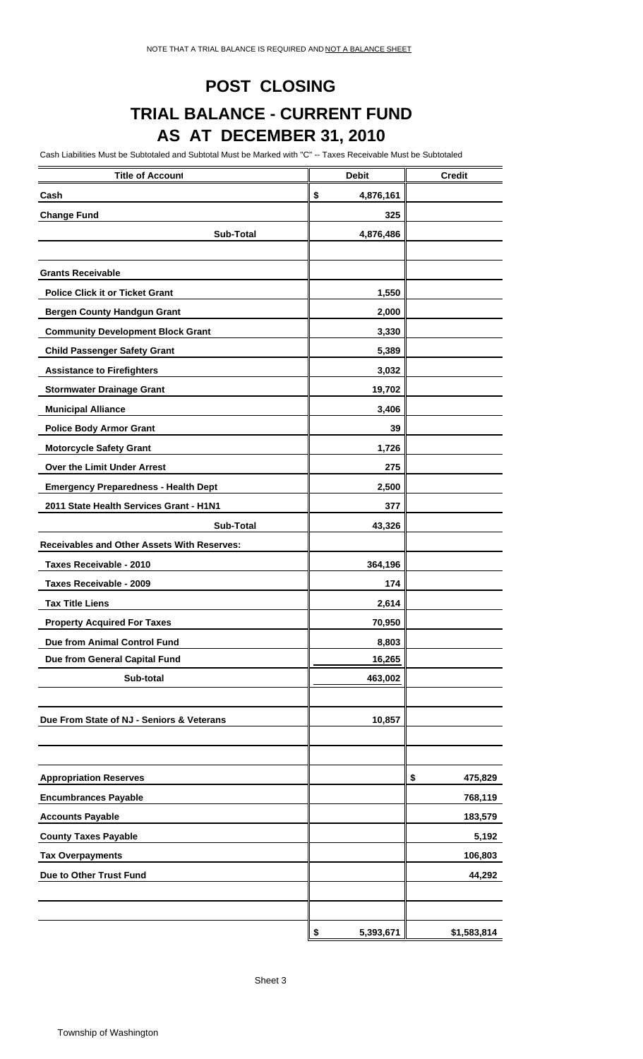NOTE THAT A TRIAL BALANCE IS REQUIRED AND NOT A BALANCE SHEET

# POST CLOSING

# TRIAL BALANCE - CURRENT FUND

# AS AT DECEMBER 31, 2010

Cash Liabilities Must be Subtotaled and Subtotal Must be Marked with "C" -- Taxes Receivable Must be Subtotaled

| Title of Account | Debit | Credit |
|---|---|---|
| **Cash** | $ 4,876,161 | |
| **Change Fund** | 325 | |
| **Sub-Total** | 4,876,486 | |
| | | |
| **Grants Receivable** | | |
| **Police Click it or Ticket Grant** | 1,550 | |
| **Bergen County Handgun Grant** | 2,000 | |
| **Community Development Block Grant** | 3,330 | |
| **Child Passenger Safety Grant** | 5,389 | |
| **Assistance to Firefighters** | 3,032 | |
| **Stormwater Drainage Grant** | 19,702 | |
| **Municipal Alliance** | 3,406 | |
| **Police Body Armor Grant** | 39 | |
| **Motorcycle Safety Grant** | 1,726 | |
| **Over the Limit Under Arrest** | 275 | |
| **Emergency Preparedness - Health Dept** | 2,500 | |
| **2011 State Health Services Grant - H1N1** | 377 | |
| **Sub-Total** | 43,326 | |
| **Receivables and Other Assets With Reserves:** | | |
| **Taxes Receivable - 2010** | 364,196 | |
| **Taxes Receivable - 2009** | 174 | |
| **Tax Title Liens** | 2,614 | |
| **Property Acquired For Taxes** | 70,950 | |
| **Due from Animal Control Fund** | 8,803 | |
| **Due from General Capital Fund** | 16,265 | |
| **Sub-total** | 463,002 | |
| | | |
| **Due From State of NJ - Seniors & Veterans** | 10,857 | |
| | | |
| | | |
| **Appropriation Reserves** | | $ 475,829 |
| **Encumbrances Payable** | | 768,119 |
| **Accounts Payable** | | 183,579 |
| **County Taxes Payable** | | 5,192 |
| **Tax Overpayments** | | 106,803 |
| **Due to Other Trust Fund** | | 44,292 |
| | | |
| | $ 5,393,671 | $1,583,814 |

Sheet 3

Township of Washington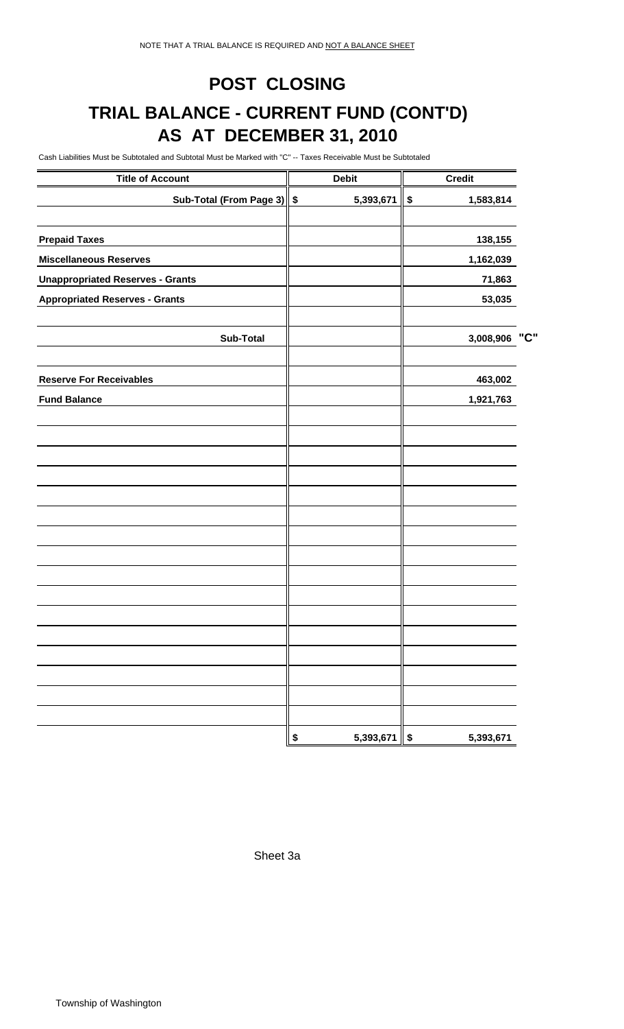NOTE THAT A TRIAL BALANCE IS REQUIRED AND NOT A BALANCE SHEET

# POST CLOSING

# TRIAL BALANCE - CURRENT FUND (CONT'D)

## AS AT DECEMBER 31, 2010

Cash Liabilities Must be Subtotaled and Subtotal Must be Marked with "C" -- Taxes Receivable Must be Subtotaled

| Title of Account | Debit | Credit |
|---|---|---|
| **Sub-Total (From Page 3)** | $ 5,393,671 | $ 1,583,814 |
| | | |
| **Prepaid Taxes** | | 138,155 |
| **Miscellaneous Reserves** | | 1,162,039 |
| **Unappropriated Reserves - Grants** | | 71,863 |
| **Appropriated Reserves - Grants** | | 53,035 |
| | | |
| **Sub-Total** | | 3,008,906 "C" |
| | | |
| **Reserve For Receivables** | | 463,002 |
| **Fund Balance** | | 1,921,763 |
| | $ 5,393,671 | $ 5,393,671 |

Sheet 3a

Township of Washington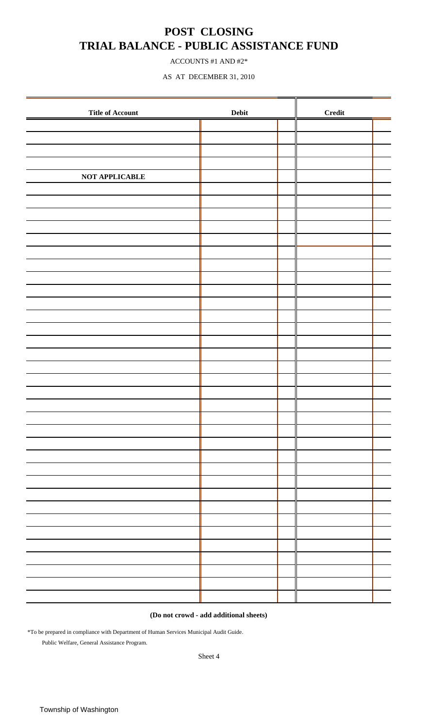# POST CLOSING
# TRIAL BALANCE - PUBLIC ASSISTANCE FUND

ACCOUNTS #1 AND #2*

AS AT DECEMBER 31, 2010

| Title of Account | Debit | | Credit | |
|---|---|---|---|---|
| | | | | |
| | | | | |
| | | | | |
| | | | | |
| **NOT APPLICABLE** | | | | |

**(Do not crowd - add additional sheets)**

*To be prepared in compliance with Department of Human Services Municipal Audit Guide.
Public Welfare, General Assistance Program.

Sheet 4

Township of Washington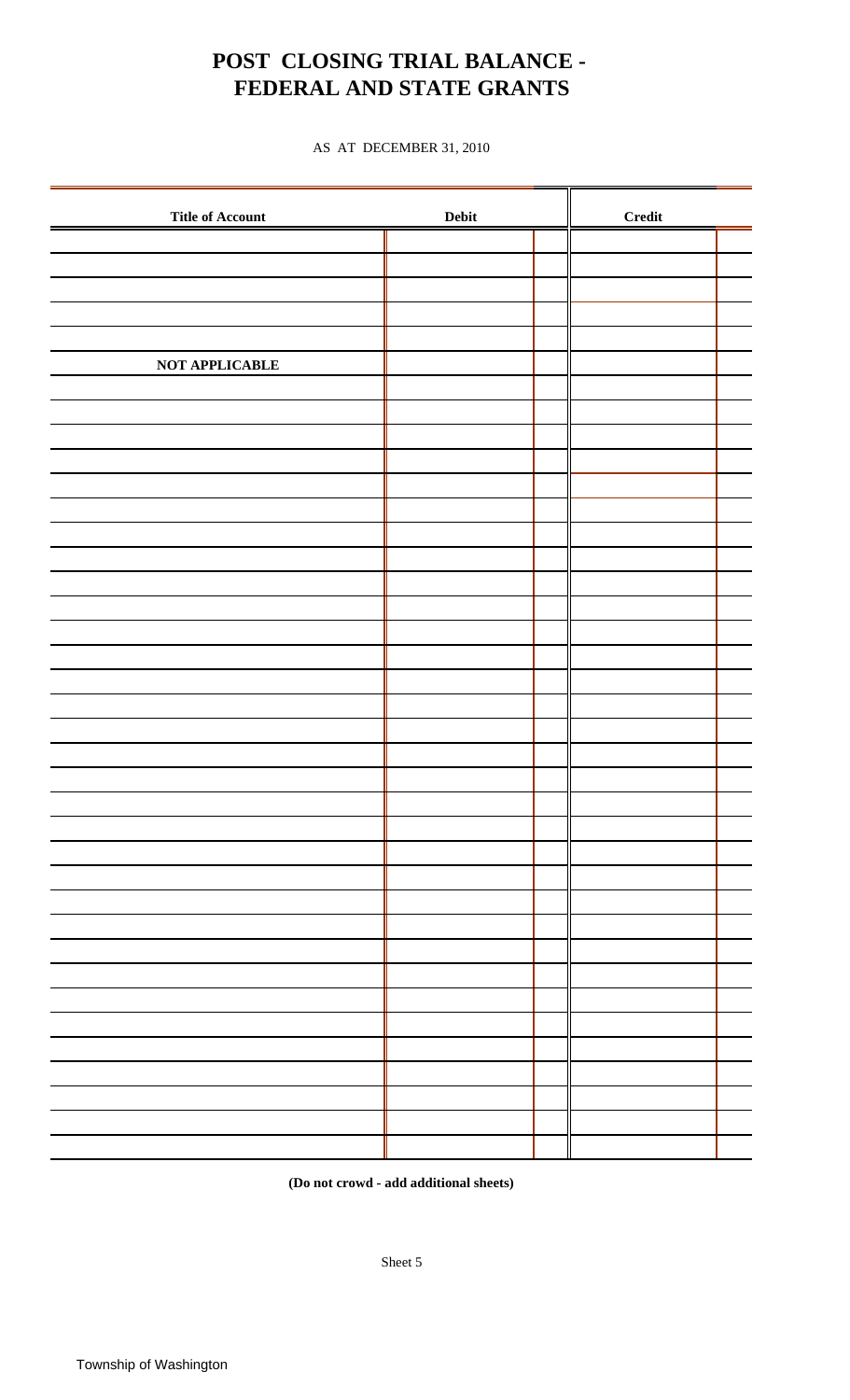# POST CLOSING TRIAL BALANCE - FEDERAL AND STATE GRANTS

AS AT DECEMBER 31, 2010

| Title of Account | Debit | Credit |
|---|---|---|
| | | |
| | | |
| | | |
| | | |
| | | |
| NOT APPLICABLE | | |
| | | |
| | | |
| | | |
| | | |

**(Do not crowd - add additional sheets)**

Sheet 5

Township of Washington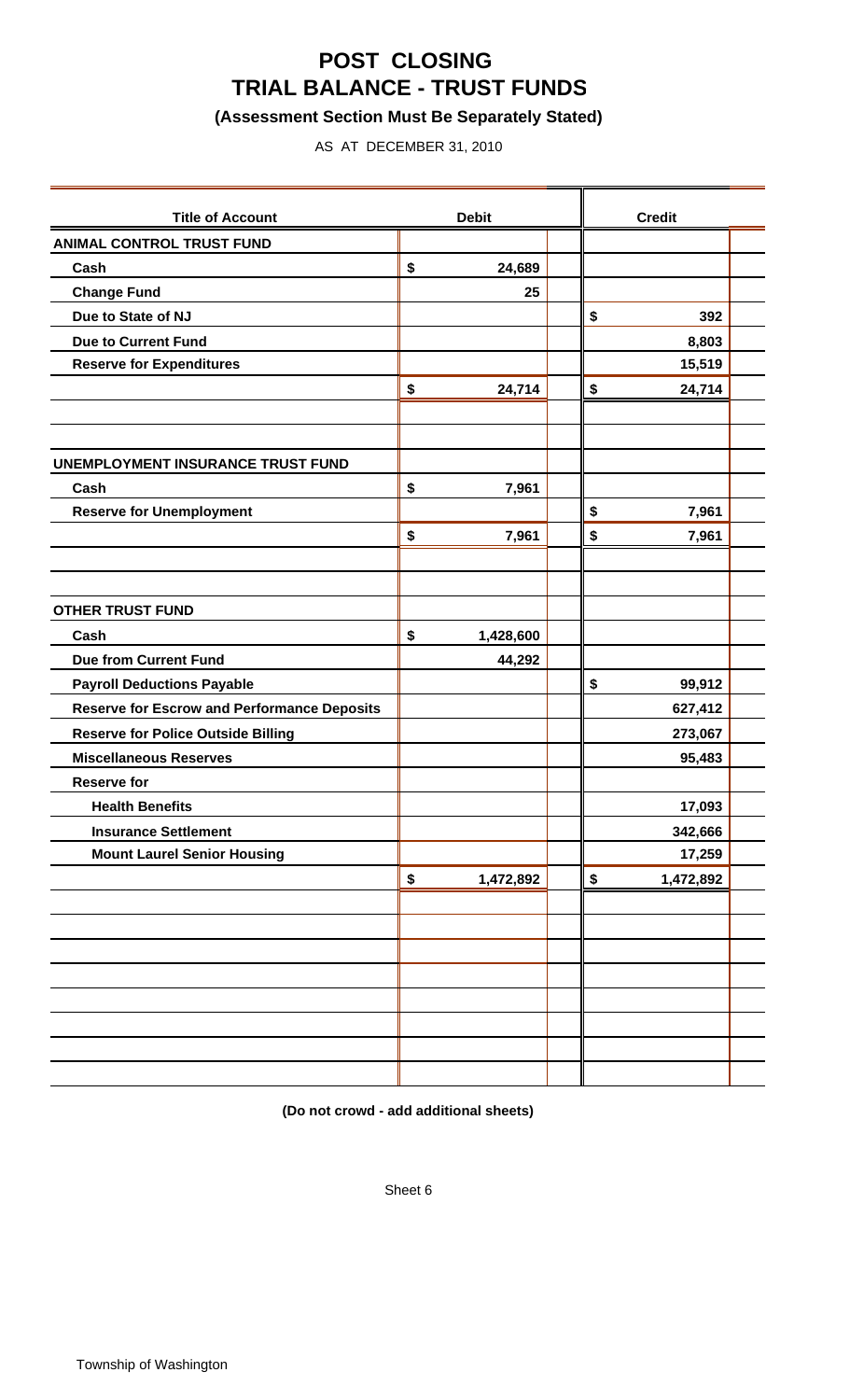# POST CLOSING
# TRIAL BALANCE - TRUST FUNDS

### (Assessment Section Must Be Separately Stated)

AS AT DECEMBER 31, 2010

| Title of Account | Debit | Credit |
|---|---|---|
| **ANIMAL CONTROL TRUST FUND** | | |
| Cash | $ 24,689 | |
| Change Fund | 25 | |
| Due to State of NJ | | $ 392 |
| Due to Current Fund | | 8,803 |
| Reserve for Expenditures | | 15,519 |
| | $ 24,714 | $ 24,714 |
| | | |
| **UNEMPLOYMENT INSURANCE TRUST FUND** | | |
| Cash | $ 7,961 | |
| Reserve for Unemployment | | $ 7,961 |
| | $ 7,961 | $ 7,961 |
| | | |
| **OTHER TRUST FUND** | | |
| Cash | $ 1,428,600 | |
| Due from Current Fund | 44,292 | |
| Payroll Deductions Payable | | $ 99,912 |
| Reserve for Escrow and Performance Deposits | | 627,412 |
| Reserve for Police Outside Billing | | 273,067 |
| Miscellaneous Reserves | | 95,483 |
| Reserve for | | |
| Health Benefits | | 17,093 |
| Insurance Settlement | | 342,666 |
| Mount Laurel Senior Housing | | 17,259 |
| | $ 1,472,892 | $ 1,472,892 |

**(Do not crowd - add additional sheets)**

Sheet 6

Township of Washington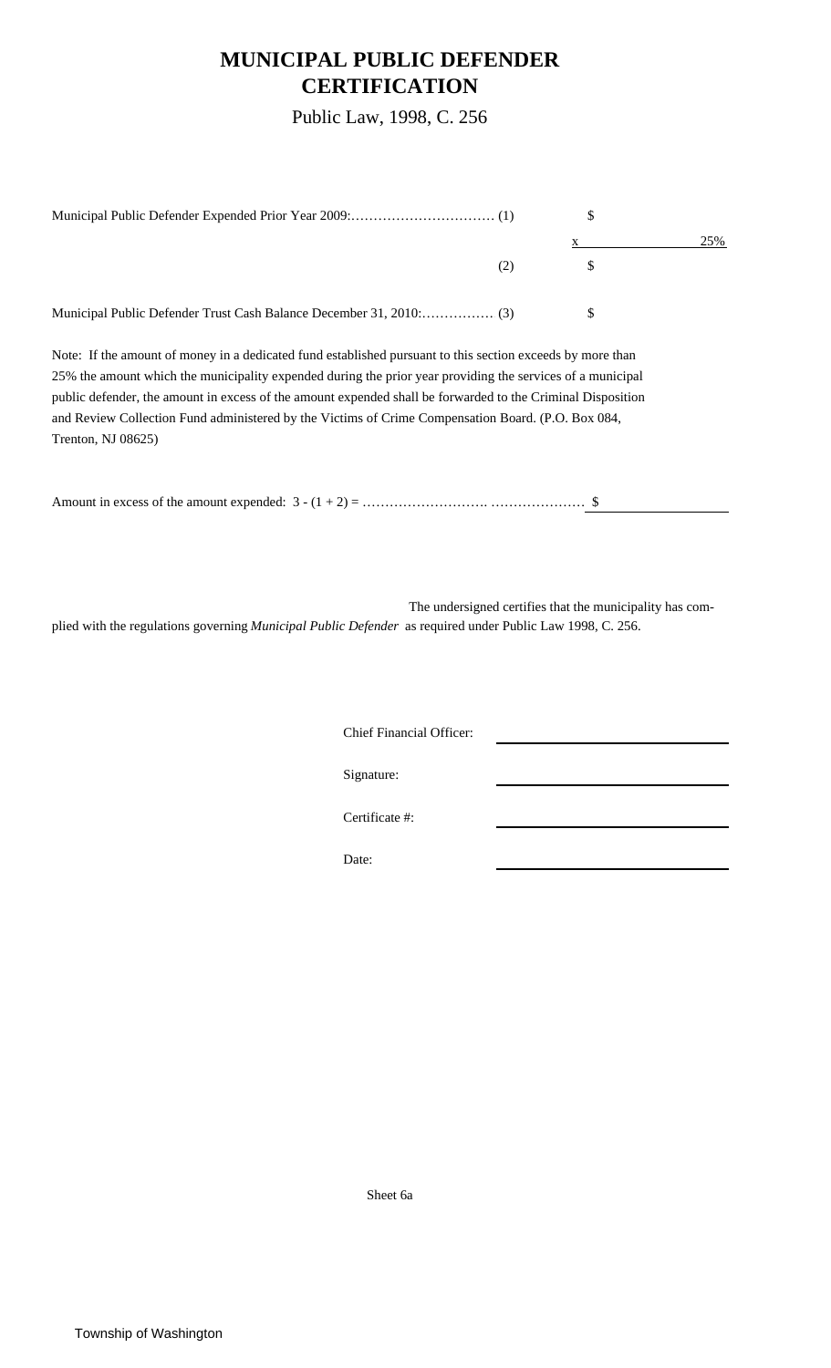# MUNICIPAL PUBLIC DEFENDER CERTIFICATION

Public Law, 1998, C. 256

| | | |
|---|---|---|
| Municipal Public Defender Expended Prior Year 2009:…………………………… (1) | $ | |
| | x | 25% |
| (2) | $ | |
| Municipal Public Defender Trust Cash Balance December 31, 2010:……………. (3) | $ | |

Note: If the amount of money in a dedicated fund established pursuant to this section exceeds by more than 25% the amount which the municipality expended during the prior year providing the services of a municipal public defender, the amount in excess of the amount expended shall be forwarded to the Criminal Disposition and Review Collection Fund administered by the Victims of Crime Compensation Board. (P.O. Box 084, Trenton, NJ 08625)

Amount in excess of the amount expended: 3 - (1 + 2) = ………………………. ………………… $ ____________

The undersigned certifies that the municipality has complied with the regulations governing *Municipal Public Defender* as required under Public Law 1998, C. 256.

Chief Financial Officer: ____________________

Signature: ____________________

Certificate #: ____________________

Date: ____________________

Sheet 6a

Township of Washington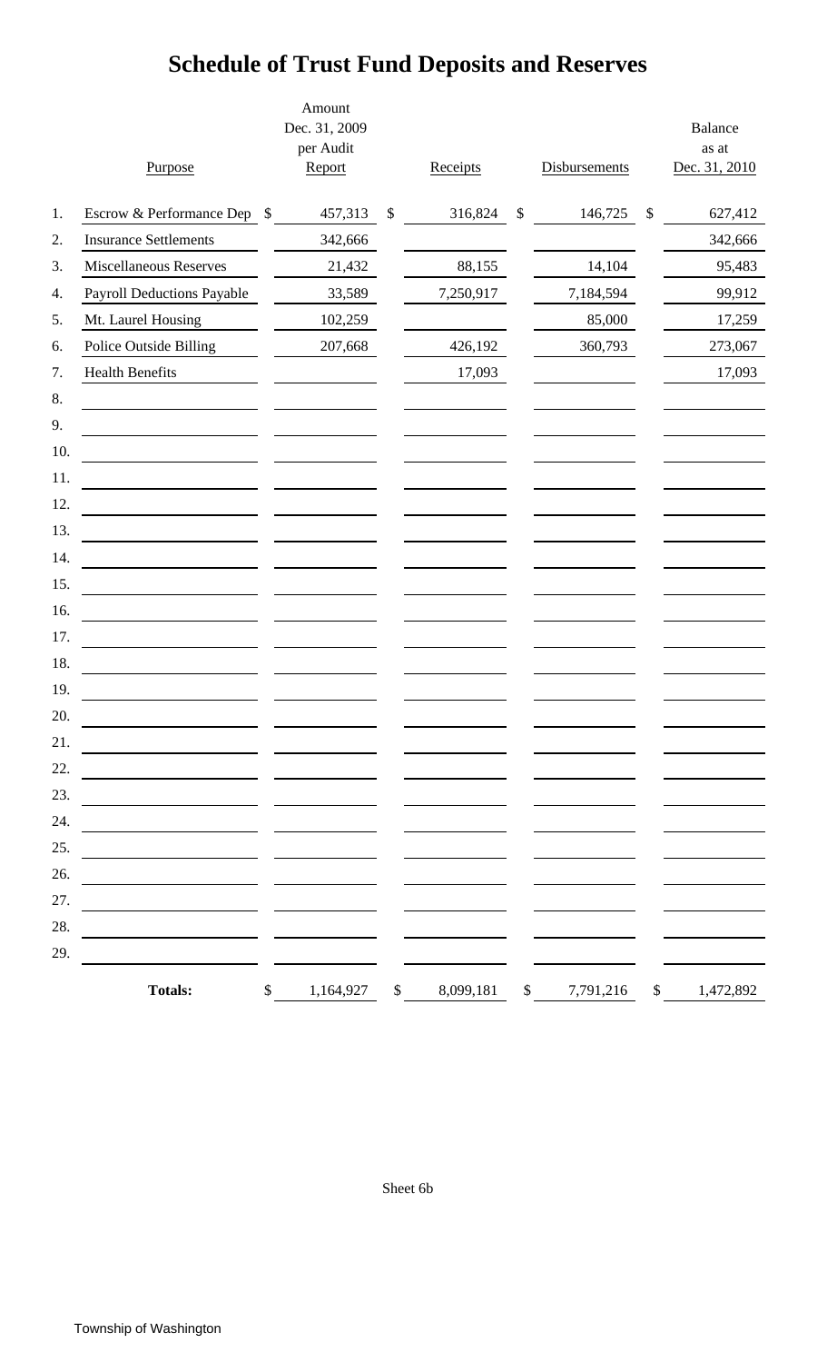# Schedule of Trust Fund Deposits and Reserves

| | Purpose | Amount Dec. 31, 2009 per Audit Report | Receipts | Disbursements | Balance as at Dec. 31, 2010 |
|---|---|---|---|---|---|
| 1. | Escrow & Performance Dep | $ 457,313 | $ 316,824 | $ 146,725 | $ 627,412 |
| 2. | Insurance Settlements | 342,666 | | | 342,666 |
| 3. | Miscellaneous Reserves | 21,432 | 88,155 | 14,104 | 95,483 |
| 4. | Payroll Deductions Payable | 33,589 | 7,250,917 | 7,184,594 | 99,912 |
| 5. | Mt. Laurel Housing | 102,259 | | 85,000 | 17,259 |
| 6. | Police Outside Billing | 207,668 | 426,192 | 360,793 | 273,067 |
| 7. | Health Benefits | | 17,093 | | 17,093 |
| 8. | | | | | |
| 9. | | | | | |
| 10. | | | | | |
| 11. | | | | | |
| 12. | | | | | |
| 13. | | | | | |
| 14. | | | | | |
| 15. | | | | | |
| 16. | | | | | |
| 17. | | | | | |
| 18. | | | | | |
| 19. | | | | | |
| 20. | | | | | |
| 21. | | | | | |
| 22. | | | | | |
| 23. | | | | | |
| 24. | | | | | |
| 25. | | | | | |
| 26. | | | | | |
| 27. | | | | | |
| 28. | | | | | |
| 29. | | | | | |
| | **Totals:** | $ 1,164,927 | $ 8,099,181 | $ 7,791,216 | $ 1,472,892 |

Sheet 6b

Township of Washington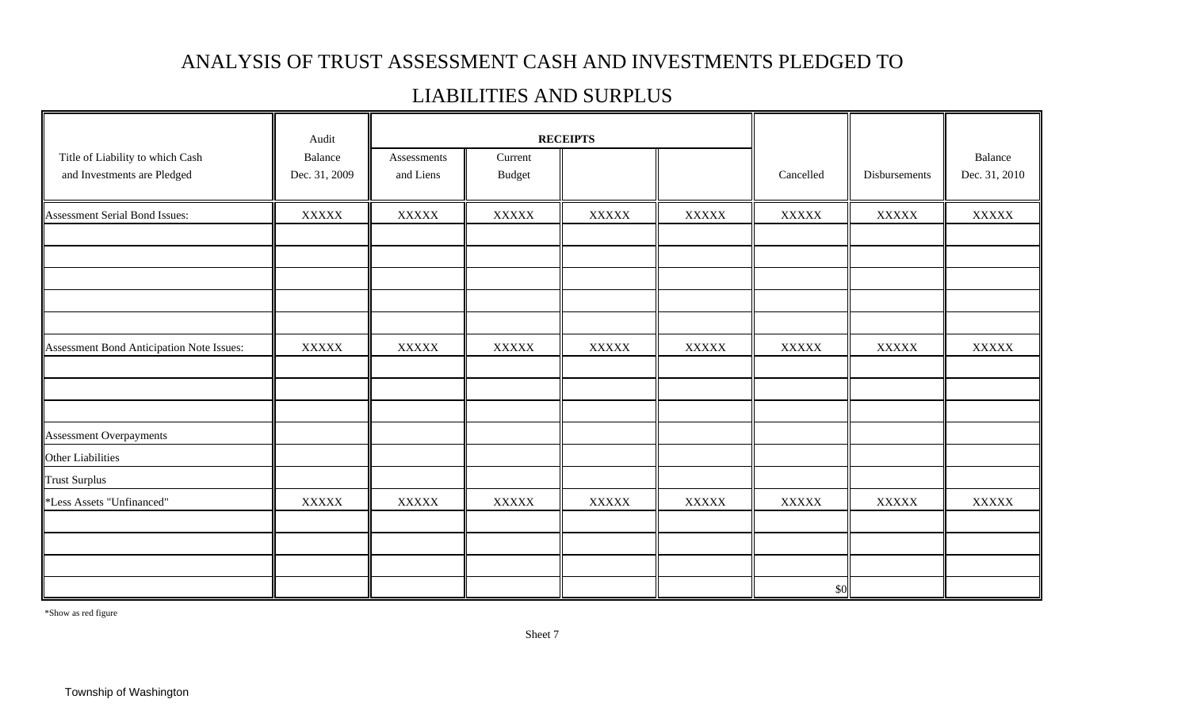# ANALYSIS OF TRUST ASSESSMENT CASH AND INVESTMENTS PLEDGED TO

# LIABILITIES AND SURPLUS

| Title of Liability to which Cash and Investments are Pledged | Audit Balance Dec. 31, 2009 | RECEIPTS | | | | Cancelled | Disbursements | Balance Dec. 31, 2010 |
|---|---|---|---|---|---|---|---|---|
| | | Assessments and Liens | Current Budget | | | | | |
| Assessment Serial Bond Issues: | XXXXX | XXXXX | XXXXX | XXXXX | XXXXX | XXXXX | XXXXX | XXXXX |
| | | | | | | | | |
| | | | | | | | | |
| | | | | | | | | |
| | | | | | | | | |
| | | | | | | | | |
| Assessment Bond Anticipation Note Issues: | XXXXX | XXXXX | XXXXX | XXXXX | XXXXX | XXXXX | XXXXX | XXXXX |
| | | | | | | | | |
| | | | | | | | | |
| | | | | | | | | |
| Assessment Overpayments | | | | | | | | |
| Other Liabilities | | | | | | | | |
| Trust Surplus | | | | | | | | |
| *Less Assets "Unfinanced" | XXXXX | XXXXX | XXXXX | XXXXX | XXXXX | XXXXX | XXXXX | XXXXX |
| | | | | | | | | |
| | | | | | | | | |
| | | | | | | | | |
| | | | | | | $0 | | |

*Show as red figure

Sheet 7

Township of Washington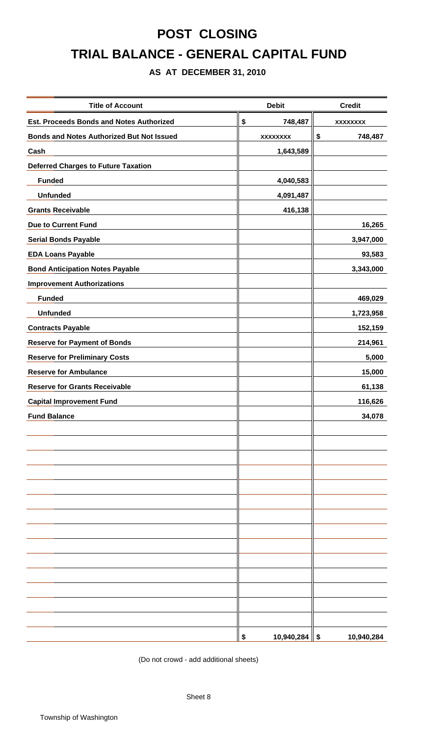# POST CLOSING

# TRIAL BALANCE - GENERAL CAPITAL FUND

### AS AT DECEMBER 31, 2010

| Title of Account | Debit | Credit |
|---|---|---|
| **Est. Proceeds Bonds and Notes Authorized** | $ 748,487 | xxxxxxxx |
| **Bonds and Notes Authorized But Not Issued** | xxxxxxxx | $ 748,487 |
| **Cash** | 1,643,589 | |
| **Deferred Charges to Future Taxation** | | |
| **Funded** | 4,040,583 | |
| **Unfunded** | 4,091,487 | |
| **Grants Receivable** | 416,138 | |
| **Due to Current Fund** | | 16,265 |
| **Serial Bonds Payable** | | 3,947,000 |
| **EDA Loans Payable** | | 93,583 |
| **Bond Anticipation Notes Payable** | | 3,343,000 |
| **Improvement Authorizations** | | |
| **Funded** | | 469,029 |
| **Unfunded** | | 1,723,958 |
| **Contracts Payable** | | 152,159 |
| **Reserve for Payment of Bonds** | | 214,961 |
| **Reserve for Preliminary Costs** | | 5,000 |
| **Reserve for Ambulance** | | 15,000 |
| **Reserve for Grants Receivable** | | 61,138 |
| **Capital Improvement Fund** | | 116,626 |
| **Fund Balance** | | 34,078 |
| | $ 10,940,284 | $ 10,940,284 |

(Do not crowd - add additional sheets)

Sheet 8

Township of Washington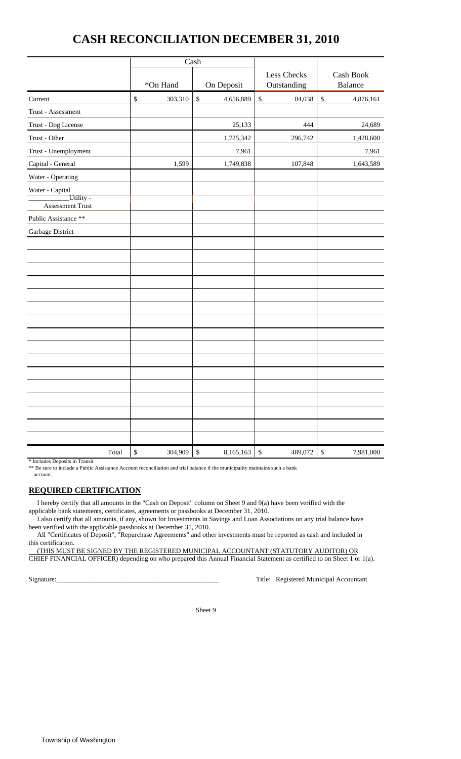# CASH RECONCILIATION DECEMBER 31, 2010

| | Cash | | Less Checks | Cash Book |
|---|---|---|---|---|
| | *On Hand | On Deposit | Outstanding | Balance |
| Current | $ 303,310 | $ 4,656,889 | $ 84,038 | $ 4,876,161 |
| Trust - Assessment | | | | |
| Trust - Dog License | | 25,133 | 444 | 24,689 |
| Trust - Other | | 1,725,342 | 296,742 | 1,428,600 |
| Trust - Unemployment | | 7,961 | | 7,961 |
| Capital - General | 1,599 | 1,749,838 | 107,848 | 1,643,589 |
| Water - Operating | | | | |
| Water - Capital | | | | |
| ________Utility - Assessment Trust | | | | |
| Public Assistance ** | | | | |
| Garbage District | | | | |
| Total | $ 304,909 | $ 8,165,163 | $ 489,072 | $ 7,981,000 |

\* Includes Deposits in Transit

** Be sure to include a Public Assistance Account reconciliation and trial balance if the municipality maintains such a bank account.

## REQUIRED CERTIFICATION

I hereby certify that all amounts in the "Cash on Deposit" column on Sheet 9 and 9(a) have been verified with the applicable bank statements, certificates, agreements or passbooks at December 31, 2010.

I also certify that all amounts, if any, shown for Investments in Savings and Loan Associations on any trial balance have been verified with the applicable passbooks at December 31, 2010.

All "Certificates of Deposit", "Repurchase Agreements" and other investments must be reported as cash and included in this certification.

(THIS MUST BE SIGNED BY THE REGISTERED MUNICIPAL ACCOUNTANT (STATUTORY AUDITOR) OR CHIEF FINANCIAL OFFICER) depending on who prepared this Annual Financial Statement as certified to on Sheet 1 or 1(a).

Signature:______________________________ Title: Registered Municipal Accountant

Sheet 9

Township of Washington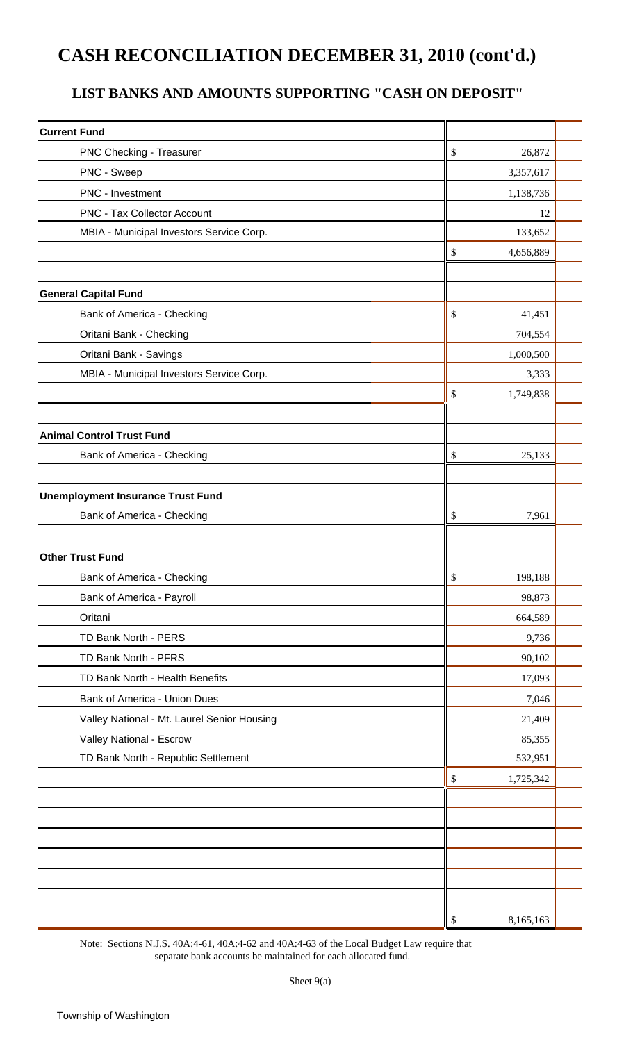# CASH RECONCILIATION DECEMBER 31, 2010 (cont'd.)

## LIST BANKS AND AMOUNTS SUPPORTING "CASH ON DEPOSIT"

| | |
|---|---|
| **Current Fund** | |
| PNC Checking - Treasurer | $ 26,872 |
| PNC - Sweep | 3,357,617 |
| PNC - Investment | 1,138,736 |
| PNC - Tax Collector Account | 12 |
| MBIA - Municipal Investors Service Corp. | 133,652 |
| | $ 4,656,889 |
| | |
| **General Capital Fund** | |
| Bank of America - Checking | $ 41,451 |
| Oritani Bank - Checking | 704,554 |
| Oritani Bank - Savings | 1,000,500 |
| MBIA - Municipal Investors Service Corp. | 3,333 |
| | $ 1,749,838 |
| | |
| **Animal Control Trust Fund** | |
| Bank of America - Checking | $ 25,133 |
| | |
| **Unemployment Insurance Trust Fund** | |
| Bank of America - Checking | $ 7,961 |
| | |
| **Other Trust Fund** | |
| Bank of America - Checking | $ 198,188 |
| Bank of America - Payroll | 98,873 |
| Oritani | 664,589 |
| TD Bank North - PERS | 9,736 |
| TD Bank North - PFRS | 90,102 |
| TD Bank North - Health Benefits | 17,093 |
| Bank of America - Union Dues | 7,046 |
| Valley National - Mt. Laurel Senior Housing | 21,409 |
| Valley National - Escrow | 85,355 |
| TD Bank North - Republic Settlement | 532,951 |
| | $ 1,725,342 |
| | |
| | $ 8,165,163 |

Note: Sections N.J.S. 40A:4-61, 40A:4-62 and 40A:4-63 of the Local Budget Law require that separate bank accounts be maintained for each allocated fund.

Sheet 9(a)

Township of Washington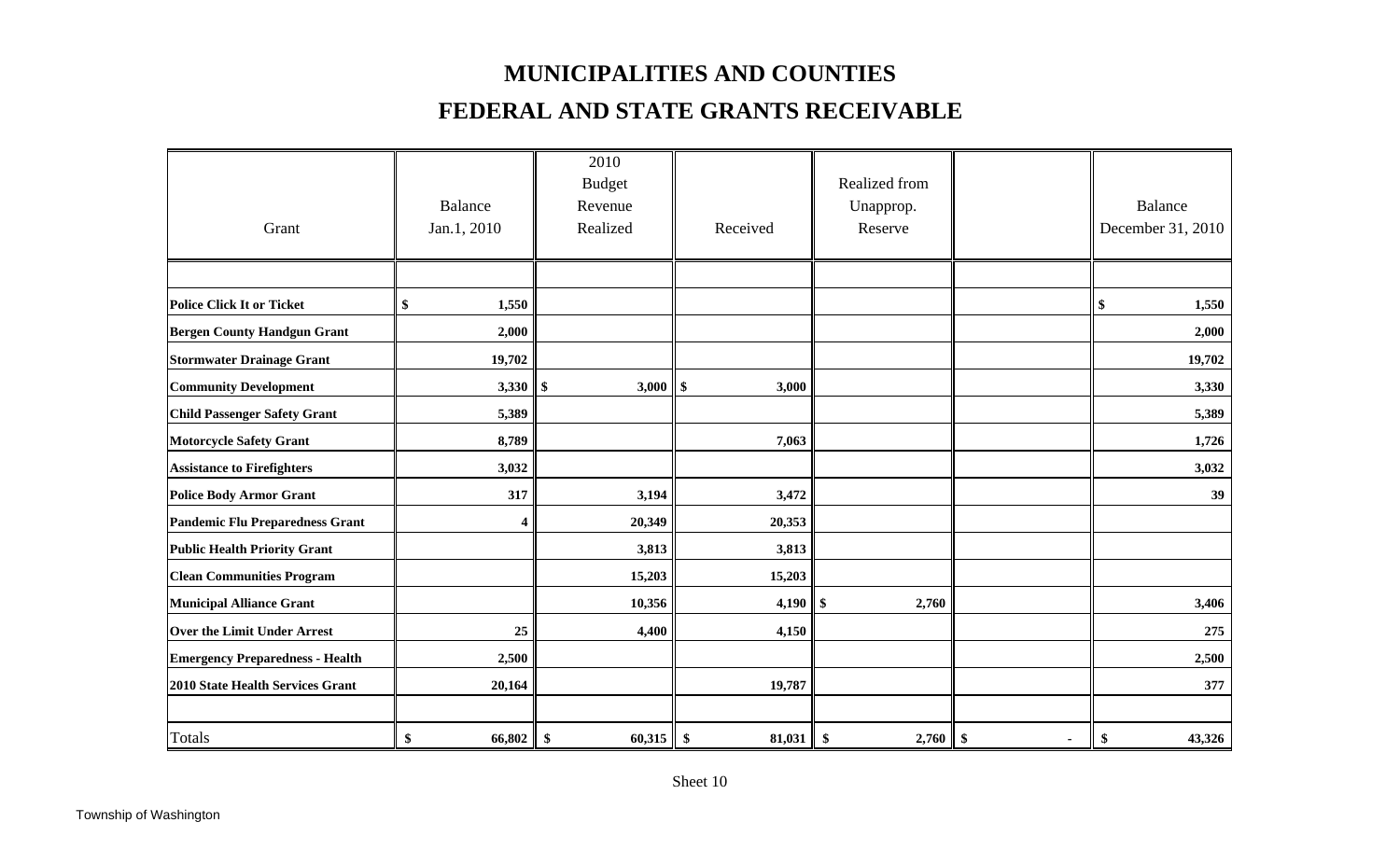# MUNICIPALITIES AND COUNTIES

## FEDERAL AND STATE GRANTS RECEIVABLE

| Grant | Balance Jan.1, 2010 | 2010 Budget Revenue Realized | Received | Realized from Unapprop. Reserve | | Balance December 31, 2010 |
|---|---|---|---|---|---|---|
| | | | | | | |
| **Police Click It or Ticket** | **$ 1,550** | | | | | **$ 1,550** |
| **Bergen County Handgun Grant** | **2,000** | | | | | **2,000** |
| **Stormwater Drainage Grant** | **19,702** | | | | | **19,702** |
| **Community Development** | **3,330** | **$ 3,000** | **$ 3,000** | | | **3,330** |
| **Child Passenger Safety Grant** | **5,389** | | | | | **5,389** |
| **Motorcycle Safety Grant** | **8,789** | | **7,063** | | | **1,726** |
| **Assistance to Firefighters** | **3,032** | | | | | **3,032** |
| **Police Body Armor Grant** | **317** | **3,194** | **3,472** | | | **39** |
| **Pandemic Flu Preparedness Grant** | **4** | **20,349** | **20,353** | | | |
| **Public Health Priority Grant** | | **3,813** | **3,813** | | | |
| **Clean Communities Program** | | **15,203** | **15,203** | | | |
| **Municipal Alliance Grant** | | **10,356** | **4,190** | **$ 2,760** | | **3,406** |
| **Over the Limit Under Arrest** | **25** | **4,400** | **4,150** | | | **275** |
| **Emergency Preparedness - Health** | **2,500** | | | | | **2,500** |
| **2010 State Health Services Grant** | **20,164** | | **19,787** | | | **377** |
| | | | | | | |
| Totals | **$ 66,802** | **$ 60,315** | **$ 81,031** | **$ 2,760** | **$ -** | **$ 43,326** |

Sheet 10

Township of Washington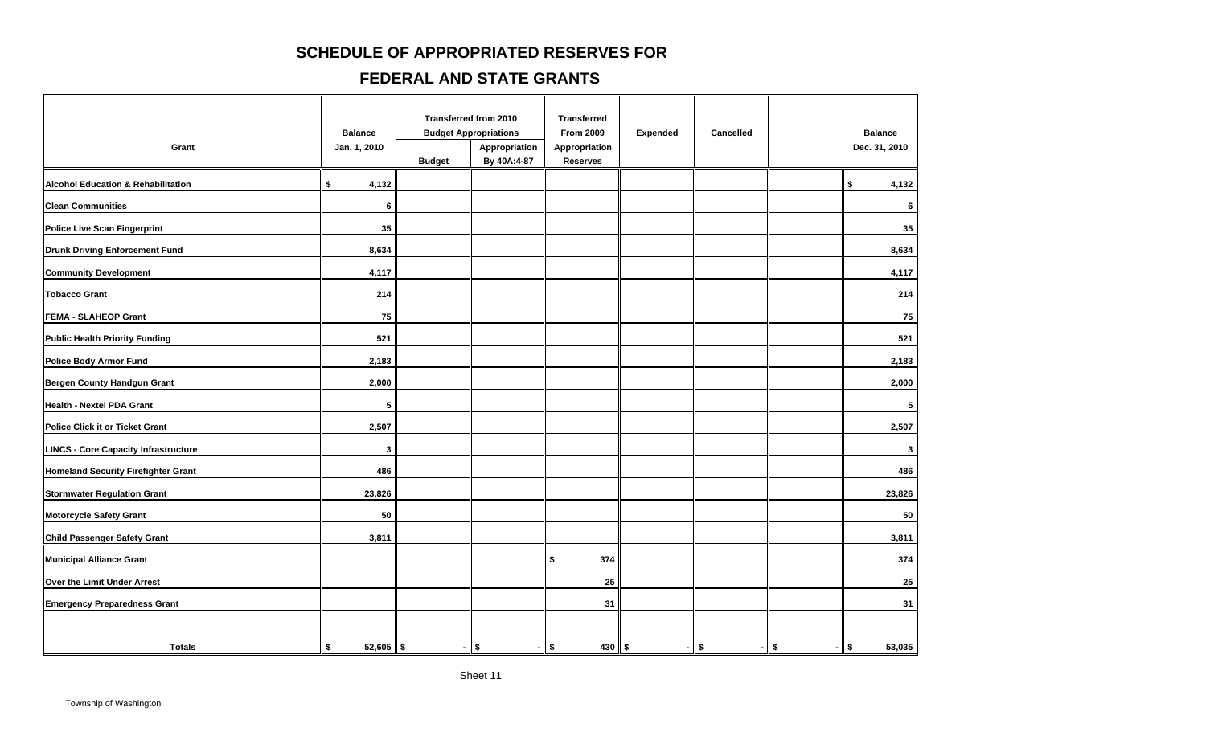# SCHEDULE OF APPROPRIATED RESERVES FOR

## FEDERAL AND STATE GRANTS

| Grant | Balance Jan. 1, 2010 | Transferred from 2010 Budget Appropriations | | Transferred From 2009 Appropriation Reserves | Expended | Cancelled | | Balance Dec. 31, 2010 |
|---|---|---|---|---|---|---|---|---|
| | | Budget | Appropriation By 40A:4-87 | | | | | |
| Alcohol Education & Rehabilitation | $ 4,132 | | | | | | | $ 4,132 |
| Clean Communities | 6 | | | | | | | 6 |
| Police Live Scan Fingerprint | 35 | | | | | | | 35 |
| Drunk Driving Enforcement Fund | 8,634 | | | | | | | 8,634 |
| Community Development | 4,117 | | | | | | | 4,117 |
| Tobacco Grant | 214 | | | | | | | 214 |
| FEMA - SLAHEOP Grant | 75 | | | | | | | 75 |
| Public Health Priority Funding | 521 | | | | | | | 521 |
| Police Body Armor Fund | 2,183 | | | | | | | 2,183 |
| Bergen County Handgun Grant | 2,000 | | | | | | | 2,000 |
| Health - Nextel PDA Grant | 5 | | | | | | | 5 |
| Police Click it or Ticket Grant | 2,507 | | | | | | | 2,507 |
| LINCS - Core Capacity Infrastructure | 3 | | | | | | | 3 |
| Homeland Security Firefighter Grant | 486 | | | | | | | 486 |
| Stormwater Regulation Grant | 23,826 | | | | | | | 23,826 |
| Motorcycle Safety Grant | 50 | | | | | | | 50 |
| Child Passenger Safety Grant | 3,811 | | | | | | | 3,811 |
| Municipal Alliance Grant | | | | $ 374 | | | | 374 |
| Over the Limit Under Arrest | | | | 25 | | | | 25 |
| Emergency Preparedness Grant | | | | 31 | | | | 31 |
| | | | | | | | | |
| Totals | $ 52,605 | $ - | $ - | $ 430 | $ - | $ - | $ - | $ 53,035 |

Sheet 11

Township of Washington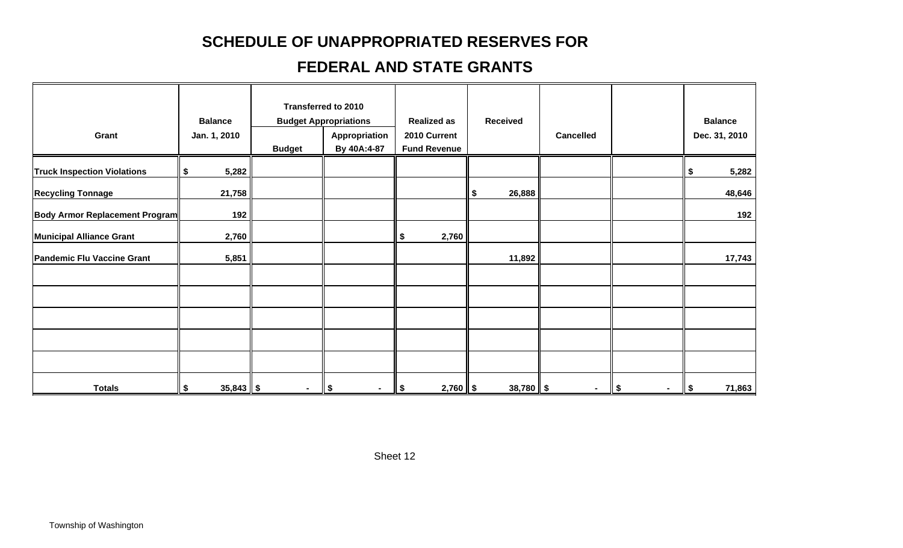# SCHEDULE OF UNAPPROPRIATED RESERVES FOR

# FEDERAL AND STATE GRANTS

| Grant | Balance Jan. 1, 2010 | Transferred to 2010 Budget Appropriations | | Realized as 2010 Current Fund Revenue | Received | Cancelled | | Balance Dec. 31, 2010 |
|---|---|---|---|---|---|---|---|---|
| | | Budget | Appropriation By 40A:4-87 | | | | | |
| Truck Inspection Violations | $ 5,282 | | | | | | | $ 5,282 |
| Recycling Tonnage | 21,758 | | | | $ 26,888 | | | 48,646 |
| Body Armor Replacement Program | 192 | | | | | | | 192 |
| Municipal Alliance Grant | 2,760 | | | $ 2,760 | | | | |
| Pandemic Flu Vaccine Grant | 5,851 | | | | 11,892 | | | 17,743 |
| | | | | | | | | |
| | | | | | | | | |
| | | | | | | | | |
| | | | | | | | | |
| | | | | | | | | |
| Totals | $ 35,843 | $ - | $ - | $ 2,760 | $ 38,780 | $ - | $ - | $ 71,863 |

Sheet 12

Township of Washington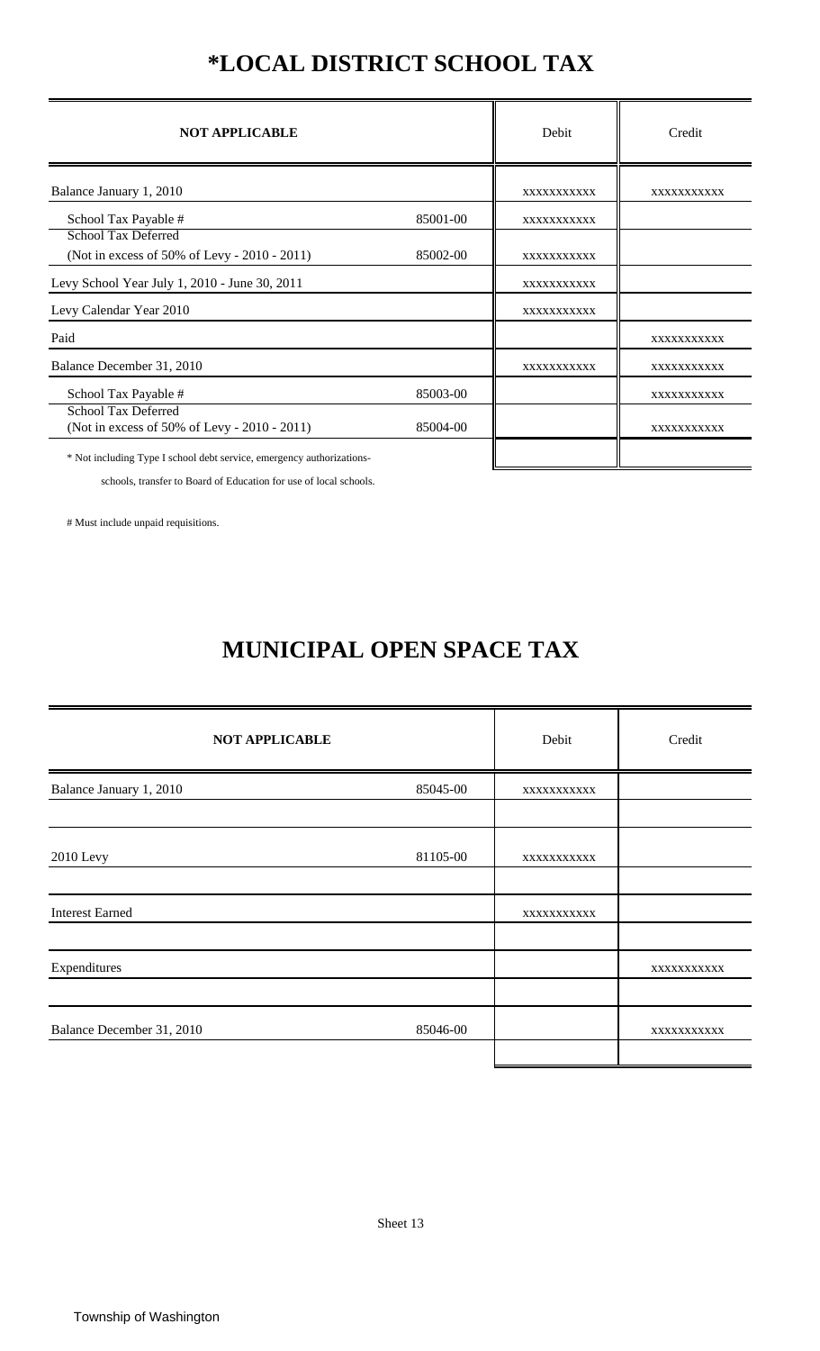# *LOCAL DISTRICT SCHOOL TAX

| NOT APPLICABLE | | Debit | Credit |
|---|---|---|---|
| Balance January 1, 2010 | | xxxxxxxxxxx | xxxxxxxxxxx |
| School Tax Payable # | 85001-00 | xxxxxxxxxxx | |
| School Tax Deferred (Not in excess of 50% of Levy - 2010 - 2011) | 85002-00 | xxxxxxxxxxx | |
| Levy School Year July 1, 2010 - June 30, 2011 | | xxxxxxxxxxx | |
| Levy Calendar Year 2010 | | xxxxxxxxxxx | |
| Paid | | | xxxxxxxxxxx |
| Balance December 31, 2010 | | xxxxxxxxxxx | xxxxxxxxxxx |
| School Tax Payable # | 85003-00 | | xxxxxxxxxxx |
| School Tax Deferred (Not in excess of 50% of Levy - 2010 - 2011) | 85004-00 | | xxxxxxxxxxx |
| | | | |

* Not including Type I school debt service, emergency authorizations-schools, transfer to Board of Education for use of local schools.

# Must include unpaid requisitions.

# MUNICIPAL OPEN SPACE TAX

| NOT APPLICABLE | | Debit | Credit |
|---|---|---|---|
| Balance January 1, 2010 | 85045-00 | xxxxxxxxxxx | |
| 2010 Levy | 81105-00 | xxxxxxxxxxx | |
| Interest Earned | | xxxxxxxxxxx | |
| Expenditures | | | xxxxxxxxxxx |
| Balance December 31, 2010 | 85046-00 | | xxxxxxxxxxx |
| | | | |

Sheet 13

Township of Washington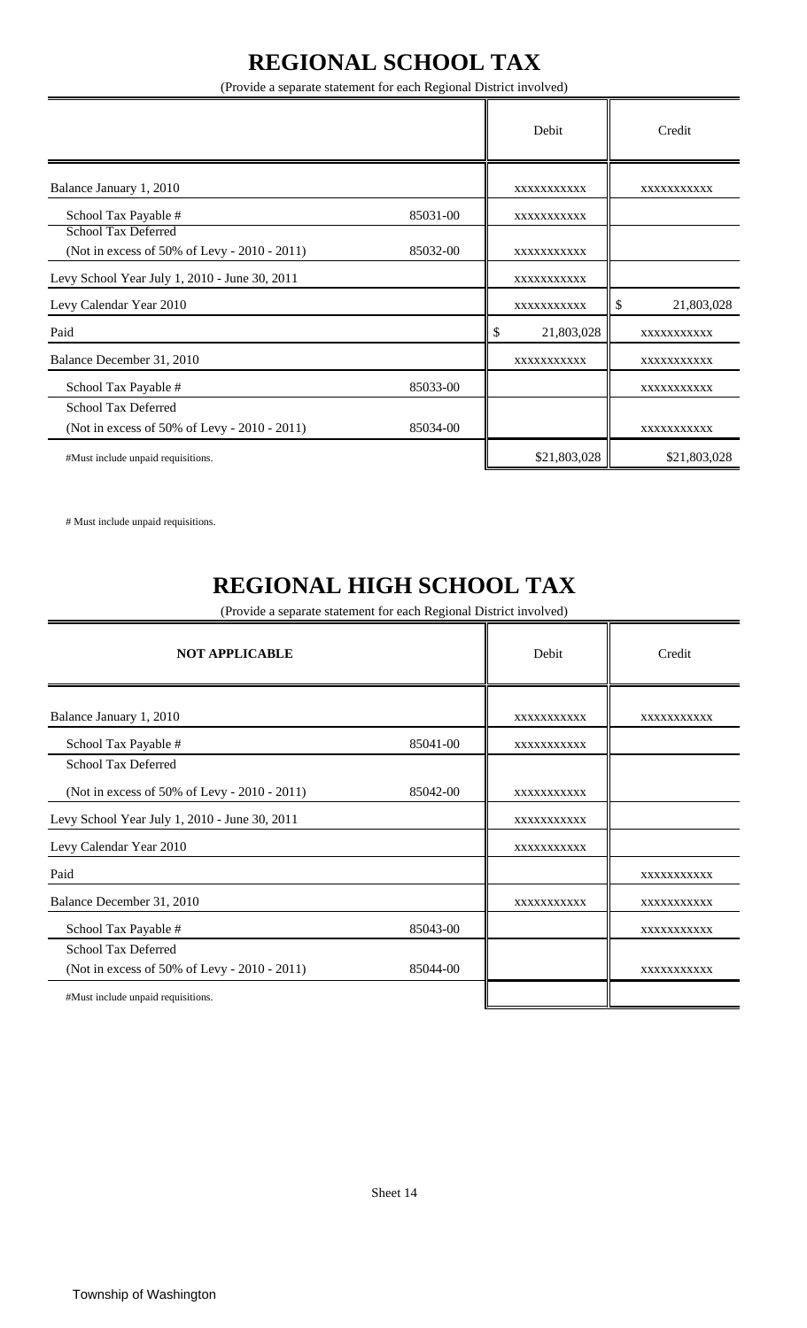# REGIONAL SCHOOL TAX

(Provide a separate statement for each Regional District involved)

| | | Debit | Credit |
|---|---|---|---|
| Balance January 1, 2010 | | xxxxxxxxxxx | xxxxxxxxxxx |
| School Tax Payable # | 85031-00 | xxxxxxxxxxx | |
| School Tax Deferred (Not in excess of 50% of Levy - 2010 - 2011) | 85032-00 | xxxxxxxxxxx | |
| Levy School Year July 1, 2010 - June 30, 2011 | | xxxxxxxxxxx | |
| Levy Calendar Year 2010 | | xxxxxxxxxxx | $ 21,803,028 |
| Paid | | $ 21,803,028 | xxxxxxxxxxx |
| Balance December 31, 2010 | | xxxxxxxxxxx | xxxxxxxxxxx |
| School Tax Payable # | 85033-00 | | xxxxxxxxxxx |
| School Tax Deferred (Not in excess of 50% of Levy - 2010 - 2011) | 85034-00 | | xxxxxxxxxxx |
| #Must include unpaid requisitions. | | $21,803,028 | $21,803,028 |

# Must include unpaid requisitions.

# REGIONAL HIGH SCHOOL TAX

(Provide a separate statement for each Regional District involved)

| NOT APPLICABLE | | Debit | Credit |
|---|---|---|---|
| Balance January 1, 2010 | | xxxxxxxxxxx | xxxxxxxxxxx |
| School Tax Payable # | 85041-00 | xxxxxxxxxxx | |
| School Tax Deferred (Not in excess of 50% of Levy - 2010 - 2011) | 85042-00 | xxxxxxxxxxx | |
| Levy School Year July 1, 2010 - June 30, 2011 | | xxxxxxxxxxx | |
| Levy Calendar Year 2010 | | xxxxxxxxxxx | |
| Paid | | | xxxxxxxxxxx |
| Balance December 31, 2010 | | xxxxxxxxxxx | xxxxxxxxxxx |
| School Tax Payable # | 85043-00 | | xxxxxxxxxxx |
| School Tax Deferred (Not in excess of 50% of Levy - 2010 - 2011) | 85044-00 | | xxxxxxxxxxx |
| #Must include unpaid requisitions. | | | |

Sheet 14

Township of Washington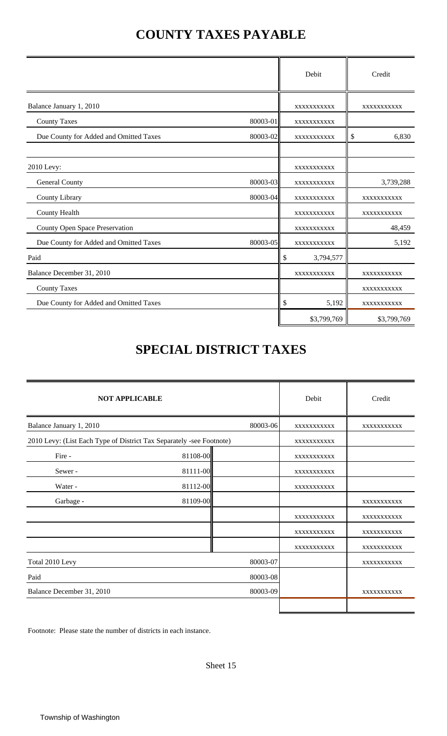# COUNTY TAXES PAYABLE

| | | Debit | Credit |
|---|---|---|---|
| Balance January 1, 2010 | | xxxxxxxxxxx | xxxxxxxxxxx |
| County Taxes | 80003-01 | xxxxxxxxxxx | |
| Due County for Added and Omitted Taxes | 80003-02 | xxxxxxxxxxx | $ 6,830 |
| | | | |
| 2010 Levy: | | xxxxxxxxxxx | |
| General County | 80003-03 | xxxxxxxxxxx | 3,739,288 |
| County Library | 80003-04 | xxxxxxxxxxx | xxxxxxxxxxx |
| County Health | | xxxxxxxxxxx | xxxxxxxxxxx |
| County Open Space Preservation | | xxxxxxxxxxx | 48,459 |
| Due County for Added and Omitted Taxes | 80003-05 | xxxxxxxxxxx | 5,192 |
| Paid | | $ 3,794,577 | |
| Balance December 31, 2010 | | xxxxxxxxxxx | xxxxxxxxxxx |
| County Taxes | | | xxxxxxxxxxx |
| Due County for Added and Omitted Taxes | | $ 5,192 | xxxxxxxxxxx |
| | | $3,799,769 | $3,799,769 |

# SPECIAL DISTRICT TAXES

| NOT APPLICABLE | | | | Debit | Credit |
|---|---|---|---|---|---|
| Balance January 1, 2010 | | | 80003-06 | xxxxxxxxxxx | xxxxxxxxxxx |
| 2010 Levy: (List Each Type of District Tax Separately -see Footnote) | | | | xxxxxxxxxxx | |
| Fire - | 81108-00 | | | xxxxxxxxxxx | |
| Sewer - | 81111-00 | | | xxxxxxxxxxx | |
| Water - | 81112-00 | | | xxxxxxxxxxx | |
| Garbage - | 81109-00 | | | | xxxxxxxxxxx |
| | | | | xxxxxxxxxxx | xxxxxxxxxxx |
| | | | | xxxxxxxxxxx | xxxxxxxxxxx |
| | | | | xxxxxxxxxxx | xxxxxxxxxxx |
| Total 2010 Levy | | | 80003-07 | | xxxxxxxxxxx |
| Paid | | | 80003-08 | | |
| Balance December 31, 2010 | | | 80003-09 | | xxxxxxxxxxx |
| | | | | | |

Footnote: Please state the number of districts in each instance.

Sheet 15

Township of Washington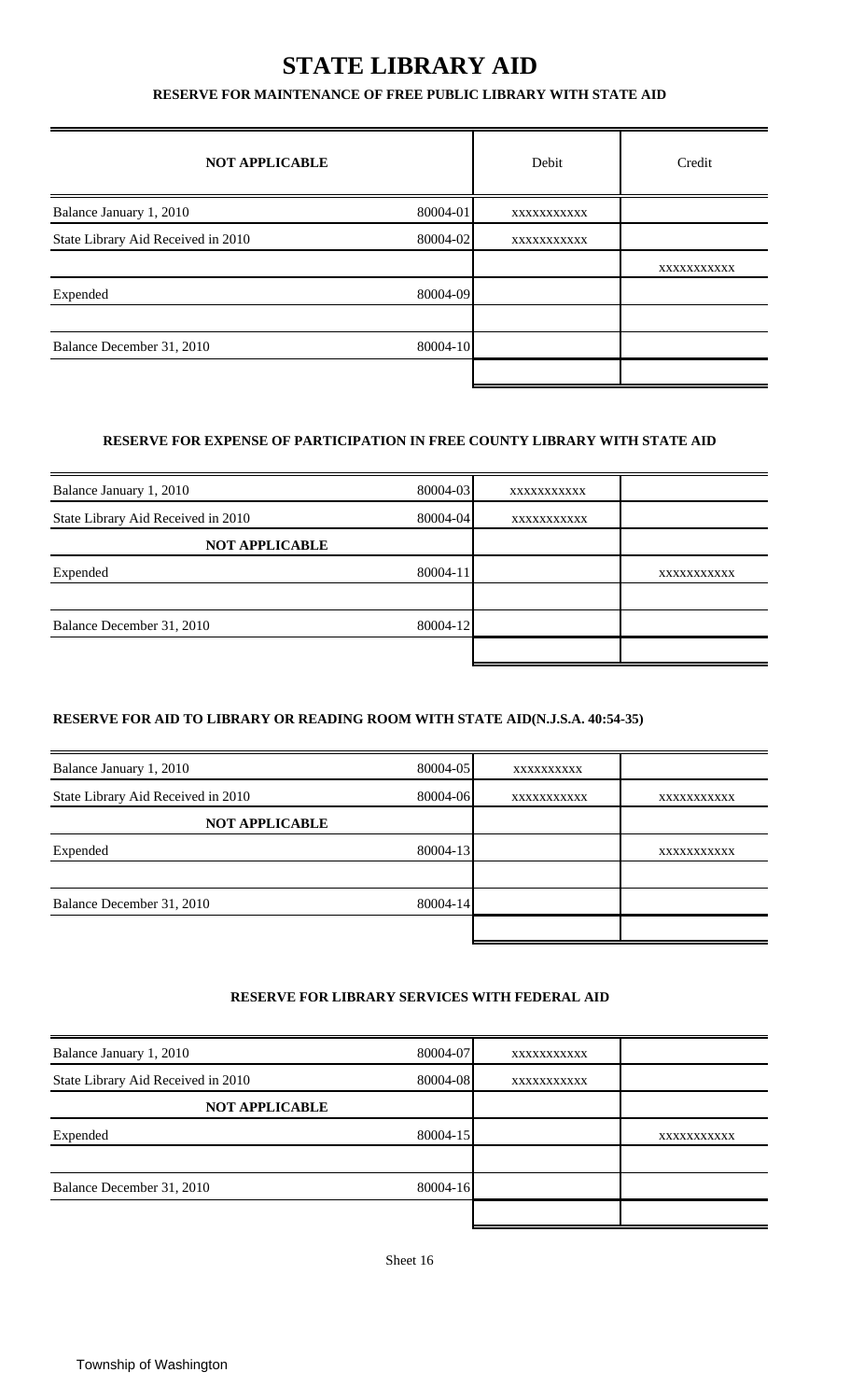# STATE LIBRARY AID

## RESERVE FOR MAINTENANCE OF FREE PUBLIC LIBRARY WITH STATE AID

| NOT APPLICABLE | | Debit | Credit |
|---|---|---|---|
| Balance January 1, 2010 | 80004-01 | xxxxxxxxxxx | |
| State Library Aid Received in 2010 | 80004-02 | xxxxxxxxxxx | |
| | | | xxxxxxxxxxx |
| Expended | 80004-09 | | |
| | | | |
| Balance December 31, 2010 | 80004-10 | | |
| | | | |

## RESERVE FOR EXPENSE OF PARTICIPATION IN FREE COUNTY LIBRARY WITH STATE AID

| | | | |
|---|---|---|---|
| Balance January 1, 2010 | 80004-03 | xxxxxxxxxxx | |
| State Library Aid Received in 2010 | 80004-04 | xxxxxxxxxxx | |
| **NOT APPLICABLE** | | | |
| Expended | 80004-11 | | xxxxxxxxxxx |
| | | | |
| Balance December 31, 2010 | 80004-12 | | |
| | | | |

## RESERVE FOR AID TO LIBRARY OR READING ROOM WITH STATE AID(N.J.S.A. 40:54-35)

| | | | |
|---|---|---|---|
| Balance January 1, 2010 | 80004-05 | xxxxxxxxxx | |
| State Library Aid Received in 2010 | 80004-06 | xxxxxxxxxxx | xxxxxxxxxxx |
| **NOT APPLICABLE** | | | |
| Expended | 80004-13 | | xxxxxxxxxxx |
| | | | |
| Balance December 31, 2010 | 80004-14 | | |
| | | | |

## RESERVE FOR LIBRARY SERVICES WITH FEDERAL AID

| | | | |
|---|---|---|---|
| Balance January 1, 2010 | 80004-07 | xxxxxxxxxxx | |
| State Library Aid Received in 2010 | 80004-08 | xxxxxxxxxxx | |
| **NOT APPLICABLE** | | | |
| Expended | 80004-15 | | xxxxxxxxxxx |
| | | | |
| Balance December 31, 2010 | 80004-16 | | |
| | | | |

Sheet 16

Township of Washington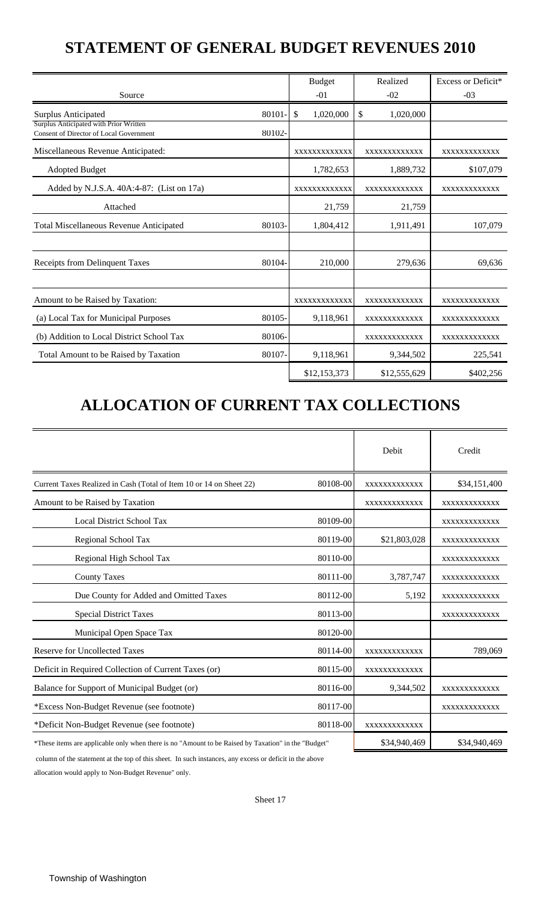# STATEMENT OF GENERAL BUDGET REVENUES 2010

| Source | | Budget -01 | Realized -02 | Excess or Deficit* -03 |
|---|---|---|---|---|
| Surplus Anticipated | 80101- | $ 1,020,000 | $ 1,020,000 | |
| Surplus Anticipated with Prior Written Consent of Director of Local Government | 80102- | | | |
| Miscellaneous Revenue Anticipated: | | xxxxxxxxxxxx | xxxxxxxxxxxx | xxxxxxxxxxxx |
| Adopted Budget | | 1,782,653 | 1,889,732 | $107,079 |
| Added by N.J.S.A. 40A:4-87: (List on 17a) | | xxxxxxxxxxxx | xxxxxxxxxxxx | xxxxxxxxxxxx |
| Attached | | 21,759 | 21,759 | |
| Total Miscellaneous Revenue Anticipated | 80103- | 1,804,412 | 1,911,491 | 107,079 |
| | | | | |
| Receipts from Delinquent Taxes | 80104- | 210,000 | 279,636 | 69,636 |
| | | | | |
| Amount to be Raised by Taxation: | | xxxxxxxxxxxx | xxxxxxxxxxxx | xxxxxxxxxxxx |
| (a) Local Tax for Municipal Purposes | 80105- | 9,118,961 | xxxxxxxxxxxx | xxxxxxxxxxxx |
| (b) Addition to Local District School Tax | 80106- | | xxxxxxxxxxxx | xxxxxxxxxxxx |
| Total Amount to be Raised by Taxation | 80107- | 9,118,961 | 9,344,502 | 225,541 |
| | | $12,153,373 | $12,555,629 | $402,256 |

# ALLOCATION OF CURRENT TAX COLLECTIONS

| | | Debit | Credit |
|---|---|---|---|
| Current Taxes Realized in Cash (Total of Item 10 or 14 on Sheet 22) | 80108-00 | xxxxxxxxxxxx | $34,151,400 |
| Amount to be Raised by Taxation | | xxxxxxxxxxxx | xxxxxxxxxxxx |
| Local District School Tax | 80109-00 | | xxxxxxxxxxxx |
| Regional School Tax | 80119-00 | $21,803,028 | xxxxxxxxxxxx |
| Regional High School Tax | 80110-00 | | xxxxxxxxxxxx |
| County Taxes | 80111-00 | 3,787,747 | xxxxxxxxxxxx |
| Due County for Added and Omitted Taxes | 80112-00 | 5,192 | xxxxxxxxxxxx |
| Special District Taxes | 80113-00 | | xxxxxxxxxxxx |
| Municipal Open Space Tax | 80120-00 | | |
| Reserve for Uncollected Taxes | 80114-00 | xxxxxxxxxxxx | 789,069 |
| Deficit in Required Collection of Current Taxes (or) | 80115-00 | xxxxxxxxxxxx | |
| Balance for Support of Municipal Budget (or) | 80116-00 | 9,344,502 | xxxxxxxxxxxx |
| *Excess Non-Budget Revenue (see footnote) | 80117-00 | | xxxxxxxxxxxx |
| *Deficit Non-Budget Revenue (see footnote) | 80118-00 | xxxxxxxxxxxx | |
| | | $34,940,469 | $34,940,469 |

*These items are applicable only when there is no "Amount to be Raised by Taxation" in the "Budget" column of the statement at the top of this sheet. In such instances, any excess or deficit in the above allocation would apply to Non-Budget Revenue" only.

Sheet 17

Township of Washington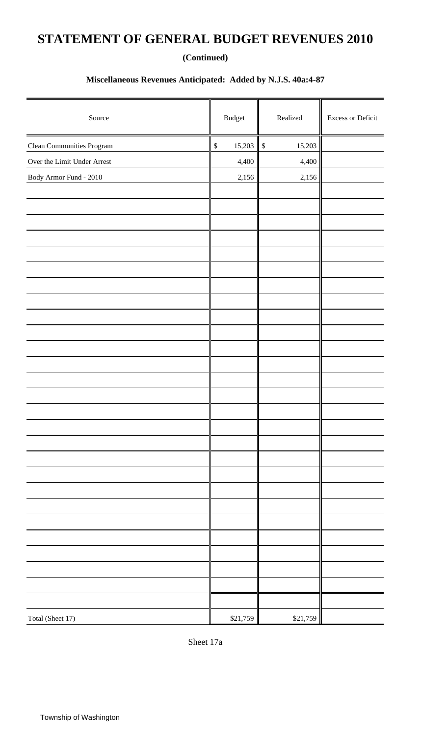# STATEMENT OF GENERAL BUDGET REVENUES 2010

**(Continued)**

**Miscellaneous Revenues Anticipated: Added by N.J.S. 40a:4-87**

| Source | Budget | Realized | Excess or Deficit |
|---|---|---|---|
| Clean Communities Program | $ 15,203 | $ 15,203 | |
| Over the Limit Under Arrest | 4,400 | 4,400 | |
| Body Armor Fund - 2010 | 2,156 | 2,156 | |
| Total (Sheet 17) | $21,759 | $21,759 | |

Sheet 17a

Township of Washington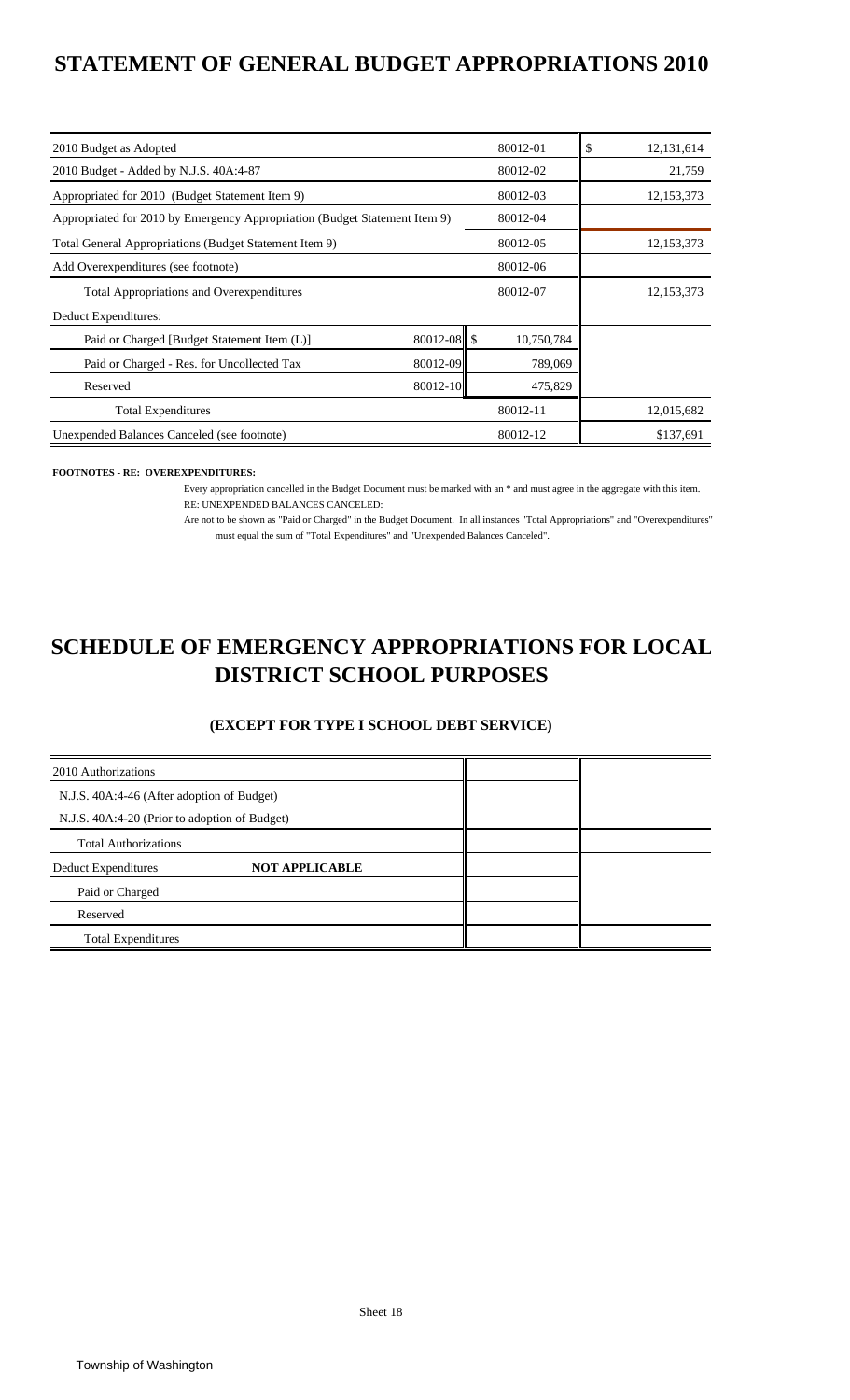# STATEMENT OF GENERAL BUDGET APPROPRIATIONS 2010

| | | | |
|---|---|---|---|
| 2010 Budget as Adopted | | 80012-01 | $ 12,131,614 |
| 2010 Budget - Added by N.J.S. 40A:4-87 | | 80012-02 | 21,759 |
| Appropriated for 2010 (Budget Statement Item 9) | | 80012-03 | 12,153,373 |
| Appropriated for 2010 by Emergency Appropriation (Budget Statement Item 9) | | 80012-04 | |
| Total General Appropriations (Budget Statement Item 9) | | 80012-05 | 12,153,373 |
| Add Overexpenditures (see footnote) | | 80012-06 | |
| Total Appropriations and Overexpenditures | | 80012-07 | 12,153,373 |
| Deduct Expenditures: | | | |
| Paid or Charged [Budget Statement Item (L)] | 80012-08 | $ 10,750,784 | |
| Paid or Charged - Res. for Uncollected Tax | 80012-09 | 789,069 | |
| Reserved | 80012-10 | 475,829 | |
| Total Expenditures | | 80012-11 | 12,015,682 |
| Unexpended Balances Canceled (see footnote) | | 80012-12 | $137,691 |

**FOOTNOTES - RE: OVEREXPENDITURES:**

Every appropriation cancelled in the Budget Document must be marked with an * and must agree in the aggregate with this item.
RE: UNEXPENDED BALANCES CANCELED:

Are not to be shown as "Paid or Charged" in the Budget Document. In all instances "Total Appropriations" and "Overexpenditures" must equal the sum of "Total Expenditures" and "Unexpended Balances Canceled".

# SCHEDULE OF EMERGENCY APPROPRIATIONS FOR LOCAL DISTRICT SCHOOL PURPOSES

### (EXCEPT FOR TYPE I SCHOOL DEBT SERVICE)

| | | |
|---|---|---|
| 2010 Authorizations | | |
| N.J.S. 40A:4-46 (After adoption of Budget) | | |
| N.J.S. 40A:4-20 (Prior to adoption of Budget) | | |
| Total Authorizations | | |
| Deduct Expenditures **NOT APPLICABLE** | | |
| Paid or Charged | | |
| Reserved | | |
| Total Expenditures | | |

Sheet 18

Township of Washington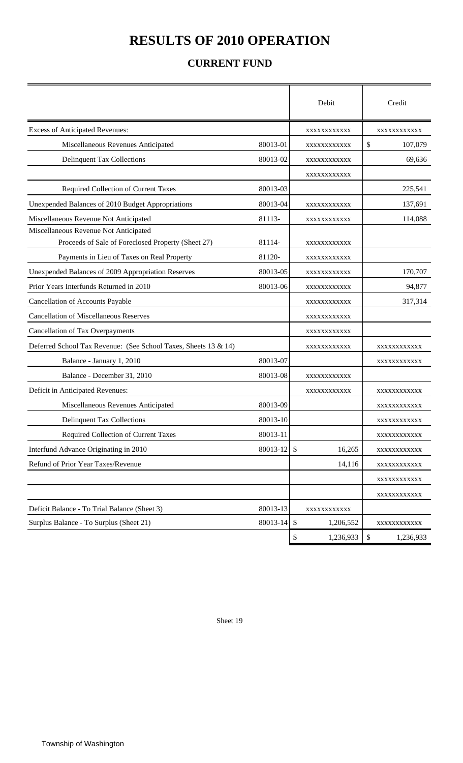# RESULTS OF 2010 OPERATION

## CURRENT FUND

| | | Debit | Credit |
|---|---|---|---|
| Excess of Anticipated Revenues: | | xxxxxxxxxxxx | xxxxxxxxxxxx |
| Miscellaneous Revenues Anticipated | 80013-01 | xxxxxxxxxxxx | $ 107,079 |
| Delinquent Tax Collections | 80013-02 | xxxxxxxxxxxx | 69,636 |
| | | xxxxxxxxxxxx | |
| Required Collection of Current Taxes | 80013-03 | | 225,541 |
| Unexpended Balances of 2010 Budget Appropriations | 80013-04 | xxxxxxxxxxxx | 137,691 |
| Miscellaneous Revenue Not Anticipated | 81113- | xxxxxxxxxxxx | 114,088 |
| Miscellaneous Revenue Not Anticipated<br>Proceeds of Sale of Foreclosed Property (Sheet 27) | 81114- | xxxxxxxxxxxx | |
| Payments in Lieu of Taxes on Real Property | 81120- | xxxxxxxxxxxx | |
| Unexpended Balances of 2009 Appropriation Reserves | 80013-05 | xxxxxxxxxxxx | 170,707 |
| Prior Years Interfunds Returned in 2010 | 80013-06 | xxxxxxxxxxxx | 94,877 |
| Cancellation of Accounts Payable | | xxxxxxxxxxxx | 317,314 |
| Cancellation of Miscellaneous Reserves | | xxxxxxxxxxxx | |
| Cancellation of Tax Overpayments | | xxxxxxxxxxxx | |
| Deferred School Tax Revenue: (See School Taxes, Sheets 13 & 14) | | xxxxxxxxxxxx | xxxxxxxxxxxx |
| Balance - January 1, 2010 | 80013-07 | | xxxxxxxxxxxx |
| Balance - December 31, 2010 | 80013-08 | xxxxxxxxxxxx | |
| Deficit in Anticipated Revenues: | | xxxxxxxxxxxx | xxxxxxxxxxxx |
| Miscellaneous Revenues Anticipated | 80013-09 | | xxxxxxxxxxxx |
| Delinquent Tax Collections | 80013-10 | | xxxxxxxxxxxx |
| Required Collection of Current Taxes | 80013-11 | | xxxxxxxxxxxx |
| Interfund Advance Originating in 2010 | 80013-12 | $ 16,265 | xxxxxxxxxxxx |
| Refund of Prior Year Taxes/Revenue | | 14,116 | xxxxxxxxxxxx |
| | | | xxxxxxxxxxxx |
| | | | xxxxxxxxxxxx |
| Deficit Balance - To Trial Balance (Sheet 3) | 80013-13 | xxxxxxxxxxxx | |
| Surplus Balance - To Surplus (Sheet 21) | 80013-14 | $ 1,206,552 | xxxxxxxxxxxx |
| | | $ 1,236,933 | $ 1,236,933 |

Sheet 19

Township of Washington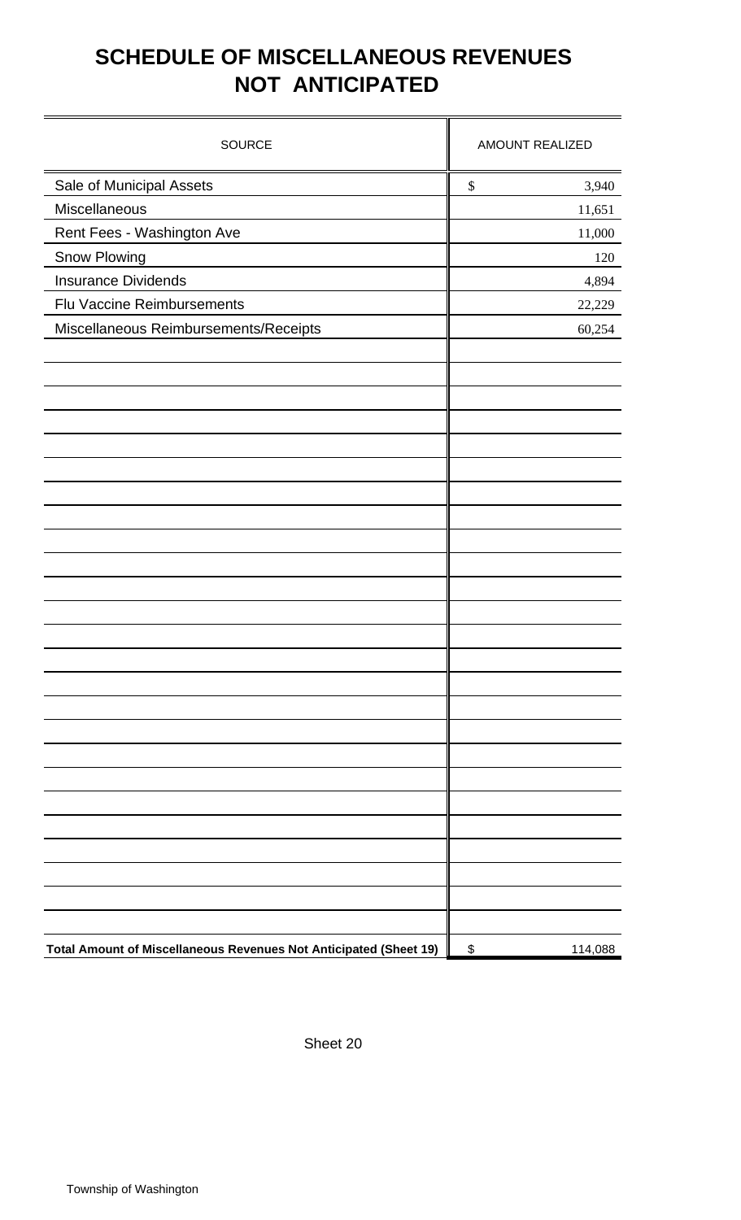# SCHEDULE OF MISCELLANEOUS REVENUES NOT ANTICIPATED

| SOURCE | AMOUNT REALIZED |
|---|---|
| Sale of Municipal Assets | $ 3,940 |
| Miscellaneous | 11,651 |
| Rent Fees - Washington Ave | 11,000 |
| Snow Plowing | 120 |
| Insurance Dividends | 4,894 |
| Flu Vaccine Reimbursements | 22,229 |
| Miscellaneous Reimbursements/Receipts | 60,254 |
| **Total Amount of Miscellaneous Revenues Not Anticipated (Sheet 19)** | $ 114,088 |

Sheet 20

Township of Washington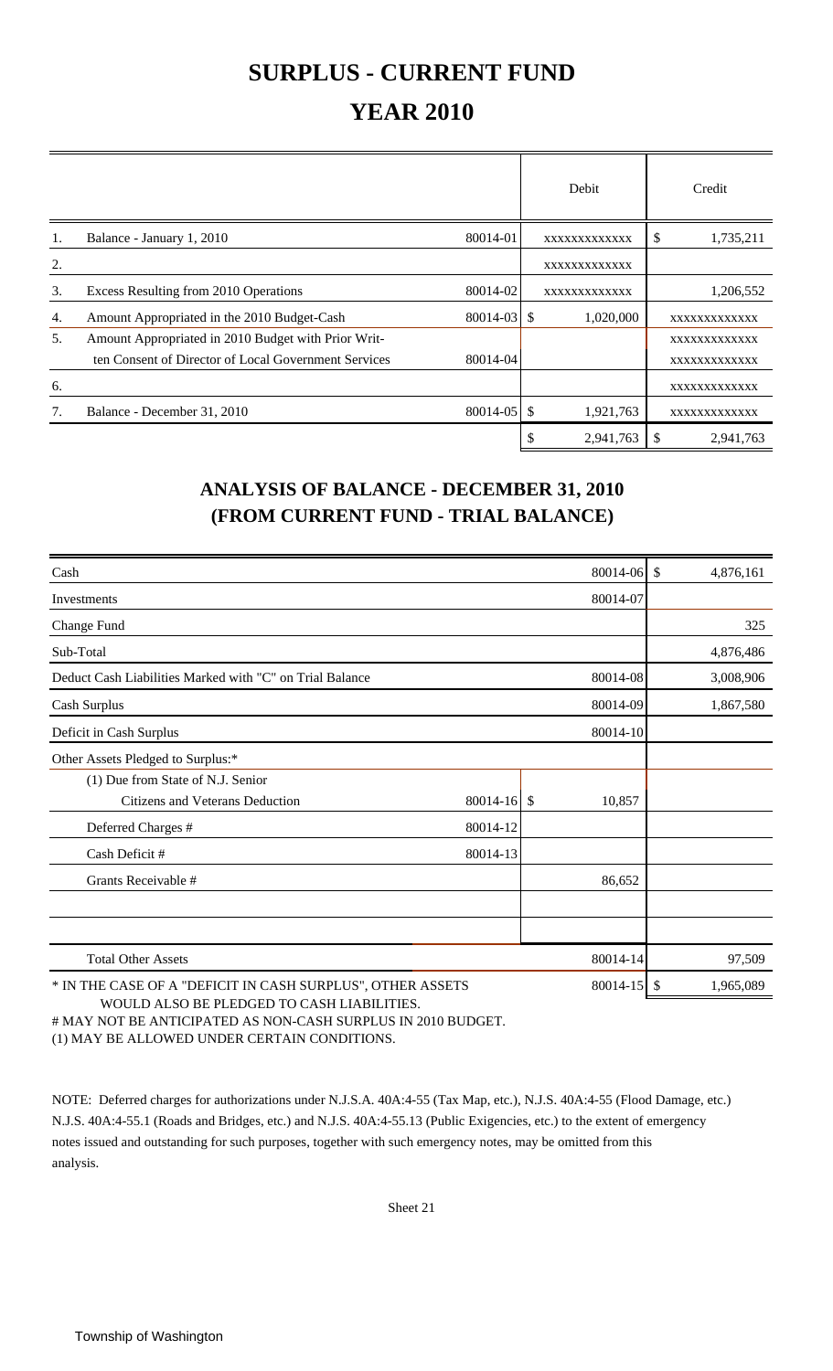# SURPLUS - CURRENT FUND

# YEAR 2010

| | | | Debit | Credit |
|---|---|---|---|---|
| 1. | Balance - January 1, 2010 | 80014-01 | XXXXXXXXXXXXX | $ 1,735,211 |
| 2. | | | XXXXXXXXXXXXX | |
| 3. | Excess Resulting from 2010 Operations | 80014-02 | XXXXXXXXXXXXX | 1,206,552 |
| 4. | Amount Appropriated in the 2010 Budget-Cash | 80014-03 | $ 1,020,000 | XXXXXXXXXXXXX |
| 5. | Amount Appropriated in 2010 Budget with Prior Written Consent of Director of Local Government Services | 80014-04 | | XXXXXXXXXXXXX<br>XXXXXXXXXXXXX |
| 6. | | | | XXXXXXXXXXXXX |
| 7. | Balance - December 31, 2010 | 80014-05 | $ 1,921,763 | XXXXXXXXXXXXX |
| | | | $ 2,941,763 | $ 2,941,763 |

## ANALYSIS OF BALANCE - DECEMBER 31, 2010
## (FROM CURRENT FUND - TRIAL BALANCE)

| | | | |
|---|---|---|---|
| Cash | | 80014-06 | $ 4,876,161 |
| Investments | | 80014-07 | |
| Change Fund | | | 325 |
| Sub-Total | | | 4,876,486 |
| Deduct Cash Liabilities Marked with "C" on Trial Balance | | 80014-08 | 3,008,906 |
| Cash Surplus | | 80014-09 | 1,867,580 |
| Deficit in Cash Surplus | | 80014-10 | |
| Other Assets Pledged to Surplus:* | | | |
| (1) Due from State of N.J. Senior Citizens and Veterans Deduction | 80014-16 | $ 10,857 | |
| Deferred Charges # | 80014-12 | | |
| Cash Deficit # | 80014-13 | | |
| Grants Receivable # | | 86,652 | |
| | | | |
| | | | |
| Total Other Assets | | 80014-14 | 97,509 |
| * IN THE CASE OF A "DEFICIT IN CASH SURPLUS", OTHER ASSETS WOULD ALSO BE PLEDGED TO CASH LIABILITIES. | | 80014-15 | $ 1,965,089 |

# MAY NOT BE ANTICIPATED AS NON-CASH SURPLUS IN 2010 BUDGET.

(1) MAY BE ALLOWED UNDER CERTAIN CONDITIONS.

NOTE: Deferred charges for authorizations under N.J.S.A. 40A:4-55 (Tax Map, etc.), N.J.S. 40A:4-55 (Flood Damage, etc.) N.J.S. 40A:4-55.1 (Roads and Bridges, etc.) and N.J.S. 40A:4-55.13 (Public Exigencies, etc.) to the extent of emergency notes issued and outstanding for such purposes, together with such emergency notes, may be omitted from this analysis.

Sheet 21

Township of Washington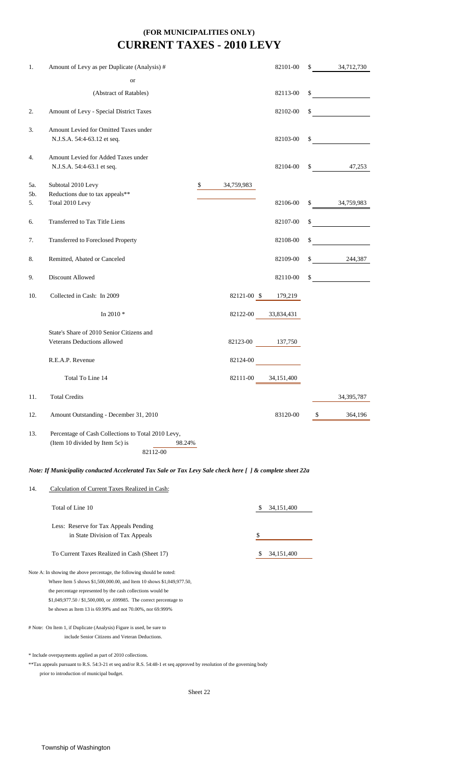## (FOR MUNICIPALITIES ONLY)
# CURRENT TAXES - 2010 LEVY

| | | | | |
|---|---|---|---|---|
| 1. | Amount of Levy as per Duplicate (Analysis) # | | 82101-00 | $ 34,712,730 |
| | or | | | |
| | (Abstract of Ratables) | | 82113-00 | $ |
| 2. | Amount of Levy - Special District Taxes | | 82102-00 | $ |
| 3. | Amount Levied for Omitted Taxes under N.J.S.A. 54:4-63.12 et seq. | | 82103-00 | $ |
| 4. | Amount Levied for Added Taxes under N.J.S.A. 54:4-63.1 et seq. | | 82104-00 | $ 47,253 |
| 5a. | Subtotal 2010 Levy | $ 34,759,983 | | |
| 5b. | Reductions due to tax appeals** | | | |
| 5. | Total 2010 Levy | | 82106-00 | $ 34,759,983 |
| 6. | Transferred to Tax Title Liens | | 82107-00 | $ |
| 7. | Transferred to Foreclosed Property | | 82108-00 | $ |
| 8. | Remitted, Abated or Canceled | | 82109-00 | $ 244,387 |
| 9. | Discount Allowed | | 82110-00 | $ |
| 10. | Collected in Cash: In 2009 | 82121-00 | $ 179,219 | |
| | In 2010 * | 82122-00 | 33,834,431 | |
| | State's Share of 2010 Senior Citizens and Veterans Deductions allowed | 82123-00 | 137,750 | |
| | R.E.A.P. Revenue | 82124-00 | | |
| | Total To Line 14 | 82111-00 | 34,151,400 | |
| 11. | Total Credits | | | 34,395,787 |
| 12. | Amount Outstanding - December 31, 2010 | | 83120-00 | $ 364,196 |

13. Percentage of Cash Collections to Total 2010 Levy, (Item 10 divided by Item 5c) is 98.24%
82112-00

***Note: If Municipality conducted Accelerated Tax Sale or Tax Levy Sale check here [ ] & complete sheet 22a***

14. Calculation of Current Taxes Realized in Cash:

| | |
|---|---|
| Total of Line 10 | $ 34,151,400 |
| Less: Reserve for Tax Appeals Pending in State Division of Tax Appeals | $ |
| To Current Taxes Realized in Cash (Sheet 17) | $ 34,151,400 |

Note A: In showing the above percentage, the following should be noted:
Where Item 5 shows $1,500,000.00, and Item 10 shows $1,049,977.50,
the percentage represented by the cash collections would be
$1,049,977.50 / $1,500,000, or .699985. The correct percentage to
be shown as Item 13 is 69.99% and not 70.00%, nor 69.999%

# Note: On Item 1, if Duplicate (Analysis) Figure is used, be sure to
include Senior Citizens and Veteran Deductions.

* Include overpayments applied as part of 2010 collections.

**Tax appeals pursuant to R.S. 54:3-21 et seq and/or R.S. 54:48-1 et seq approved by resolution of the governing body prior to introduction of municipal budget.

Sheet 22

Township of Washington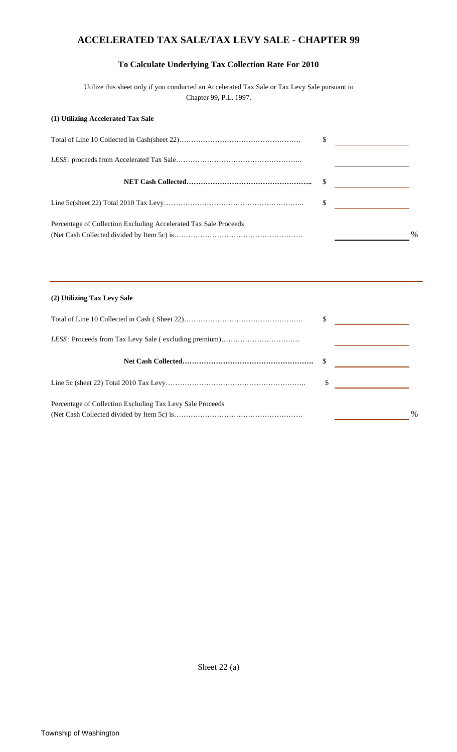# ACCELERATED TAX SALE/TAX LEVY SALE - CHAPTER 99

## To Calculate Underlying Tax Collection Rate For 2010

Utilize this sheet only if you conducted an Accelerated Tax Sale or Tax Levy Sale pursuant to Chapter 99, P.L. 1997.

**(1) Utilizing Accelerated Tax Sale**

| | | |
|---|---|---|
| Total of Line 10 Collected in Cash(sheet 22)…………………………………………… | $ | |
| *LESS*: proceeds from Accelerated Tax Sale…………………………………………….. | | |
| **NET Cash Collected……………………………………………..** | $ | |
| Line 5c(sheet 22) Total 2010 Tax Levy………………………………………………….. | $ | |
| Percentage of Collection Excluding Accelerated Tax Sale Proceeds (Net Cash Collected divided by Item 5c) is……………………………………………… | | % |

**(2) Utilizing Tax Levy Sale**

| | | |
|---|---|---|
| Total of Line 10 Collected in Cash ( Sheet 22)………………………………………….. | $ | |
| *LESS*: Proceeds from Tax Levy Sale ( excluding premium)…………………………… | | |
| **Net Cash Collected……………………………………………….** | $ | |
| Line 5c (sheet 22) Total 2010 Tax Levy………………………………………………….. | $ | |
| Percentage of Collection Excluding Tax Levy Sale Proceeds (Net Cash Collected divided by Item 5c) is……………………………………………… | | % |

Sheet 22 (a)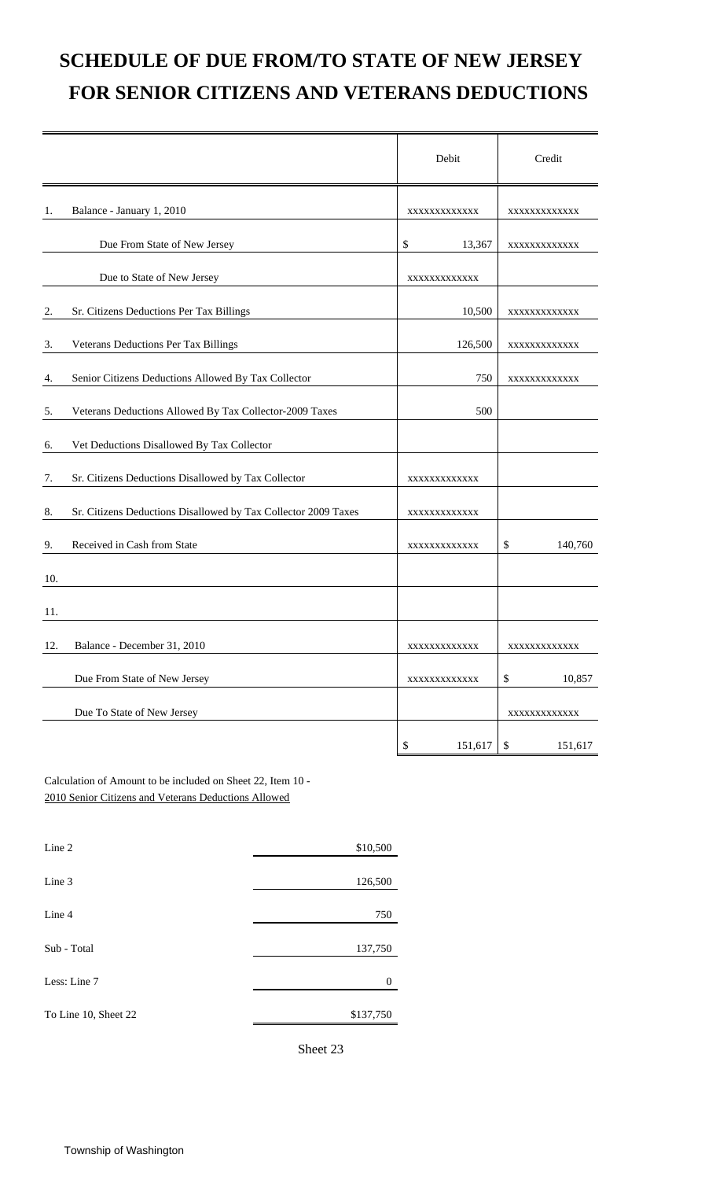# SCHEDULE OF DUE FROM/TO STATE OF NEW JERSEY FOR SENIOR CITIZENS AND VETERANS DEDUCTIONS

| | | Debit | Credit |
|---|---|---|---|
| 1. | Balance - January 1, 2010 | XXXXXXXXXXXX | XXXXXXXXXXXX |
| | Due From State of New Jersey | $ 13,367 | XXXXXXXXXXXX |
| | Due to State of New Jersey | XXXXXXXXXXXX | |
| 2. | Sr. Citizens Deductions Per Tax Billings | 10,500 | XXXXXXXXXXXX |
| 3. | Veterans Deductions Per Tax Billings | 126,500 | XXXXXXXXXXXX |
| 4. | Senior Citizens Deductions Allowed By Tax Collector | 750 | XXXXXXXXXXXX |
| 5. | Veterans Deductions Allowed By Tax Collector-2009 Taxes | 500 | |
| 6. | Vet Deductions Disallowed By Tax Collector | | |
| 7. | Sr. Citizens Deductions Disallowed by Tax Collector | XXXXXXXXXXXX | |
| 8. | Sr. Citizens Deductions Disallowed by Tax Collector 2009 Taxes | XXXXXXXXXXXX | |
| 9. | Received in Cash from State | XXXXXXXXXXXX | $ 140,760 |
| 10. | | | |
| 11. | | | |
| 12. | Balance - December 31, 2010 | XXXXXXXXXXXX | XXXXXXXXXXXX |
| | Due From State of New Jersey | XXXXXXXXXXXX | $ 10,857 |
| | Due To State of New Jersey | | XXXXXXXXXXXX |
| | | $ 151,617 | $ 151,617 |

Calculation of Amount to be included on Sheet 22, Item 10 -
2010 Senior Citizens and Veterans Deductions Allowed

| | |
|---|---|
| Line 2 | $10,500 |
| Line 3 | 126,500 |
| Line 4 | 750 |
| Sub - Total | 137,750 |
| Less: Line 7 | 0 |
| To Line 10, Sheet 22 | $137,750 |

Sheet 23

Township of Washington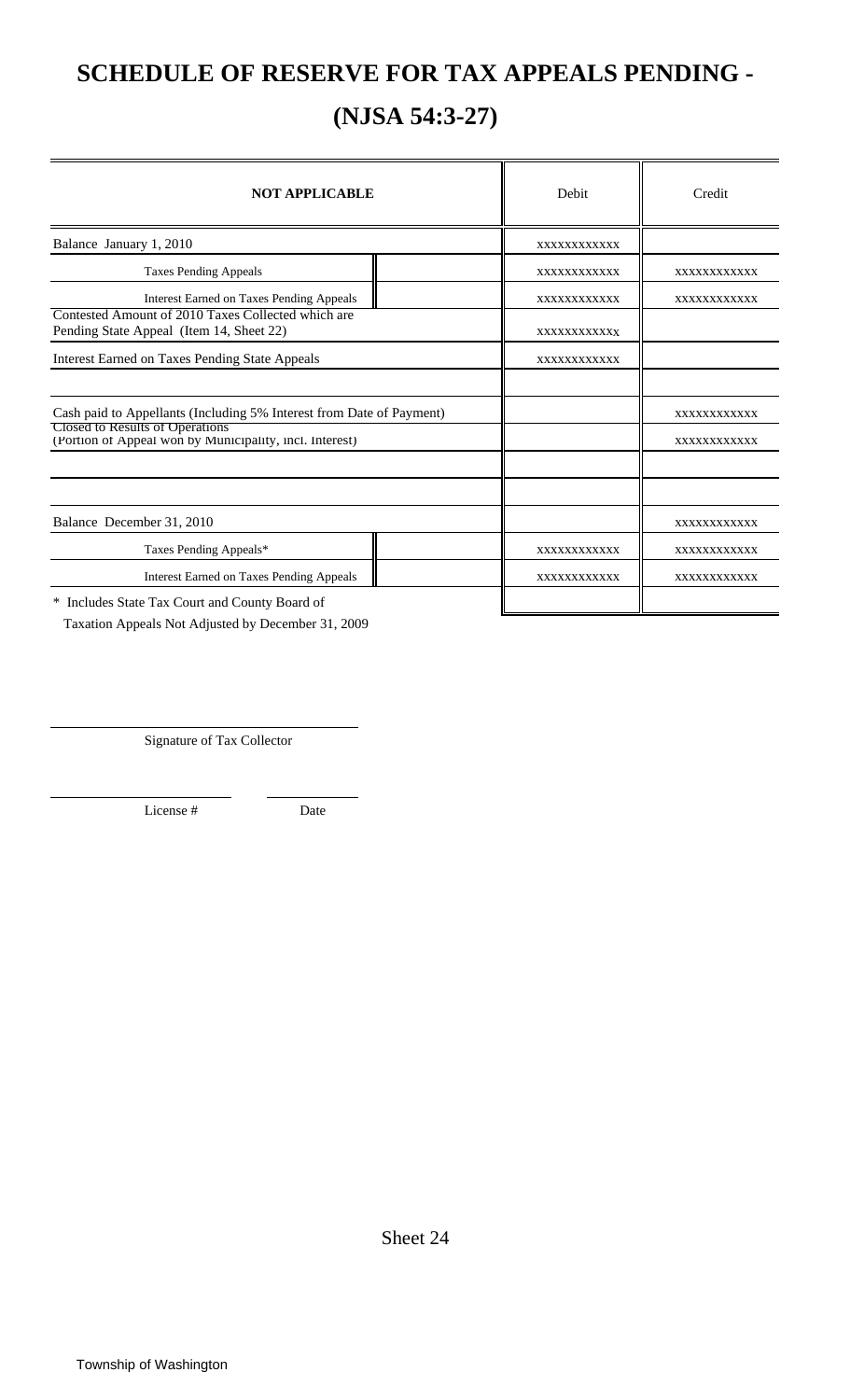# SCHEDULE OF RESERVE FOR TAX APPEALS PENDING -

# (NJSA 54:3-27)

| NOT APPLICABLE | | Debit | Credit |
|---|---|---|---|
| Balance January 1, 2010 | | xxxxxxxxxxxx | |
| Taxes Pending Appeals | | xxxxxxxxxxxx | xxxxxxxxxxxx |
| Interest Earned on Taxes Pending Appeals | | xxxxxxxxxxxx | xxxxxxxxxxxx |
| Contested Amount of 2010 Taxes Collected which are Pending State Appeal (Item 14, Sheet 22) | | xxxxxxxxxxxx | |
| Interest Earned on Taxes Pending State Appeals | | xxxxxxxxxxxx | |
| | | | |
| Cash paid to Appellants (Including 5% Interest from Date of Payment) | | | xxxxxxxxxxxx |
| Closed to Results of Operations (Portion of Appeal won by Municipality, incl. Interest) | | | xxxxxxxxxxxx |
| | | | |
| | | | |
| Balance December 31, 2010 | | | xxxxxxxxxxxx |
| Taxes Pending Appeals* | | xxxxxxxxxxxx | xxxxxxxxxxxx |
| Interest Earned on Taxes Pending Appeals | | xxxxxxxxxxxx | xxxxxxxxxxxx |
| | | | |

\* Includes State Tax Court and County Board of Taxation Appeals Not Adjusted by December 31, 2009

Signature of Tax Collector

License # Date

Sheet 24

Township of Washington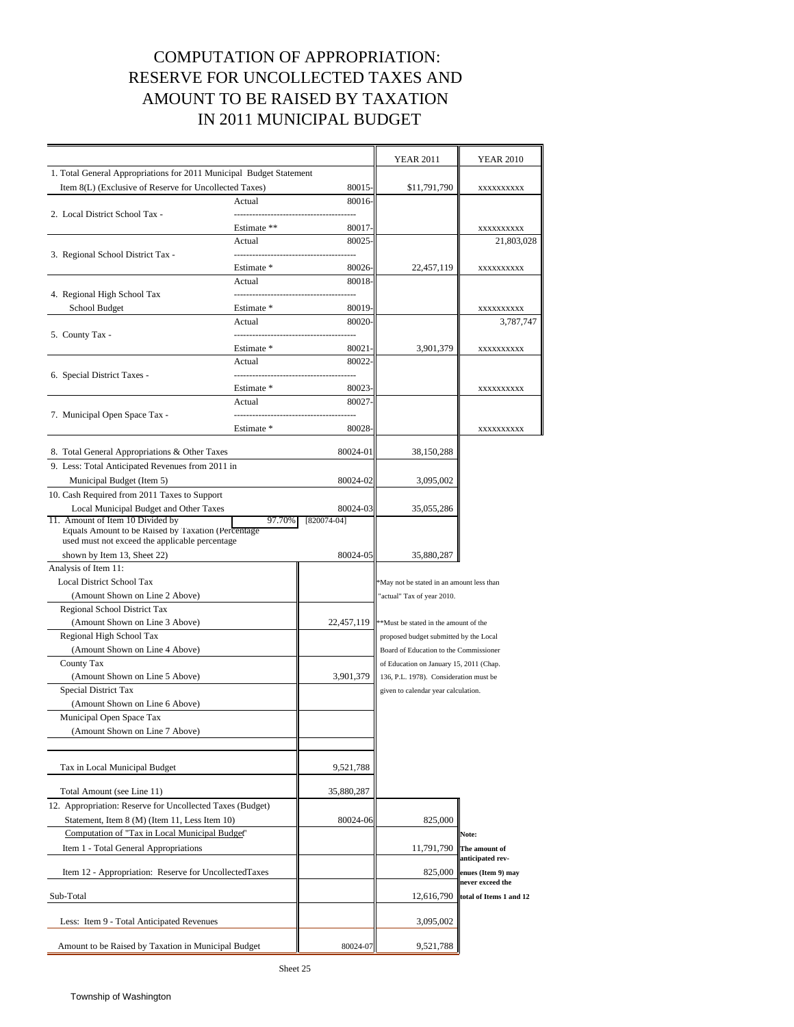# COMPUTATION OF APPROPRIATION: RESERVE FOR UNCOLLECTED TAXES AND AMOUNT TO BE RAISED BY TAXATION IN 2011 MUNICIPAL BUDGET

| | | | YEAR 2011 | YEAR 2010 |
|---|---|---|---|---|
| 1. Total General Appropriations for 2011 Municipal Budget Statement Item 8(L) (Exclusive of Reserve for Uncollected Taxes) | | 80015- | $11,791,790 | xxxxxxxxxx |
| 2. Local District School Tax - | Actual | 80016- | | |
| | Estimate ** | 80017- | | xxxxxxxxxx |
| 3. Regional School District Tax - | Actual | 80025- | | 21,803,028 |
| | Estimate * | 80026- | 22,457,119 | xxxxxxxxxx |
| 4. Regional High School Tax School Budget | Actual | 80018- | | |
| | Estimate * | 80019- | | xxxxxxxxxx |
| 5. County Tax - | Actual | 80020- | | 3,787,747 |
| | Estimate * | 80021- | 3,901,379 | xxxxxxxxxx |
| 6. Special District Taxes - | Actual | 80022- | | |
| | Estimate * | 80023- | | xxxxxxxxxx |
| 7. Municipal Open Space Tax - | Actual | 80027- | | |
| | Estimate * | 80028- | | xxxxxxxxxx |
| 8. Total General Appropriations & Other Taxes | | 80024-01 | 38,150,288 | |
| 9. Less: Total Anticipated Revenues from 2011 in Municipal Budget (Item 5) | | 80024-02 | 3,095,002 | |
| 10. Cash Required from 2011 Taxes to Support Local Municipal Budget and Other Taxes | | 80024-03 | 35,055,286 | |
| 11. Amount of Item 10 Divided by | 97.70% | [820074-04] | | |
| Equals Amount to be Raised by Taxation (Percentage used must not exceed the applicable percentage shown by Item 13, Sheet 22) | | 80024-05 | 35,880,287 | |

| Analysis of Item 11: | | |
|---|---|---|
| Local District School Tax (Amount Shown on Line 2 Above) | | |
| Regional School District Tax (Amount Shown on Line 3 Above) | 22,457,119 | |
| Regional High School Tax (Amount Shown on Line 4 Above) | | |
| County Tax (Amount Shown on Line 5 Above) | 3,901,379 | |
| Special District Tax (Amount Shown on Line 6 Above) | | |
| Municipal Open Space Tax (Amount Shown on Line 7 Above) | | |
| Tax in Local Municipal Budget | 9,521,788 | |
| Total Amount (see Line 11) | 35,880,287 | |
| 12. Appropriation: Reserve for Uncollected Taxes (Budget) Statement, Item 8 (M) (Item 11, Less Item 10) | 80024-06 | 825,000 |
| Computation of "Tax in Local Municipal Budget" | | |
| Item 1 - Total General Appropriations | | 11,791,790 |
| Item 12 - Appropriation: Reserve for Uncollected Taxes | | 825,000 |
| Sub-Total | | 12,616,790 |
| Less: Item 9 - Total Anticipated Revenues | | 3,095,002 |
| Amount to be Raised by Taxation in Municipal Budget | 80024-07 | 9,521,788 |

*May not be stated in an amount less than "actual" Tax of year 2010.

**Must be stated in the amount of the proposed budget submitted by the Local Board of Education to the Commissioner of Education on January 15, 2011 (Chap. 136, P.L. 1978). Consideration must be given to calendar year calculation.

**Note: The amount of anticipated revenues (Item 9) may never exceed the total of Items 1 and 12**

Sheet 25

Township of Washington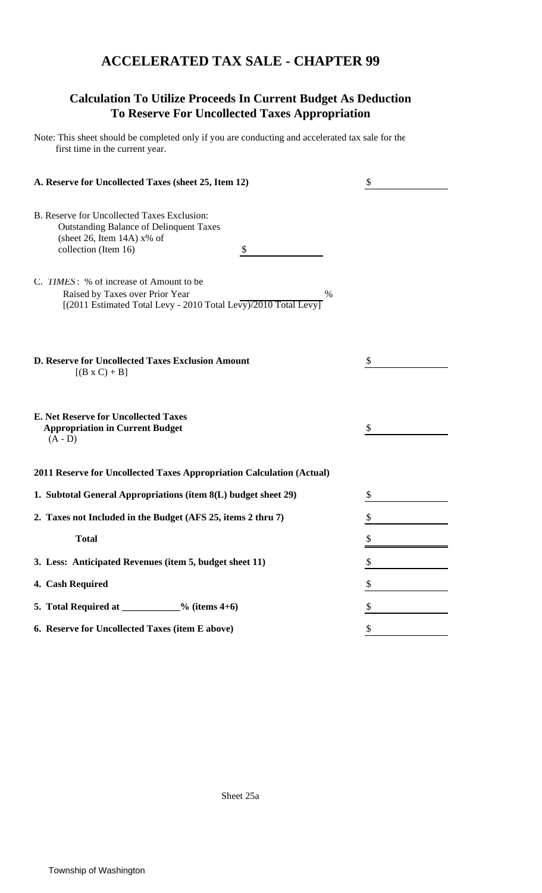# ACCELERATED TAX SALE - CHAPTER 99

## Calculation To Utilize Proceeds In Current Budget As Deduction To Reserve For Uncollected Taxes Appropriation

Note: This sheet should be completed only if you are conducting and accelerated tax sale for the first time in the current year.

| | | |
|---|---|---|
| **A. Reserve for Uncollected Taxes (sheet 25, Item 12)** | | $ |
| B. Reserve for Uncollected Taxes Exclusion: Outstanding Balance of Delinquent Taxes (sheet 26, Item 14A) x% of collection (Item 16) | $ | |
| C. *TIMES*: % of increase of Amount to be Raised by Taxes over Prior Year [(2011 Estimated Total Levy - 2010 Total Levy)/2010 Total Levy] | % | |
| **D. Reserve for Uncollected Taxes Exclusion Amount** [(B x C) + B] | | $ |
| **E. Net Reserve for Uncollected Taxes Appropriation in Current Budget** (A - D) | | $ |

**2011 Reserve for Uncollected Taxes Appropriation Calculation (Actual)**

| | |
|---|---|
| **1. Subtotal General Appropriations (item 8(L) budget sheet 29)** | $ |
| **2. Taxes not Included in the Budget (AFS 25, items 2 thru 7)** | $ |
| **Total** | $ |
| **3. Less: Anticipated Revenues (item 5, budget sheet 11)** | $ |
| **4. Cash Required** | $ |
| **5. Total Required at \_\_\_\_\_\_\_\_\_\_\_\_% (items 4+6)** | $ |
| **6. Reserve for Uncollected Taxes (item E above)** | $ |

Sheet 25a

Township of Washington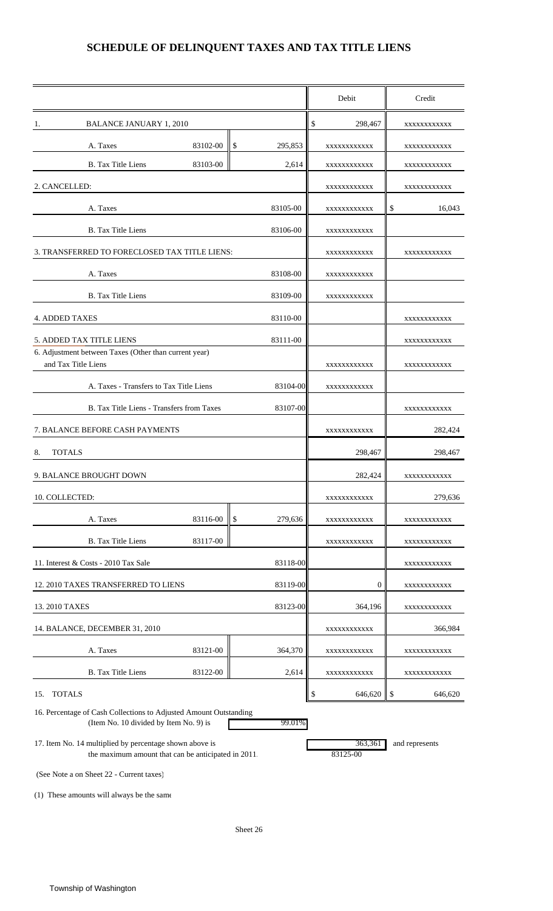# SCHEDULE OF DELINQUENT TAXES AND TAX TITLE LIENS

| | | | Debit | Credit |
|---|---|---|---|---|
| 1. BALANCE JANUARY 1, 2010 | | | $ 298,467 | xxxxxxxxxxxx |
| A. Taxes | 83102-00 | $ 295,853 | xxxxxxxxxxxx | xxxxxxxxxxxx |
| B. Tax Title Liens | 83103-00 | 2,614 | xxxxxxxxxxxx | xxxxxxxxxxxx |
| 2. CANCELLED: | | | xxxxxxxxxxxx | xxxxxxxxxxxx |
| A. Taxes | | 83105-00 | xxxxxxxxxxxx | $ 16,043 |
| B. Tax Title Liens | | 83106-00 | xxxxxxxxxxxx | |
| 3. TRANSFERRED TO FORECLOSED TAX TITLE LIENS: | | | xxxxxxxxxxxx | xxxxxxxxxxxx |
| A. Taxes | | 83108-00 | xxxxxxxxxxxx | |
| B. Tax Title Liens | | 83109-00 | xxxxxxxxxxxx | |
| 4. ADDED TAXES | | 83110-00 | | xxxxxxxxxxxx |
| 5. ADDED TAX TITLE LIENS | | 83111-00 | | xxxxxxxxxxxx |
| 6. Adjustment between Taxes (Other than current year) and Tax Title Liens | | | xxxxxxxxxxxx | xxxxxxxxxxxx |
| A. Taxes - Transfers to Tax Title Liens | | 83104-00 | xxxxxxxxxxxx | |
| B. Tax Title Liens - Transfers from Taxes | | 83107-00 | | xxxxxxxxxxxx |
| 7. BALANCE BEFORE CASH PAYMENTS | | | xxxxxxxxxxxx | 282,424 |
| 8. TOTALS | | | 298,467 | 298,467 |
| 9. BALANCE BROUGHT DOWN | | | 282,424 | xxxxxxxxxxxx |
| 10. COLLECTED: | | | xxxxxxxxxxxx | 279,636 |
| A. Taxes | 83116-00 | $ 279,636 | xxxxxxxxxxxx | xxxxxxxxxxxx |
| B. Tax Title Liens | 83117-00 | | xxxxxxxxxxxx | xxxxxxxxxxxx |
| 11. Interest & Costs - 2010 Tax Sale | | 83118-00 | | xxxxxxxxxxxx |
| 12. 2010 TAXES TRANSFERRED TO LIENS | | 83119-00 | 0 | xxxxxxxxxxxx |
| 13. 2010 TAXES | | 83123-00 | 364,196 | xxxxxxxxxxxx |
| 14. BALANCE, DECEMBER 31, 2010 | | | xxxxxxxxxxxx | 366,984 |
| A. Taxes | 83121-00 | 364,370 | xxxxxxxxxxxx | xxxxxxxxxxxx |
| B. Tax Title Liens | 83122-00 | 2,614 | xxxxxxxxxxxx | xxxxxxxxxxxx |
| 15. TOTALS | | | $ 646,620 | $ 646,620 |

16. Percentage of Cash Collections to Adjusted Amount Outstanding (Item No. 10 divided by Item No. 9) is 99.01%

17. Item No. 14 multiplied by percentage shown above is 363,361 and represents the maximum amount that can be anticipated in 2011. 83125-00

(See Note a on Sheet 22 - Current taxes)

(1) These amounts will always be the same

Township of Washington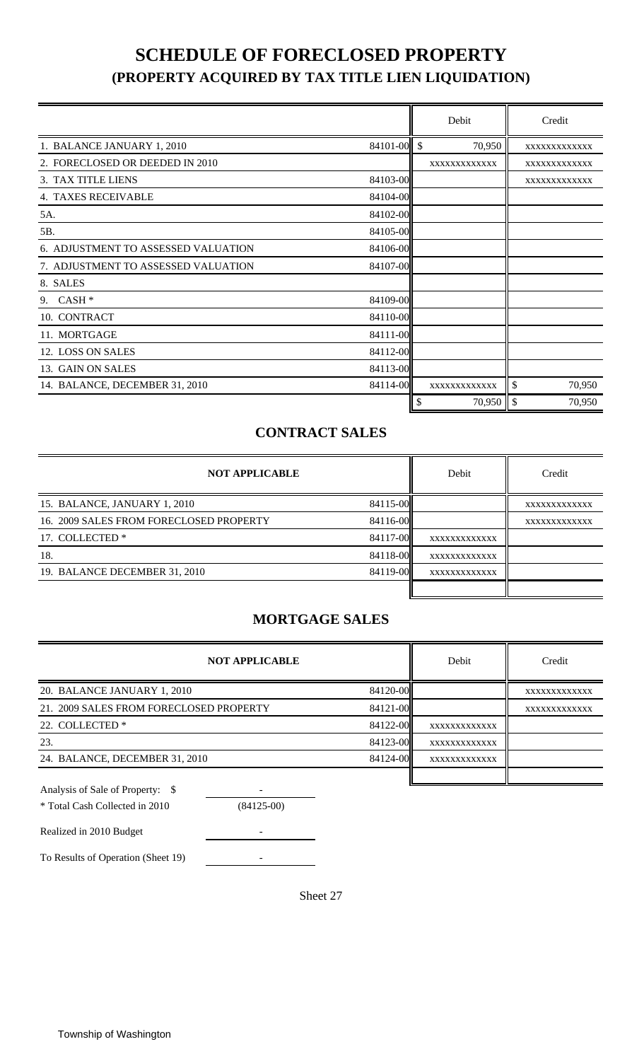# SCHEDULE OF FORECLOSED PROPERTY
## (PROPERTY ACQUIRED BY TAX TITLE LIEN LIQUIDATION)

| | | Debit | Credit |
|---|---|---|---|
| 1. BALANCE JANUARY 1, 2010 | 84101-00 | $ 70,950 | XXXXXXXXXXXX |
| 2. FORECLOSED OR DEEDED IN 2010 | | XXXXXXXXXXXX | XXXXXXXXXXXX |
| 3. TAX TITLE LIENS | 84103-00 | | XXXXXXXXXXXX |
| 4. TAXES RECEIVABLE | 84104-00 | | |
| 5A. | 84102-00 | | |
| 5B. | 84105-00 | | |
| 6. ADJUSTMENT TO ASSESSED VALUATION | 84106-00 | | |
| 7. ADJUSTMENT TO ASSESSED VALUATION | 84107-00 | | |
| 8. SALES | | | |
| 9. CASH * | 84109-00 | | |
| 10. CONTRACT | 84110-00 | | |
| 11. MORTGAGE | 84111-00 | | |
| 12. LOSS ON SALES | 84112-00 | | |
| 13. GAIN ON SALES | 84113-00 | | |
| 14. BALANCE, DECEMBER 31, 2010 | 84114-00 | XXXXXXXXXXXX | $ 70,950 |
| | | $ 70,950 | $ 70,950 |

## CONTRACT SALES

| NOT APPLICABLE | | Debit | Credit |
|---|---|---|---|
| 15. BALANCE, JANUARY 1, 2010 | 84115-00 | | XXXXXXXXXXXX |
| 16. 2009 SALES FROM FORECLOSED PROPERTY | 84116-00 | | XXXXXXXXXXXX |
| 17. COLLECTED * | 84117-00 | XXXXXXXXXXXX | |
| 18. | 84118-00 | XXXXXXXXXXXX | |
| 19. BALANCE DECEMBER 31, 2010 | 84119-00 | XXXXXXXXXXXX | |
| | | | |

## MORTGAGE SALES

| NOT APPLICABLE | | Debit | Credit |
|---|---|---|---|
| 20. BALANCE JANUARY 1, 2010 | 84120-00 | | XXXXXXXXXXXX |
| 21. 2009 SALES FROM FORECLOSED PROPERTY | 84121-00 | | XXXXXXXXXXXX |
| 22. COLLECTED * | 84122-00 | XXXXXXXXXXXX | |
| 23. | 84123-00 | XXXXXXXXXXXX | |
| 24. BALANCE, DECEMBER 31, 2010 | 84124-00 | XXXXXXXXXXXX | |
| | | | |

Analysis of Sale of Property: $ -

* Total Cash Collected in 2010 (84125-00)

Realized in 2010 Budget -

To Results of Operation (Sheet 19) -

Sheet 27

Township of Washington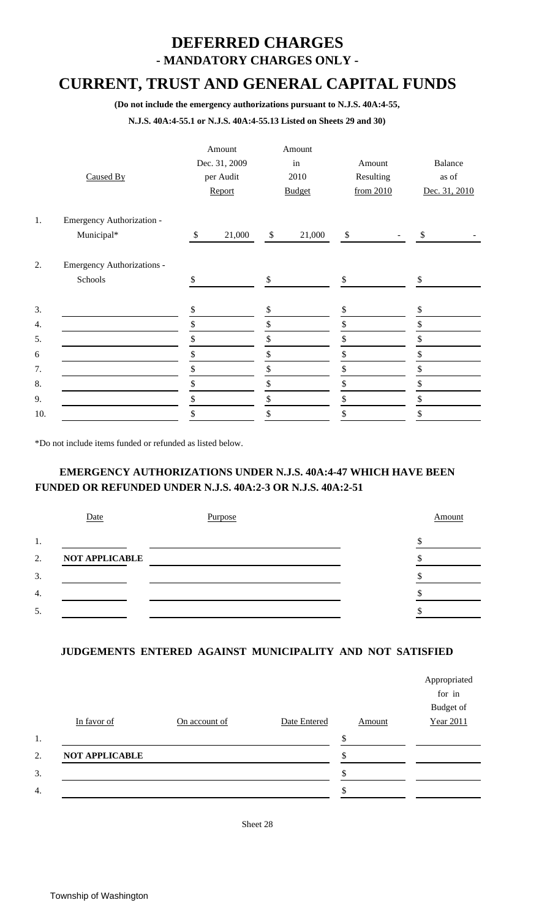# DEFERRED CHARGES
## - MANDATORY CHARGES ONLY -

# CURRENT, TRUST AND GENERAL CAPITAL FUNDS

**(Do not include the emergency authorizations pursuant to N.J.S. 40A:4-55, N.J.S. 40A:4-55.1 or N.J.S. 40A:4-55.13 Listed on Sheets 29 and 30)**

| | Caused By | Amount Dec. 31, 2009 per Audit Report | Amount in 2010 Budget | Amount Resulting from 2010 | Balance as of Dec. 31, 2010 |
|---|---|---|---|---|---|
| 1. | Emergency Authorization - Municipal* | $ 21,000 | $ 21,000 | $ - | $ - |
| 2. | Emergency Authorizations - Schools | $ | $ | $ | $ |
| 3. | | $ | $ | $ | $ |
| 4. | | $ | $ | $ | $ |
| 5. | | $ | $ | $ | $ |
| 6 | | $ | $ | $ | $ |
| 7. | | $ | $ | $ | $ |
| 8. | | $ | $ | $ | $ |
| 9. | | $ | $ | $ | $ |
| 10. | | $ | $ | $ | $ |

*Do not include items funded or refunded as listed below.

### EMERGENCY AUTHORIZATIONS UNDER N.J.S. 40A:4-47 WHICH HAVE BEEN FUNDED OR REFUNDED UNDER N.J.S. 40A:2-3 OR N.J.S. 40A:2-51

| | Date | Purpose | Amount |
|---|---|---|---|
| 1. | | | $ |
| 2. | NOT APPLICABLE | | $ |
| 3. | | | $ |
| 4. | | | $ |
| 5. | | | $ |

### JUDGEMENTS ENTERED AGAINST MUNICIPALITY AND NOT SATISFIED

| | In favor of | On account of | Date Entered | Amount | Appropriated for in Budget of Year 2011 |
|---|---|---|---|---|---|
| 1. | | | | $ | |
| 2. | NOT APPLICABLE | | | $ | |
| 3. | | | | $ | |
| 4. | | | | $ | |

Sheet 28

Township of Washington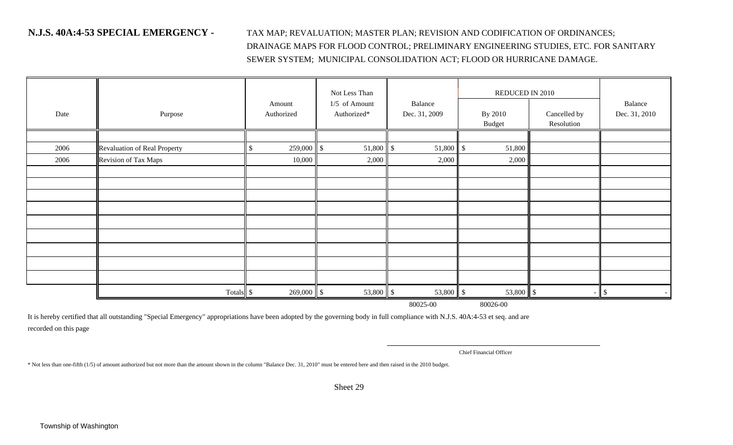**N.J.S. 40A:4-53 SPECIAL EMERGENCY -** TAX MAP; REVALUATION; MASTER PLAN; REVISION AND CODIFICATION OF ORDINANCES; DRAINAGE MAPS FOR FLOOD CONTROL; PRELIMINARY ENGINEERING STUDIES, ETC. FOR SANITARY SEWER SYSTEM; MUNICIPAL CONSOLIDATION ACT; FLOOD OR HURRICANE DAMAGE.

| Date | Purpose | Amount Authorized | Not Less Than 1/5 of Amount Authorized* | Balance Dec. 31, 2009 | REDUCED IN 2010 | | Balance Dec. 31, 2010 |
|---|---|---|---|---|---|---|---|
| | | | | | By 2010 Budget | Cancelled by Resolution | |
| 2006 | Revaluation of Real Property | $ 259,000 | $ 51,800 | $ 51,800 | $ 51,800 | | |
| 2006 | Revision of Tax Maps | 10,000 | 2,000 | 2,000 | 2,000 | | |
| | Totals | $ 269,000 | $ 53,800 | $ 53,800 | $ 53,800 | $ - | $ - |
| | | | | 80025-00 | 80026-00 | | |

It is hereby certified that all outstanding "Special Emergency" appropriations have been adopted by the governing body in full compliance with N.J.S. 40A:4-53 et seq. and are recorded on this page

Chief Financial Officer

\* Not less than one-fifth (1/5) of amount authorized but not more than the amount shown in the column "Balance Dec. 31, 2010" must be entered here and then raised in the 2010 budget.

Sheet 29

Township of Washington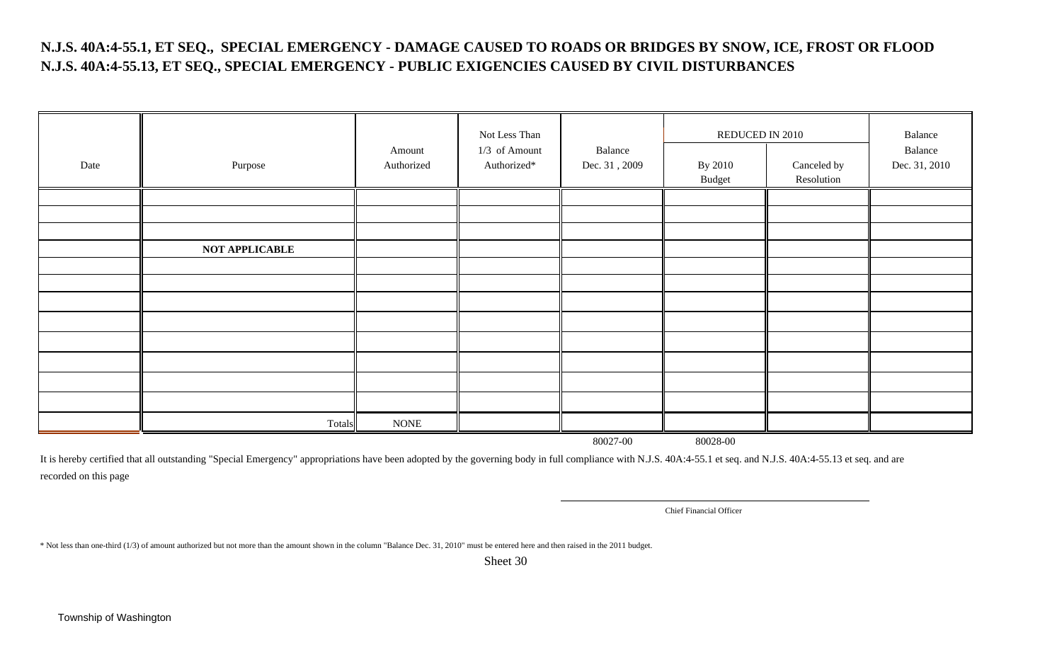**N.J.S. 40A:4-55.1, ET SEQ., SPECIAL EMERGENCY - DAMAGE CAUSED TO ROADS OR BRIDGES BY SNOW, ICE, FROST OR FLOOD**
**N.J.S. 40A:4-55.13, ET SEQ., SPECIAL EMERGENCY - PUBLIC EXIGENCIES CAUSED BY CIVIL DISTURBANCES**

| Date | Purpose | Amount Authorized | Not Less Than 1/3 of Amount Authorized* | Balance Dec. 31 , 2009 | REDUCED IN 2010 | | Balance Dec. 31, 2010 |
|---|---|---|---|---|---|---|---|
| | | | | | By 2010 Budget | Canceled by Resolution | |
| | | | | | | | |
| | | | | | | | |
| | | | | | | | |
| | **NOT APPLICABLE** | | | | | | |
| | | | | | | | |
| | | | | | | | |
| | | | | | | | |
| | | | | | | | |
| | | | | | | | |
| | | | | | | | |
| | | | | | | | |
| | | | | | | | |
| | Totals | NONE | | | | | |
| | | | | 80027-00 | 80028-00 | | |

It is hereby certified that all outstanding "Special Emergency" appropriations have been adopted by the governing body in full compliance with N.J.S. 40A:4-55.1 et seq. and N.J.S. 40A:4-55.13 et seq. and are recorded on this page

Chief Financial Officer

* Not less than one-third (1/3) of amount authorized but not more than the amount shown in the column "Balance Dec. 31, 2010" must be entered here and then raised in the 2011 budget.

Sheet 30

Township of Washington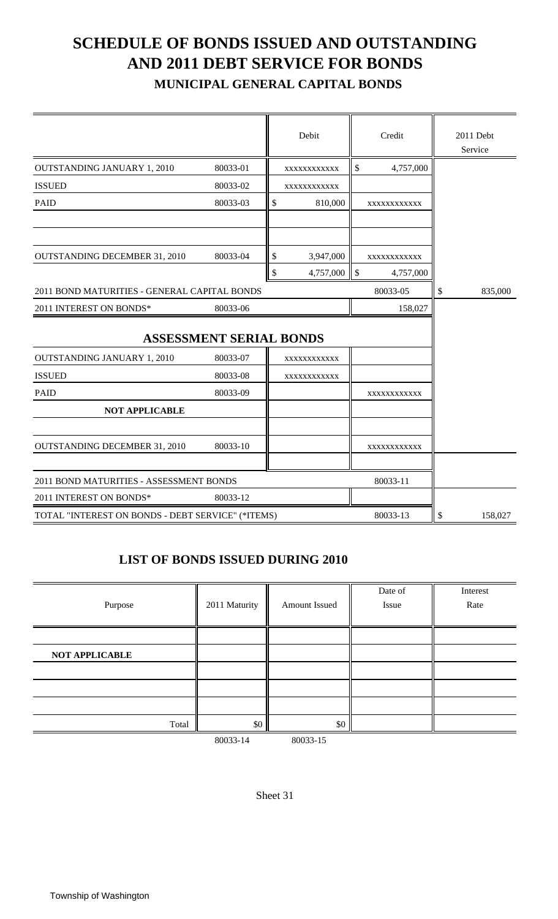# SCHEDULE OF BONDS ISSUED AND OUTSTANDING AND 2011 DEBT SERVICE FOR BONDS

## MUNICIPAL GENERAL CAPITAL BONDS

| | | Debit | Credit | 2011 Debt Service |
|---|---|---|---|---|
| OUTSTANDING JANUARY 1, 2010 | 80033-01 | XXXXXXXXXXX | $ 4,757,000 | |
| ISSUED | 80033-02 | XXXXXXXXXXX | | |
| PAID | 80033-03 | $ 810,000 | XXXXXXXXXXX | |
| | | | | |
| | | | | |
| OUTSTANDING DECEMBER 31, 2010 | 80033-04 | $ 3,947,000 | XXXXXXXXXXX | |
| | | $ 4,757,000 | $ 4,757,000 | |
| 2011 BOND MATURITIES - GENERAL CAPITAL BONDS | | | 80033-05 | $ 835,000 |
| 2011 INTEREST ON BONDS* | 80033-06 | | 158,027 | |
| **ASSESSMENT SERIAL BONDS** | | | | |
| OUTSTANDING JANUARY 1, 2010 | 80033-07 | XXXXXXXXXXX | | |
| ISSUED | 80033-08 | XXXXXXXXXXX | | |
| PAID | 80033-09 | | XXXXXXXXXXX | |
| **NOT APPLICABLE** | | | | |
| | | | | |
| OUTSTANDING DECEMBER 31, 2010 | 80033-10 | | XXXXXXXXXXX | |
| | | | | |
| 2011 BOND MATURITIES - ASSESSMENT BONDS | | | 80033-11 | |
| 2011 INTEREST ON BONDS* | 80033-12 | | | |
| TOTAL "INTEREST ON BONDS - DEBT SERVICE" (*ITEMS) | | | 80033-13 | $ 158,027 |

## LIST OF BONDS ISSUED DURING 2010

| Purpose | 2011 Maturity | Amount Issued | Date of Issue | Interest Rate |
|---|---|---|---|---|
| | | | | |
| **NOT APPLICABLE** | | | | |
| | | | | |
| | | | | |
| | | | | |
| Total | $0 | $0 | | |
| | 80033-14 | 80033-15 | | |

Sheet 31

Township of Washington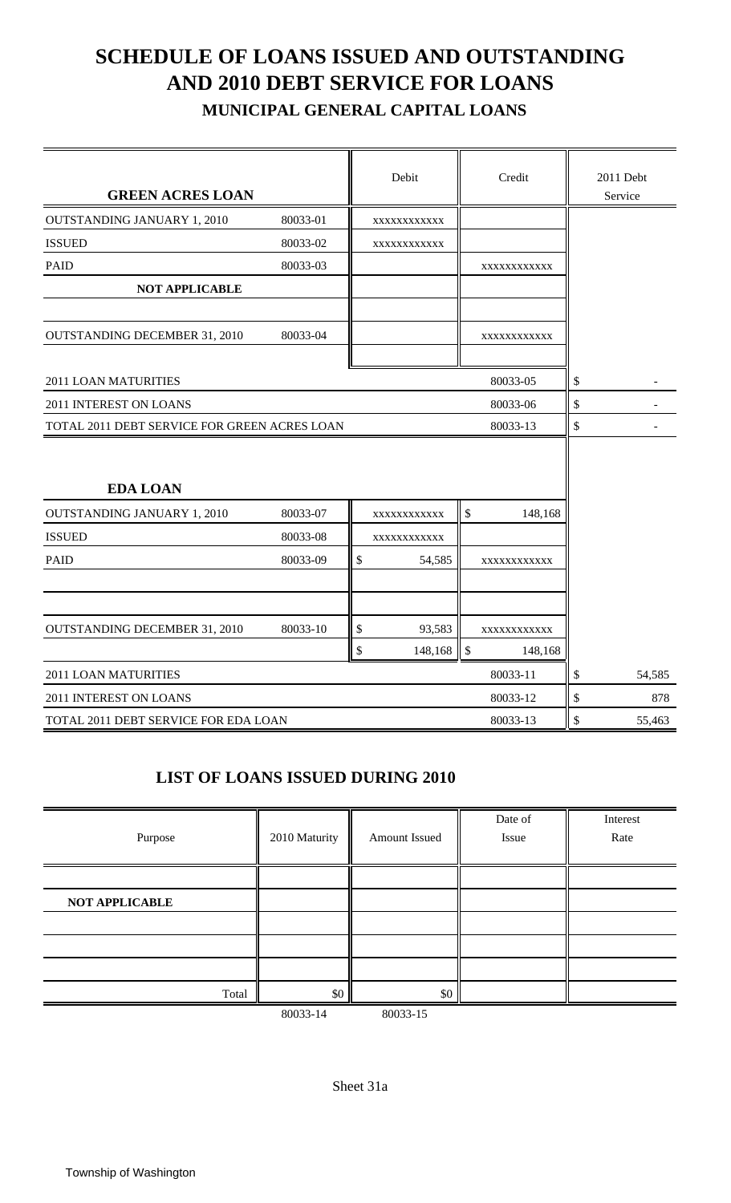# SCHEDULE OF LOANS ISSUED AND OUTSTANDING AND 2010 DEBT SERVICE FOR LOANS

## MUNICIPAL GENERAL CAPITAL LOANS

| GREEN ACRES LOAN | | Debit | Credit | 2011 Debt Service |
|---|---|---|---|---|
| OUTSTANDING JANUARY 1, 2010 | 80033-01 | xxxxxxxxxxx | | |
| ISSUED | 80033-02 | xxxxxxxxxxx | | |
| PAID | 80033-03 | | xxxxxxxxxxx | |
| **NOT APPLICABLE** | | | | |
| | | | | |
| OUTSTANDING DECEMBER 31, 2010 | 80033-04 | | xxxxxxxxxxx | |
| | | | | |
| 2011 LOAN MATURITIES | | | 80033-05 | $ - |
| 2011 INTEREST ON LOANS | | | 80033-06 | $ - |
| TOTAL 2011 DEBT SERVICE FOR GREEN ACRES LOAN | | | 80033-13 | $ - |

| EDA LOAN | | Debit | Credit | 2011 Debt Service |
|---|---|---|---|---|
| OUTSTANDING JANUARY 1, 2010 | 80033-07 | xxxxxxxxxxx | $ 148,168 | |
| ISSUED | 80033-08 | xxxxxxxxxxx | | |
| PAID | 80033-09 | $ 54,585 | xxxxxxxxxxx | |
| | | | | |
| | | | | |
| OUTSTANDING DECEMBER 31, 2010 | 80033-10 | $ 93,583 | xxxxxxxxxxx | |
| | | $ 148,168 | $ 148,168 | |
| 2011 LOAN MATURITIES | | | 80033-11 | $ 54,585 |
| 2011 INTEREST ON LOANS | | | 80033-12 | $ 878 |
| TOTAL 2011 DEBT SERVICE FOR EDA LOAN | | | 80033-13 | $ 55,463 |

## LIST OF LOANS ISSUED DURING 2010

| Purpose | 2010 Maturity | Amount Issued | Date of Issue | Interest Rate |
|---|---|---|---|---|
| | | | | |
| **NOT APPLICABLE** | | | | |
| | | | | |
| | | | | |
| | | | | |
| Total | $0 | $0 | | |
| | 80033-14 | 80033-15 | | |

Sheet 31a

Township of Washington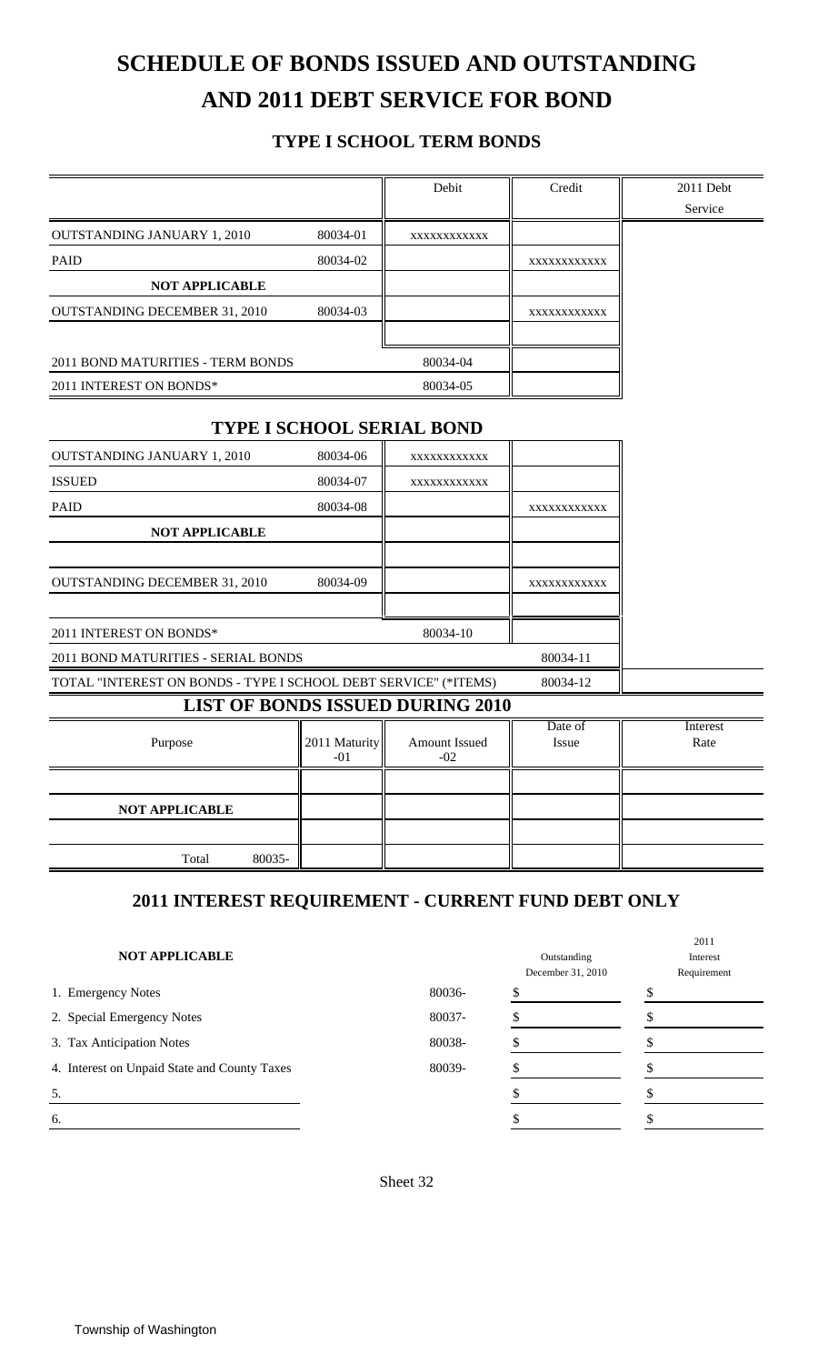# SCHEDULE OF BONDS ISSUED AND OUTSTANDING AND 2011 DEBT SERVICE FOR BOND

### TYPE I SCHOOL TERM BONDS

| | | Debit | Credit | 2011 Debt Service |
|---|---|---|---|---|
| OUTSTANDING JANUARY 1, 2010 | 80034-01 | XXXXXXXXXXXX | | |
| PAID | 80034-02 | | XXXXXXXXXXXX | |
| **NOT APPLICABLE** | | | | |
| OUTSTANDING DECEMBER 31, 2010 | 80034-03 | | XXXXXXXXXXXX | |
| | | | | |
| 2011 BOND MATURITIES - TERM BONDS | | 80034-04 | | |
| 2011 INTEREST ON BONDS* | | 80034-05 | | |

### TYPE I SCHOOL SERIAL BOND

| | | | | |
|---|---|---|---|---|
| OUTSTANDING JANUARY 1, 2010 | 80034-06 | XXXXXXXXXXXX | | |
| ISSUED | 80034-07 | XXXXXXXXXXXX | | |
| PAID | 80034-08 | | XXXXXXXXXXXX | |
| **NOT APPLICABLE** | | | | |
| | | | | |
| OUTSTANDING DECEMBER 31, 2010 | 80034-09 | | XXXXXXXXXXXX | |
| | | | | |
| 2011 INTEREST ON BONDS* | | 80034-10 | | |
| 2011 BOND MATURITIES - SERIAL BONDS | | | 80034-11 | |
| TOTAL "INTEREST ON BONDS - TYPE I SCHOOL DEBT SERVICE" (*ITEMS) | | | 80034-12 | |

### LIST OF BONDS ISSUED DURING 2010

| Purpose | 2011 Maturity -01 | Amount Issued -02 | Date of Issue | Interest Rate |
|---|---|---|---|---|
| | | | | |
| **NOT APPLICABLE** | | | | |
| | | | | |
| Total 80035- | | | | |

## 2011 INTEREST REQUIREMENT - CURRENT FUND DEBT ONLY

**NOT APPLICABLE**

| | | Outstanding December 31, 2010 | 2011 Interest Requirement |
|---|---|---|---|
| 1. Emergency Notes | 80036- | $ | $ |
| 2. Special Emergency Notes | 80037- | $ | $ |
| 3. Tax Anticipation Notes | 80038- | $ | $ |
| 4. Interest on Unpaid State and County Taxes | 80039- | $ | $ |
| 5. | | $ | $ |
| 6. | | $ | $ |

Sheet 32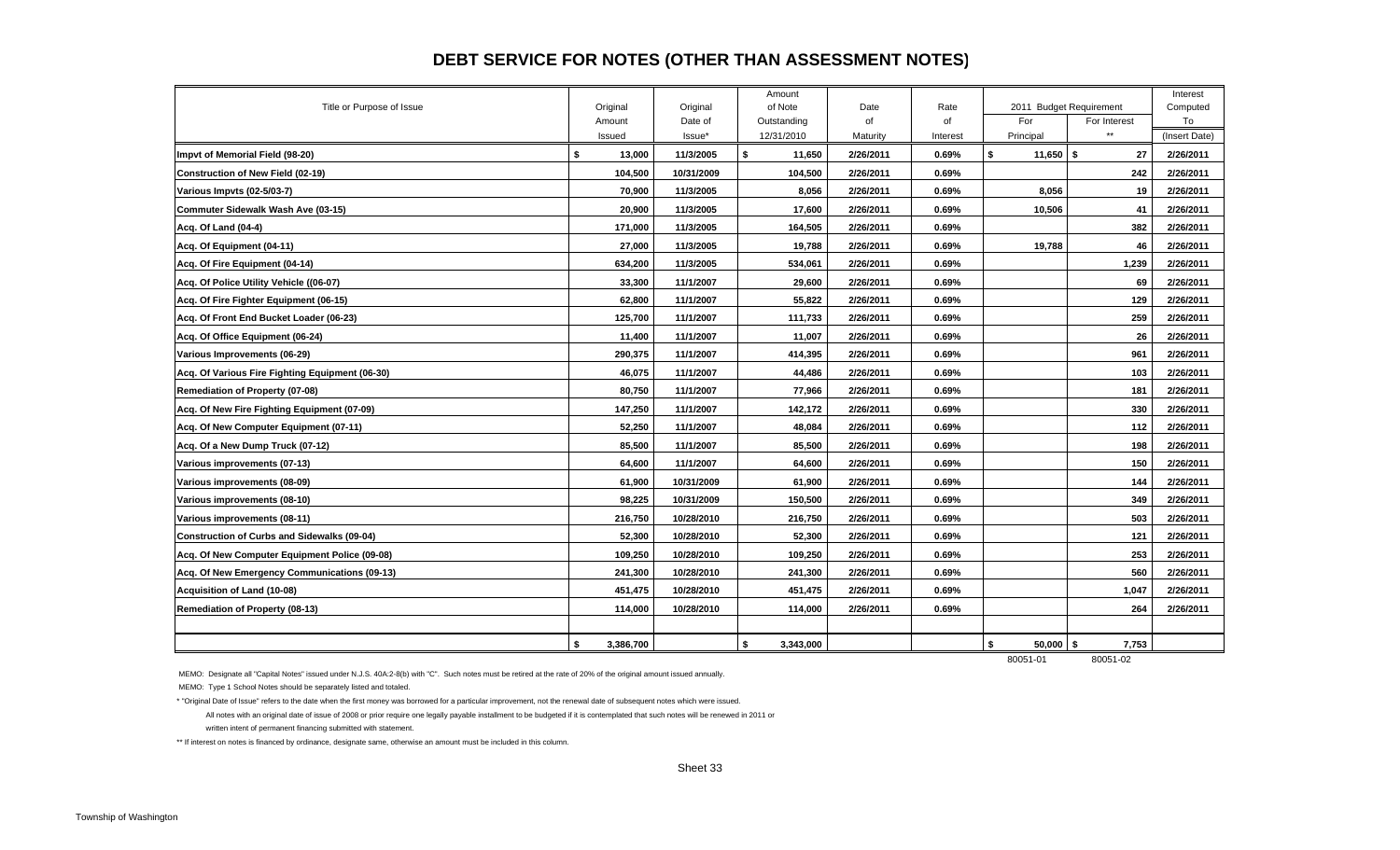# DEBT SERVICE FOR NOTES (OTHER THAN ASSESSMENT NOTES)

| Title or Purpose of Issue | Original Amount Issued | Original Date of Issue* | Amount of Note Outstanding 12/31/2010 | Date of Maturity | Rate of Interest | 2011 Budget Requirement For Principal | 2011 Budget Requirement For Interest ** | Interest Computed To (Insert Date) |
|---|---|---|---|---|---|---|---|---|
| Impvt of Memorial Field (98-20) | $ 13,000 | 11/3/2005 | $ 11,650 | 2/26/2011 | 0.69% | $ 11,650 | $ 27 | 2/26/2011 |
| Construction of New Field (02-19) | 104,500 | 10/31/2009 | 104,500 | 2/26/2011 | 0.69% | | 242 | 2/26/2011 |
| Various Impvts (02-5/03-7) | 70,900 | 11/3/2005 | 8,056 | 2/26/2011 | 0.69% | 8,056 | 19 | 2/26/2011 |
| Commuter Sidewalk Wash Ave (03-15) | 20,900 | 11/3/2005 | 17,600 | 2/26/2011 | 0.69% | 10,506 | 41 | 2/26/2011 |
| Acq. Of Land (04-4) | 171,000 | 11/3/2005 | 164,505 | 2/26/2011 | 0.69% | | 382 | 2/26/2011 |
| Acq. Of Equipment (04-11) | 27,000 | 11/3/2005 | 19,788 | 2/26/2011 | 0.69% | 19,788 | 46 | 2/26/2011 |
| Acq. Of Fire Equipment (04-14) | 634,200 | 11/3/2005 | 534,061 | 2/26/2011 | 0.69% | | 1,239 | 2/26/2011 |
| Acq. Of Police Utility Vehicle ((06-07) | 33,300 | 11/1/2007 | 29,600 | 2/26/2011 | 0.69% | | 69 | 2/26/2011 |
| Acq. Of Fire Fighter Equipment (06-15) | 62,800 | 11/1/2007 | 55,822 | 2/26/2011 | 0.69% | | 129 | 2/26/2011 |
| Acq. Of Front End Bucket Loader (06-23) | 125,700 | 11/1/2007 | 111,733 | 2/26/2011 | 0.69% | | 259 | 2/26/2011 |
| Acq. Of Office Equipment (06-24) | 11,400 | 11/1/2007 | 11,007 | 2/26/2011 | 0.69% | | 26 | 2/26/2011 |
| Various Improvements (06-29) | 290,375 | 11/1/2007 | 414,395 | 2/26/2011 | 0.69% | | 961 | 2/26/2011 |
| Acq. Of Various Fire Fighting Equipment (06-30) | 46,075 | 11/1/2007 | 44,486 | 2/26/2011 | 0.69% | | 103 | 2/26/2011 |
| Remediation of Property (07-08) | 80,750 | 11/1/2007 | 77,966 | 2/26/2011 | 0.69% | | 181 | 2/26/2011 |
| Acq. Of New Fire Fighting Equipment (07-09) | 147,250 | 11/1/2007 | 142,172 | 2/26/2011 | 0.69% | | 330 | 2/26/2011 |
| Acq. Of New Computer Equipment (07-11) | 52,250 | 11/1/2007 | 48,084 | 2/26/2011 | 0.69% | | 112 | 2/26/2011 |
| Acq. Of a New Dump Truck (07-12) | 85,500 | 11/1/2007 | 85,500 | 2/26/2011 | 0.69% | | 198 | 2/26/2011 |
| Various improvements (07-13) | 64,600 | 11/1/2007 | 64,600 | 2/26/2011 | 0.69% | | 150 | 2/26/2011 |
| Various improvements (08-09) | 61,900 | 10/31/2009 | 61,900 | 2/26/2011 | 0.69% | | 144 | 2/26/2011 |
| Various improvements (08-10) | 98,225 | 10/31/2009 | 150,500 | 2/26/2011 | 0.69% | | 349 | 2/26/2011 |
| Various improvements (08-11) | 216,750 | 10/28/2010 | 216,750 | 2/26/2011 | 0.69% | | 503 | 2/26/2011 |
| Construction of Curbs and Sidewalks (09-04) | 52,300 | 10/28/2010 | 52,300 | 2/26/2011 | 0.69% | | 121 | 2/26/2011 |
| Acq. Of New Computer Equipment Police (09-08) | 109,250 | 10/28/2010 | 109,250 | 2/26/2011 | 0.69% | | 253 | 2/26/2011 |
| Acq. Of New Emergency Communications (09-13) | 241,300 | 10/28/2010 | 241,300 | 2/26/2011 | 0.69% | | 560 | 2/26/2011 |
| Acquisition of Land (10-08) | 451,475 | 10/28/2010 | 451,475 | 2/26/2011 | 0.69% | | 1,047 | 2/26/2011 |
| Remediation of Property (08-13) | 114,000 | 10/28/2010 | 114,000 | 2/26/2011 | 0.69% | | 264 | 2/26/2011 |
| | | | | | | | | |
| | $ 3,386,700 | | $ 3,343,000 | | | $ 50,000 | $ 7,753 | |
| | | | | | | 80051-01 | 80051-02 | |

MEMO: Designate all "Capital Notes" issued under N.J.S. 40A:2-8(b) with "C". Such notes must be retired at the rate of 20% of the original amount issued annually.

MEMO: Type 1 School Notes should be separately listed and totaled.

* "Original Date of Issue" refers to the date when the first money was borrowed for a particular improvement, not the renewal date of subsequent notes which were issued.

All notes with an original date of issue of 2008 or prior require one legally payable installment to be budgeted if it is contemplated that such notes will be renewed in 2011 or written intent of permanent financing submitted with statement.

** If interest on notes is financed by ordinance, designate same, otherwise an amount must be included in this column.

Sheet 33

Township of Washington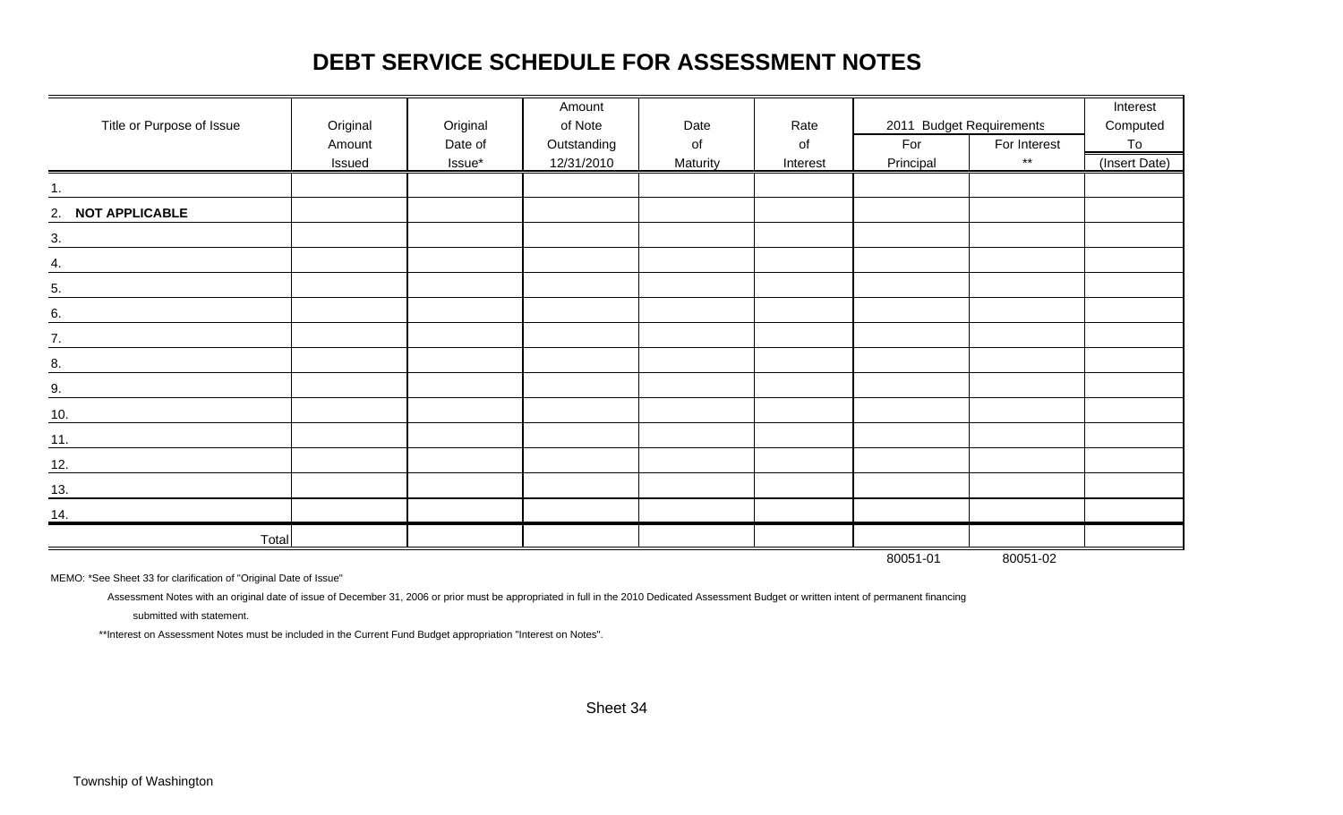# DEBT SERVICE SCHEDULE FOR ASSESSMENT NOTES

| Title or Purpose of Issue | Original Amount Issued | Original Date of Issue* | Amount of Note Outstanding 12/31/2010 | Date of Maturity | Rate of Interest | 2011 Budget Requirements | | Interest Computed To (Insert Date) |
|---|---|---|---|---|---|---|---|---|
| | | | | | | For Principal | For Interest ** | |
| 1. | | | | | | | | |
| 2. **NOT APPLICABLE** | | | | | | | | |
| 3. | | | | | | | | |
| 4. | | | | | | | | |
| 5. | | | | | | | | |
| 6. | | | | | | | | |
| 7. | | | | | | | | |
| 8. | | | | | | | | |
| 9. | | | | | | | | |
| 10. | | | | | | | | |
| 11. | | | | | | | | |
| 12. | | | | | | | | |
| 13. | | | | | | | | |
| 14. | | | | | | | | |
| Total | | | | | | | | |
| | | | | | | 80051-01 | 80051-02 | |

MEMO: *See Sheet 33 for clarification of "Original Date of Issue"

Assessment Notes with an original date of issue of December 31, 2006 or prior must be appropriated in full in the 2010 Dedicated Assessment Budget or written intent of permanent financing submitted with statement.

**Interest on Assessment Notes must be included in the Current Fund Budget appropriation "Interest on Notes".

Sheet 34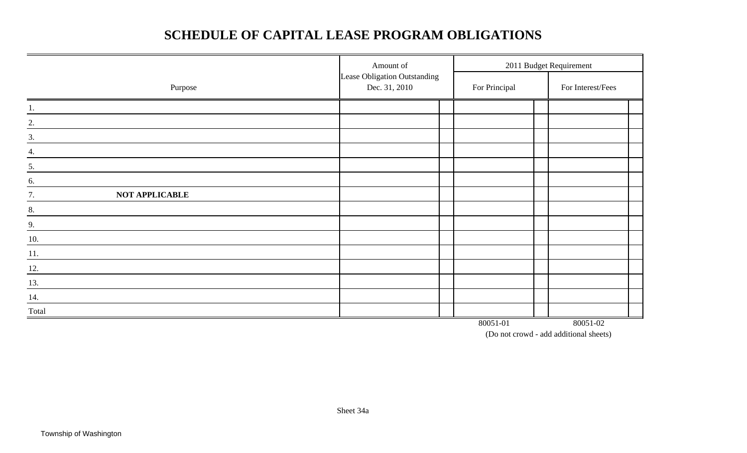# SCHEDULE OF CAPITAL LEASE PROGRAM OBLIGATIONS

| Purpose | Amount of Lease Obligation Outstanding Dec. 31, 2010 | 2011 Budget Requirement | |
|---|---|---|---|
| | | For Principal | For Interest/Fees |
| 1. | | | |
| 2. | | | |
| 3. | | | |
| 4. | | | |
| 5. | | | |
| 6. | | | |
| 7. **NOT APPLICABLE** | | | |
| 8. | | | |
| 9. | | | |
| 10. | | | |
| 11. | | | |
| 12. | | | |
| 13. | | | |
| 14. | | | |
| Total | | | |
| | | 80051-01 | 80051-02 |

(Do not crowd - add additional sheets)

Sheet 34a

Township of Washington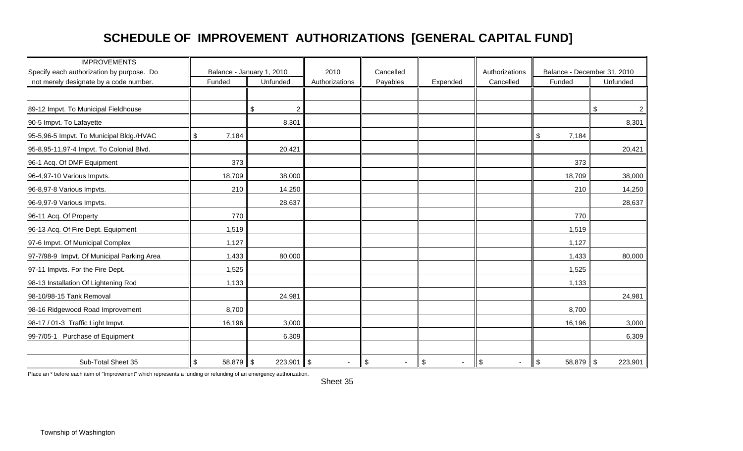# SCHEDULE OF IMPROVEMENT AUTHORIZATIONS [GENERAL CAPITAL FUND]

| IMPROVEMENTS<br>Specify each authorization by purpose. Do not merely designate by a code number. | Balance - January 1, 2010 | | 2010 | Cancelled | | Authorizations | Balance - December 31, 2010 | |
|---|---|---|---|---|---|---|---|---|
| | Funded | Unfunded | Authorizations | Payables | Expended | Cancelled | Funded | Unfunded |
| 89-12 Impvt. To Municipal Fieldhouse | | $ 2 | | | | | | $ 2 |
| 90-5 Impvt. To Lafayette | | 8,301 | | | | | | 8,301 |
| 95-5,96-5 Impvt. To Municipal Bldg./HVAC | $ 7,184 | | | | | | $ 7,184 | |
| 95-8,95-11,97-4 Impvt. To Colonial Blvd. | | 20,421 | | | | | | 20,421 |
| 96-1 Acq. Of DMF Equipment | 373 | | | | | | 373 | |
| 96-4,97-10 Various Impvts. | 18,709 | 38,000 | | | | | 18,709 | 38,000 |
| 96-8,97-8 Various Impvts. | 210 | 14,250 | | | | | 210 | 14,250 |
| 96-9,97-9 Various Impvts. | | 28,637 | | | | | | 28,637 |
| 96-11 Acq. Of Property | 770 | | | | | | 770 | |
| 96-13 Acq. Of Fire Dept. Equipment | 1,519 | | | | | | 1,519 | |
| 97-6 Impvt. Of Municipal Complex | 1,127 | | | | | | 1,127 | |
| 97-7/98-9 Impvt. Of Municipal Parking Area | 1,433 | 80,000 | | | | | 1,433 | 80,000 |
| 97-11 Impvts. For the Fire Dept. | 1,525 | | | | | | 1,525 | |
| 98-13 Installation Of Lightening Rod | 1,133 | | | | | | 1,133 | |
| 98-10/98-15 Tank Removal | | 24,981 | | | | | | 24,981 |
| 98-16 Ridgewood Road Improvement | 8,700 | | | | | | 8,700 | |
| 98-17 / 01-3 Traffic Light Impvt. | 16,196 | 3,000 | | | | | 16,196 | 3,000 |
| 99-7/05-1 Purchase of Equipment | | 6,309 | | | | | | 6,309 |
| Sub-Total Sheet 35 | $ 58,879 | $ 223,901 | $ - | $ - | $ - | $ - | $ 58,879 | $ 223,901 |

Place an * before each item of "Improvement" which represents a funding or refunding of an emergency authorization.

Sheet 35

Township of Washington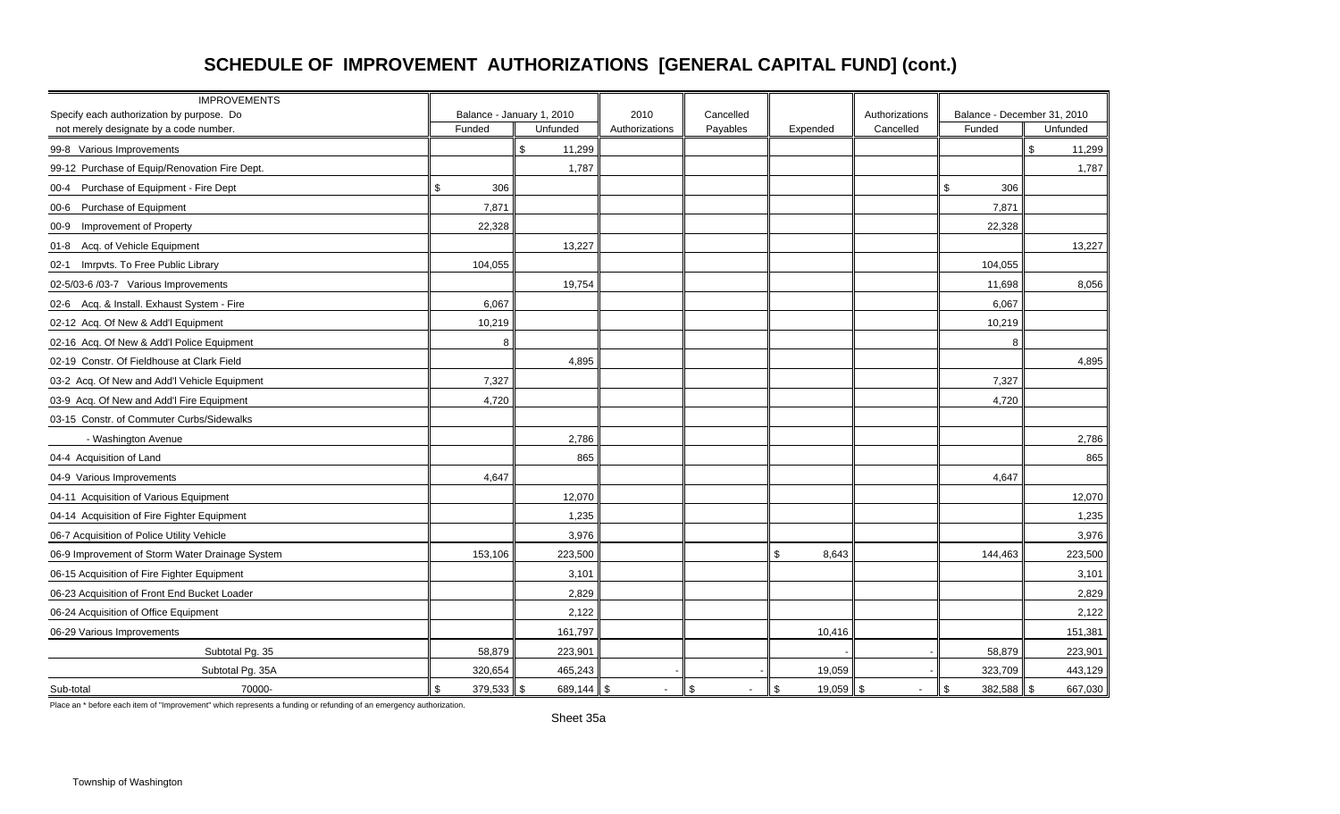# SCHEDULE OF IMPROVEMENT AUTHORIZATIONS [GENERAL CAPITAL FUND] (cont.)

| IMPROVEMENTS<br>Specify each authorization by purpose. Do not merely designate by a code number. | Balance - January 1, 2010 | | 2010 | Cancelled | | Authorizations | Balance - December 31, 2010 | |
|---|---|---|---|---|---|---|---|---|
| | Funded | Unfunded | Authorizations | Payables | Expended | Cancelled | Funded | Unfunded |
| 99-8 Various Improvements | | $ 11,299 | | | | | | $ 11,299 |
| 99-12 Purchase of Equip/Renovation Fire Dept. | | 1,787 | | | | | | 1,787 |
| 00-4 Purchase of Equipment - Fire Dept | $ 306 | | | | | | $ 306 | |
| 00-6 Purchase of Equipment | 7,871 | | | | | | 7,871 | |
| 00-9 Improvement of Property | 22,328 | | | | | | 22,328 | |
| 01-8 Acq. of Vehicle Equipment | | 13,227 | | | | | | 13,227 |
| 02-1 Imrpvts. To Free Public Library | 104,055 | | | | | | 104,055 | |
| 02-5/03-6 /03-7 Various Improvements | | 19,754 | | | | | 11,698 | 8,056 |
| 02-6 Acq. & Install. Exhaust System - Fire | 6,067 | | | | | | 6,067 | |
| 02-12 Acq. Of New & Add'l Equipment | 10,219 | | | | | | 10,219 | |
| 02-16 Acq. Of New & Add'l Police Equipment | 8 | | | | | | 8 | |
| 02-19 Constr. Of Fieldhouse at Clark Field | | 4,895 | | | | | | 4,895 |
| 03-2 Acq. Of New and Add'l Vehicle Equipment | 7,327 | | | | | | 7,327 | |
| 03-9 Acq. Of New and Add'l Fire Equipment | 4,720 | | | | | | 4,720 | |
| 03-15 Constr. of Commuter Curbs/Sidewalks | | | | | | | | |
| - Washington Avenue | | 2,786 | | | | | | 2,786 |
| 04-4 Acquisition of Land | | 865 | | | | | | 865 |
| 04-9 Various Improvements | 4,647 | | | | | | 4,647 | |
| 04-11 Acquisition of Various Equipment | | 12,070 | | | | | | 12,070 |
| 04-14 Acquisition of Fire Fighter Equipment | | 1,235 | | | | | | 1,235 |
| 06-7 Acquisition of Police Utility Vehicle | | 3,976 | | | | | | 3,976 |
| 06-9 Improvement of Storm Water Drainage System | 153,106 | 223,500 | | | $ 8,643 | | 144,463 | 223,500 |
| 06-15 Acquisition of Fire Fighter Equipment | | 3,101 | | | | | | 3,101 |
| 06-23 Acquisition of Front End Bucket Loader | | 2,829 | | | | | | 2,829 |
| 06-24 Acquisition of Office Equipment | | 2,122 | | | | | | 2,122 |
| 06-29 Various Improvements | | 161,797 | | | 10,416 | | | 151,381 |
| Subtotal Pg. 35 | 58,879 | 223,901 | | | - | - | 58,879 | 223,901 |
| Subtotal Pg. 35A | 320,654 | 465,243 | - | - | 19,059 | - | 323,709 | 443,129 |
| Sub-total 70000- | $ 379,533 | $ 689,144 | $ - | $ - | $ 19,059 | $ - | $ 382,588 | $ 667,030 |

Place an * before each item of "Improvement" which represents a funding or refunding of an emergency authorization.

Sheet 35a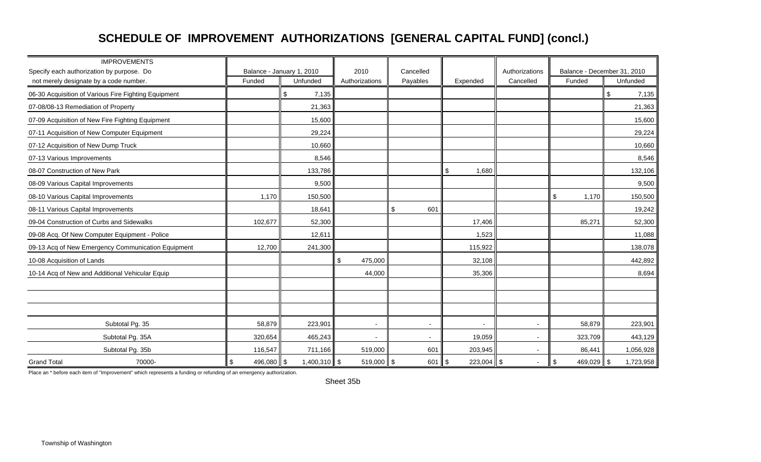# SCHEDULE OF IMPROVEMENT AUTHORIZATIONS [GENERAL CAPITAL FUND] (concl.)

| IMPROVEMENTS<br>Specify each authorization by purpose. Do<br>not merely designate by a code number. | Balance - January 1, 2010<br>Funded | <br>Unfunded | 2010<br>Authorizations | Cancelled<br>Payables | Expended | Authorizations<br>Cancelled | Balance - December 31, 2010<br>Funded | <br>Unfunded |
|---|---|---|---|---|---|---|---|---|
| 06-30 Acquisition of Various Fire Fighting Equipment | | $ 7,135 | | | | | | $ 7,135 |
| 07-08/08-13 Remediation of Property | | 21,363 | | | | | | 21,363 |
| 07-09 Acquisition of New Fire Fighting Equipment | | 15,600 | | | | | | 15,600 |
| 07-11 Acquisition of New Computer Equipment | | 29,224 | | | | | | 29,224 |
| 07-12 Acquisition of New Dump Truck | | 10,660 | | | | | | 10,660 |
| 07-13 Various Improvements | | 8,546 | | | | | | 8,546 |
| 08-07 Construction of New Park | | 133,786 | | | $ 1,680 | | | 132,106 |
| 08-09 Various Capital Improvements | | 9,500 | | | | | | 9,500 |
| 08-10 Various Capital Improvements | 1,170 | 150,500 | | | | | $ 1,170 | 150,500 |
| 08-11 Various Capital Improvements | | 18,641 | | $ 601 | | | | 19,242 |
| 09-04 Construction of Curbs and Sidewalks | 102,677 | 52,300 | | | 17,406 | | 85,271 | 52,300 |
| 09-08 Acq. Of New Computer Equipment - Police | | 12,611 | | | 1,523 | | | 11,088 |
| 09-13 Acq of New Emergency Communication Equipment | 12,700 | 241,300 | | | 115,922 | | | 138,078 |
| 10-08 Acquisition of Lands | | | $ 475,000 | | 32,108 | | | 442,892 |
| 10-14 Acq of New and Additional Vehicular Equip | | | 44,000 | | 35,306 | | | 8,694 |
| | | | | | | | | |
| | | | | | | | | |
| | | | | | | | | |
| Subtotal Pg. 35 | 58,879 | 223,901 | - | - | - | - | 58,879 | 223,901 |
| Subtotal Pg. 35A | 320,654 | 465,243 | - | - | 19,059 | - | 323,709 | 443,129 |
| Subtotal Pg. 35b | 116,547 | 711,166 | 519,000 | 601 | 203,945 | - | 86,441 | 1,056,928 |
| Grand Total 70000- | $ 496,080 | $ 1,400,310 | $ 519,000 | $ 601 | $ 223,004 | $ - | $ 469,029 | $ 1,723,958 |

Place an * before each item of "Improvement" which represents a funding or refunding of an emergency authorization.

Sheet 35b

Township of Washington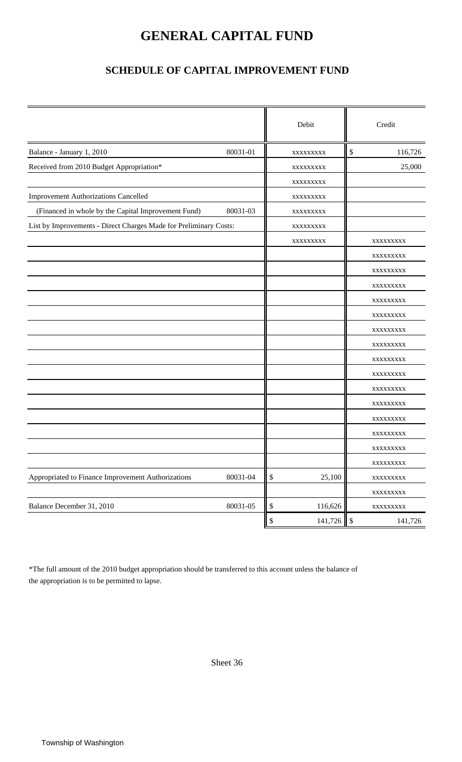# GENERAL CAPITAL FUND

## SCHEDULE OF CAPITAL IMPROVEMENT FUND

| | | Debit | Credit |
|---|---|---|---|
| Balance - January 1, 2010 | 80031-01 | xxxxxxxxx | $ 116,726 |
| Received from 2010 Budget Appropriation* | | xxxxxxxxx | 25,000 |
| | | xxxxxxxxx | |
| Improvement Authorizations Cancelled | | xxxxxxxxx | |
| (Financed in whole by the Capital Improvement Fund) | 80031-03 | xxxxxxxxx | |
| List by Improvements - Direct Charges Made for Preliminary Costs: | | xxxxxxxxx | |
| | | xxxxxxxxx | xxxxxxxxx |
| | | | xxxxxxxxx |
| | | | xxxxxxxxx |
| | | | xxxxxxxxx |
| | | | xxxxxxxxx |
| | | | xxxxxxxxx |
| | | | xxxxxxxxx |
| | | | xxxxxxxxx |
| | | | xxxxxxxxx |
| | | | xxxxxxxxx |
| | | | xxxxxxxxx |
| | | | xxxxxxxxx |
| | | | xxxxxxxxx |
| | | | xxxxxxxxx |
| | | | xxxxxxxxx |
| | | | xxxxxxxxx |
| Appropriated to Finance Improvement Authorizations | 80031-04 | $ 25,100 | xxxxxxxxx |
| | | | xxxxxxxxx |
| Balance December 31, 2010 | 80031-05 | $ 116,626 | xxxxxxxxx |
| | | $ 141,726 | $ 141,726 |

*The full amount of the 2010 budget appropriation should be transferred to this account unless the balance of the appropriation is to be permitted to lapse.

Sheet 36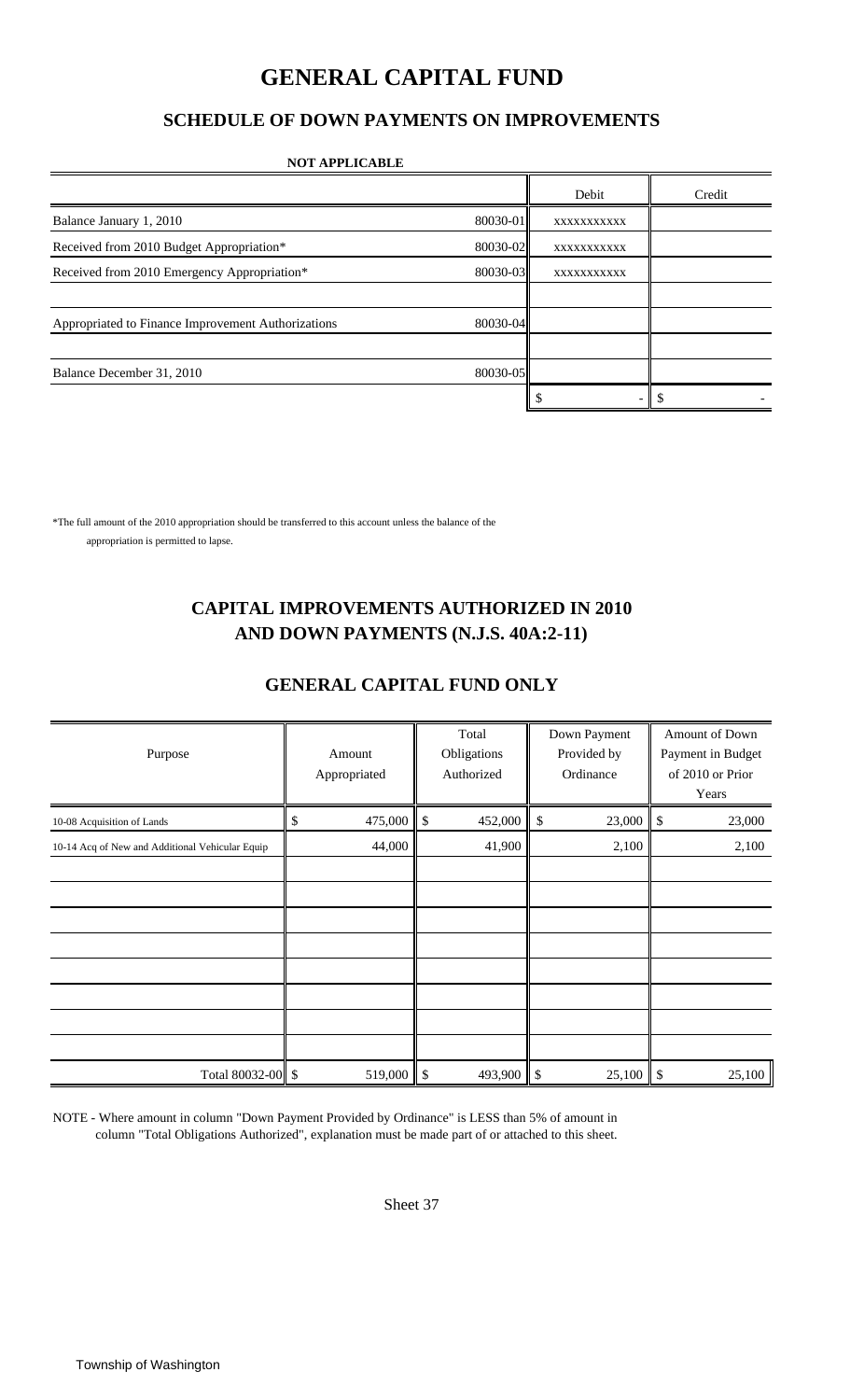# GENERAL CAPITAL FUND

## SCHEDULE OF DOWN PAYMENTS ON IMPROVEMENTS

**NOT APPLICABLE**

| | | Debit | Credit |
|---|---|---|---|
| Balance January 1, 2010 | 80030-01 | XXXXXXXXXXX | |
| Received from 2010 Budget Appropriation* | 80030-02 | XXXXXXXXXXX | |
| Received from 2010 Emergency Appropriation* | 80030-03 | XXXXXXXXXXX | |
| | | | |
| Appropriated to Finance Improvement Authorizations | 80030-04 | | |
| | | | |
| Balance December 31, 2010 | 80030-05 | | |
| | | $ - | $ - |

*The full amount of the 2010 appropriation should be transferred to this account unless the balance of the appropriation is permitted to lapse.

## CAPITAL IMPROVEMENTS AUTHORIZED IN 2010 AND DOWN PAYMENTS (N.J.S. 40A:2-11)

## GENERAL CAPITAL FUND ONLY

| Purpose | Amount Appropriated | Total Obligations Authorized | Down Payment Provided by Ordinance | Amount of Down Payment in Budget of 2010 or Prior Years |
|---|---|---|---|---|
| 10-08 Acquisition of Lands | $ 475,000 | $ 452,000 | $ 23,000 | $ 23,000 |
| 10-14 Acq of New and Additional Vehicular Equip | 44,000 | 41,900 | 2,100 | 2,100 |
| | | | | |
| | | | | |
| | | | | |
| | | | | |
| | | | | |
| | | | | |
| | | | | |
| | | | | |
| Total 80032-00 | $ 519,000 | $ 493,900 | $ 25,100 | $ 25,100 |

NOTE - Where amount in column "Down Payment Provided by Ordinance" is LESS than 5% of amount in column "Total Obligations Authorized", explanation must be made part of or attached to this sheet.

Sheet 37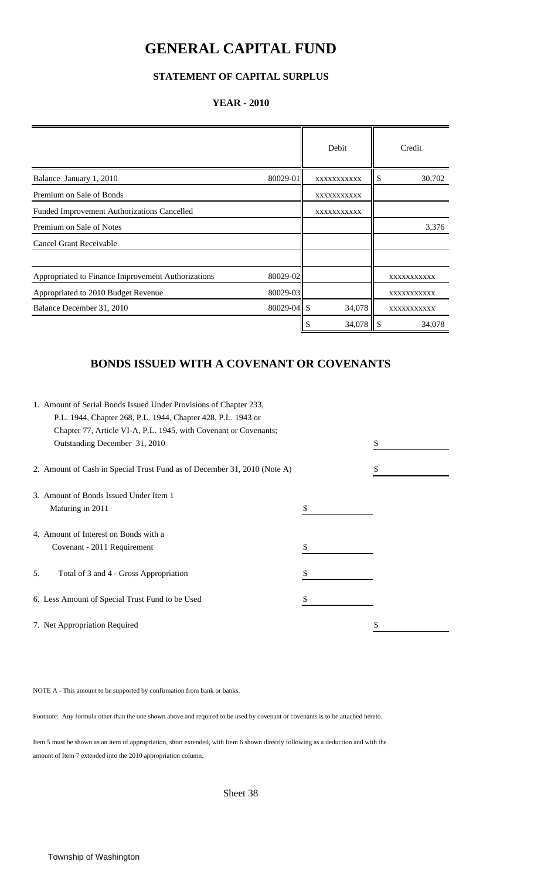# GENERAL CAPITAL FUND

### STATEMENT OF CAPITAL SURPLUS

### YEAR - 2010

| | | Debit | Credit |
|---|---|---|---|
| Balance January 1, 2010 | 80029-01 | XXXXXXXXXXX | $ 30,702 |
| Premium on Sale of Bonds | | XXXXXXXXXXX | |
| Funded Improvement Authorizations Cancelled | | XXXXXXXXXXX | |
| Premium on Sale of Notes | | | 3,376 |
| Cancel Grant Receivable | | | |
| | | | |
| Appropriated to Finance Improvement Authorizations | 80029-02 | | XXXXXXXXXXX |
| Appropriated to 2010 Budget Revenue | 80029-03 | | XXXXXXXXXXX |
| Balance December 31, 2010 | 80029-04 | $ 34,078 | XXXXXXXXXXX |
| | | $ 34,078 | $ 34,078 |

## BONDS ISSUED WITH A COVENANT OR COVENANTS

1. Amount of Serial Bonds Issued Under Provisions of Chapter 233, P.L. 1944, Chapter 268, P.L. 1944, Chapter 428, P.L. 1943 or Chapter 77, Article VI-A, P.L. 1945, with Covenant or Covenants; Outstanding December 31, 2010 — $ ________

2. Amount of Cash in Special Trust Fund as of December 31, 2010 (Note A) — $ ________

3. Amount of Bonds Issued Under Item 1 Maturing in 2011 — $ ________

4. Amount of Interest on Bonds with a Covenant - 2011 Requirement — $ ________

5. Total of 3 and 4 - Gross Appropriation — $ ________

6. Less Amount of Special Trust Fund to be Used — $ ________

7. Net Appropriation Required — $ ________

NOTE A - This amount to be supported by confirmation from bank or banks.

Footnote: Any formula other than the one shown above and required to be used by covenant or covenants is to be attached hereto.

Item 5 must be shown as an item of appropriation, short extended, with Item 6 shown directly following as a deduction and with the amount of Item 7 extended into the 2010 appropriation column.

Sheet 38

Township of Washington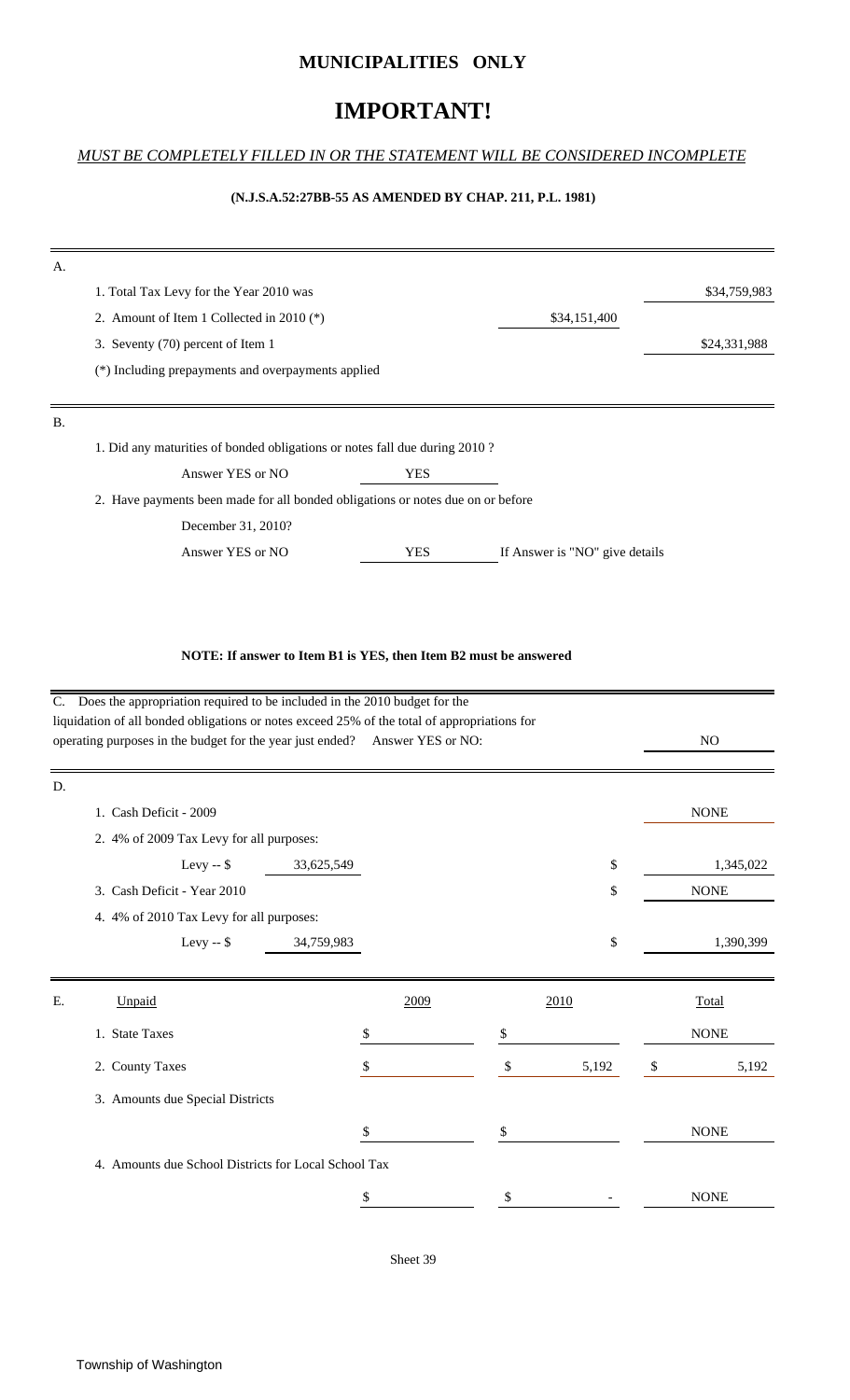# MUNICIPALITIES ONLY

# IMPORTANT!

*MUST BE COMPLETELY FILLED IN OR THE STATEMENT WILL BE CONSIDERED INCOMPLETE*

**(N.J.S.A.52:27BB-55 AS AMENDED BY CHAP. 211, P.L. 1981)**

A.

| | | |
|---|---|---|
| 1. Total Tax Levy for the Year 2010 was | | $34,759,983 |
| 2. Amount of Item 1 Collected in 2010 (*) | $34,151,400 | |
| 3. Seventy (70) percent of Item 1 | | $24,331,988 |
| (*) Including prepayments and overpayments applied | | |

B.

1. Did any maturities of bonded obligations or notes fall due during 2010 ?

   Answer YES or NO: YES

2. Have payments been made for all bonded obligations or notes due on or before December 31, 2010?

   Answer YES or NO: YES — If Answer is "NO" give details

**NOTE: If answer to Item B1 is YES, then Item B2 must be answered**

C. Does the appropriation required to be included in the 2010 budget for the liquidation of all bonded obligations or notes exceed 25% of the total of appropriations for operating purposes in the budget for the year just ended? Answer YES or NO: NO

D.

| | | | |
|---|---|---|---|
| 1. Cash Deficit - 2009 | | | NONE |
| 2. 4% of 2009 Tax Levy for all purposes: Levy -- $ | 33,625,549 | $ | 1,345,022 |
| 3. Cash Deficit - Year 2010 | | $ | NONE |
| 4. 4% of 2010 Tax Levy for all purposes: Levy -- $ | 34,759,983 | $ | 1,390,399 |

E.

| Unpaid | 2009 | 2010 | Total |
|---|---|---|---|
| 1. State Taxes | $ | $ | NONE |
| 2. County Taxes | $ | $ 5,192 | $ 5,192 |
| 3. Amounts due Special Districts | $ | $ | NONE |
| 4. Amounts due School Districts for Local School Tax | $ | $ - | NONE |

Sheet 39

Township of Washington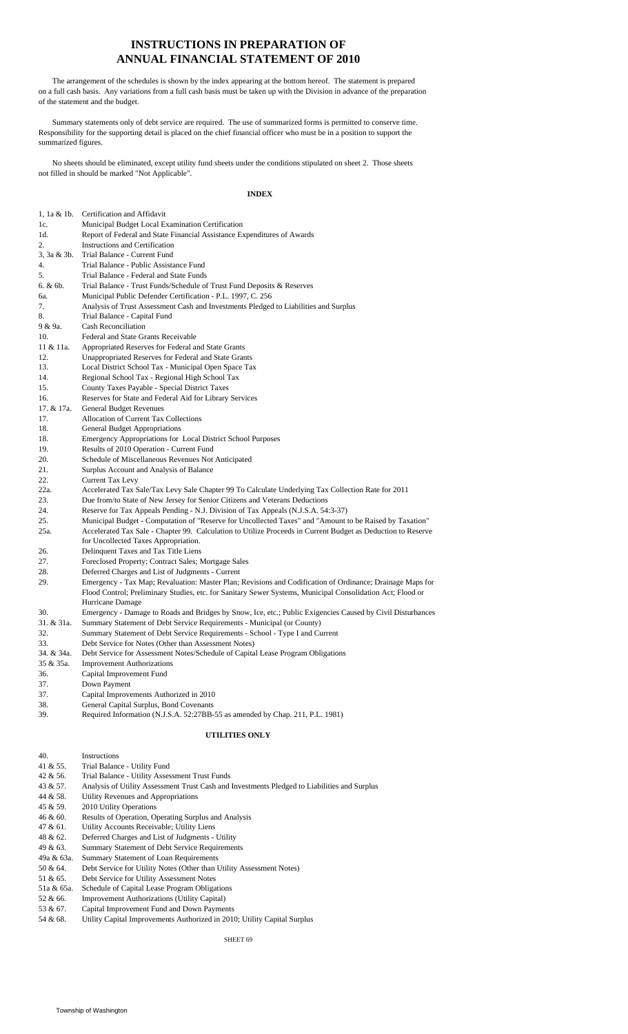# INSTRUCTIONS IN PREPARATION OF ANNUAL FINANCIAL STATEMENT OF 2010

The arrangement of the schedules is shown by the index appearing at the bottom hereof. The statement is prepared on a full cash basis. Any variations from a full cash basis must be taken up with the Division in advance of the preparation of the statement and the budget.

Summary statements only of debt service are required. The use of summarized forms is permitted to conserve time. Responsibility for the supporting detail is placed on the chief financial officer who must be in a position to support the summarized figures.

No sheets should be eliminated, except utility fund sheets under the conditions stipulated on sheet 2. Those sheets not filled in should be marked "Not Applicable".

## INDEX

| | |
|---|---|
| 1, 1a & 1b. | Certification and Affidavit |
| 1c. | Municipal Budget Local Examination Certification |
| 1d. | Report of Federal and State Financial Assistance Expenditures of Awards |
| 2. | Instructions and Certification |
| 3, 3a & 3b. | Trial Balance - Current Fund |
| 4. | Trial Balance - Public Assistance Fund |
| 5. | Trial Balance - Federal and State Funds |
| 6. & 6b. | Trial Balance - Trust Funds/Schedule of Trust Fund Deposits & Reserves |
| 6a. | Municipal Public Defender Certification - P.L. 1997, C. 256 |
| 7. | Analysis of Trust Assessment Cash and Investments Pledged to Liabilities and Surplus |
| 8. | Trial Balance - Capital Fund |
| 9 & 9a. | Cash Reconciliation |
| 10. | Federal and State Grants Receivable |
| 11 & 11a. | Appropriated Reserves for Federal and State Grants |
| 12. | Unappropriated Reserves for Federal and State Grants |
| 13. | Local District School Tax - Municipal Open Space Tax |
| 14. | Regional School Tax - Regional High School Tax |
| 15. | County Taxes Payable - Special District Taxes |
| 16. | Reserves for State and Federal Aid for Library Services |
| 17. & 17a. | General Budget Revenues |
| 17. | Allocation of Current Tax Collections |
| 18. | General Budget Appropriations |
| 18. | Emergency Appropriations for Local District School Purposes |
| 19. | Results of 2010 Operation - Current Fund |
| 20. | Schedule of Miscellaneous Revenues Not Anticipated |
| 21. | Surplus Account and Analysis of Balance |
| 22. | Current Tax Levy |
| 22a. | Accelerated Tax Sale/Tax Levy Sale Chapter 99 To Calculate Underlying Tax Collection Rate for 2011 |
| 23. | Due from/to State of New Jersey for Senior Citizens and Veterans Deductions |
| 24. | Reserve for Tax Appeals Pending - N.J. Division of Tax Appeals (N.J.S.A. 54:3-37) |
| 25. | Municipal Budget - Computation of "Reserve for Uncollected Taxes" and "Amount to be Raised by Taxation" |
| 25a. | Accelerated Tax Sale - Chapter 99. Calculation to Utilize Proceeds in Current Budget as Deduction to Reserve for Uncollected Taxes Appropriation. |
| 26. | Delinquent Taxes and Tax Title Liens |
| 27. | Foreclosed Property; Contract Sales; Mortgage Sales |
| 28. | Deferred Charges and List of Judgments - Current |
| 29. | Emergency - Tax Map; Revaluation: Master Plan; Revisions and Codification of Ordinance; Drainage Maps for Flood Control; Preliminary Studies, etc. for Sanitary Sewer Systems, Municipal Consolidation Act; Flood or Hurricane Damage |
| 30. | Emergency - Damage to Roads and Bridges by Snow, Ice, etc.; Public Exigencies Caused by Civil Disturbances |
| 31. & 31a. | Summary Statement of Debt Service Requirements - Municipal (or County) |
| 32. | Summary Statement of Debt Service Requirements - School - Type I and Current |
| 33. | Debt Service for Notes (Other than Assessment Notes) |
| 34. & 34a. | Debt Service for Assessment Notes/Schedule of Capital Lease Program Obligations |
| 35 & 35a. | Improvement Authorizations |
| 36. | Capital Improvement Fund |
| 37. | Down Payment |
| 37. | Capital Improvements Authorized in 2010 |
| 38. | General Capital Surplus, Bond Covenants |
| 39. | Required Information (N.J.S.A. 52:27BB-55 as amended by Chap. 211, P.L. 1981) |

## UTILITIES ONLY

| | |
|---|---|
| 40. | Instructions |
| 41 & 55. | Trial Balance - Utility Fund |
| 42 & 56. | Trial Balance - Utility Assessment Trust Funds |
| 43 & 57. | Analysis of Utility Assessment Trust Cash and Investments Pledged to Liabilities and Surplus |
| 44 & 58. | Utility Revenues and Appropriations |
| 45 & 59. | 2010 Utility Operations |
| 46 & 60. | Results of Operation, Operating Surplus and Analysis |
| 47 & 61. | Utility Accounts Receivable; Utility Liens |
| 48 & 62. | Deferred Charges and List of Judgments - Utility |
| 49 & 63. | Summary Statement of Debt Service Requirements |
| 49a & 63a. | Summary Statement of Loan Requirements |
| 50 & 64. | Debt Service for Utility Notes (Other than Utility Assessment Notes) |
| 51 & 65. | Debt Service for Utility Assessment Notes |
| 51a & 65a. | Schedule of Capital Lease Program Obligations |
| 52 & 66. | Improvement Authorizations (Utility Capital) |
| 53 & 67. | Capital Improvement Fund and Down Payments |
| 54 & 68. | Utility Capital Improvements Authorized in 2010; Utility Capital Surplus |

SHEET 69

Township of Washington